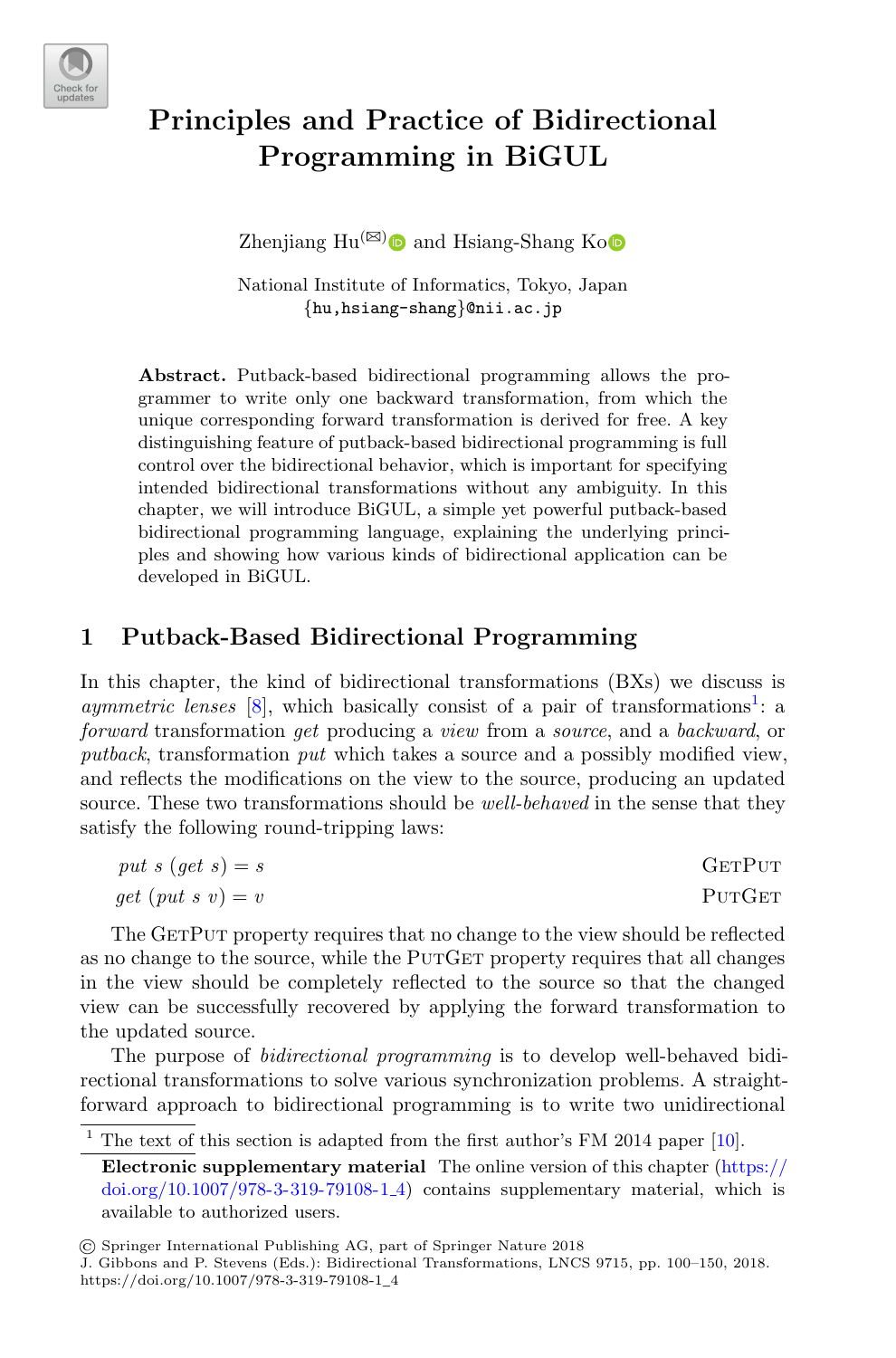# Principles and Practice of Bidirectional Programming in BiGUL

Zhenjiang Hu(✉) and Hsiang-Shang Ko

National Institute of Informatics, Tokyo, Japan
{hu,hsiang-shang}@nii.ac.jp

**Abstract.** Putback-based bidirectional programming allows the programmer to write only one backward transformation, from which the unique corresponding forward transformation is derived for free. A key distinguishing feature of putback-based bidirectional programming is full control over the bidirectional behavior, which is important for specifying intended bidirectional transformations without any ambiguity. In this chapter, we will introduce BiGUL, a simple yet powerful putback-based bidirectional programming language, explaining the underlying principles and showing how various kinds of bidirectional application can be developed in BiGUL.

## 1 Putback-Based Bidirectional Programming

In this chapter, the kind of bidirectional transformations (BXs) we discuss is *aymmetric lenses* [8], which basically consist of a pair of transformations[1]: a *forward* transformation *get* producing a *view* from a *source*, and a *backward*, or *putback*, transformation *put* which takes a source and a possibly modified view, and reflects the modifications on the view to the source, producing an updated source. These two transformations should be *well-behaved* in the sense that they satisfy the following round-tripping laws:

$$put\ s\ (get\ s) = s \qquad \text{GetPut}$$

$$get\ (put\ s\ v) = v \qquad \text{PutGet}$$

The GetPut property requires that no change to the view should be reflected as no change to the source, while the PutGet property requires that all changes in the view should be completely reflected to the source so that the changed view can be successfully recovered by applying the forward transformation to the updated source.

The purpose of *bidirectional programming* is to develop well-behaved bidirectional transformations to solve various synchronization problems. A straightforward approach to bidirectional programming is to write two unidirectional

[1] The text of this section is adapted from the first author's FM 2014 paper [10].

**Electronic supplementary material** The online version of this chapter (https://doi.org/10.1007/978-3-319-79108-1_4) contains supplementary material, which is available to authorized users.

© Springer International Publishing AG, part of Springer Nature 2018
J. Gibbons and P. Stevens (Eds.): Bidirectional Transformations, LNCS 9715, pp. 100–150, 2018.
https://doi.org/10.1007/978-3-319-79108-1_4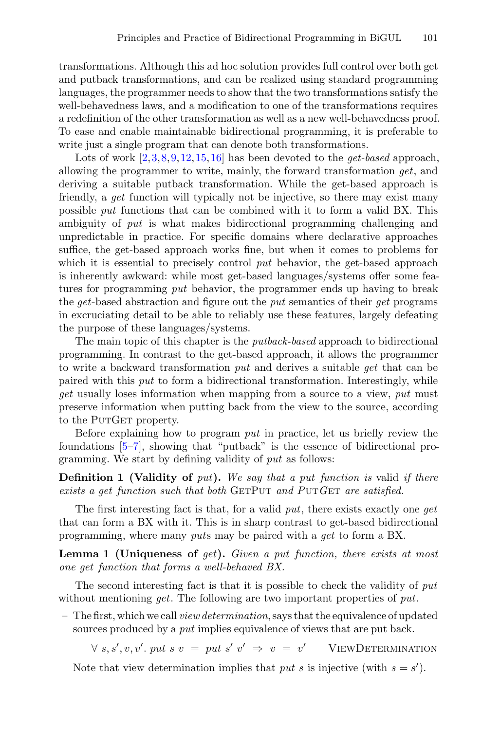transformations. Although this ad hoc solution provides full control over both get and putback transformations, and can be realized using standard programming languages, the programmer needs to show that the two transformations satisfy the well-behavedness laws, and a modification to one of the transformations requires a redefinition of the other transformation as well as a new well-behavedness proof. To ease and enable maintainable bidirectional programming, it is preferable to write just a single program that can denote both transformations.

Lots of work [2,3,8,9,12,15,16] has been devoted to the *get-based* approach, allowing the programmer to write, mainly, the forward transformation *get*, and deriving a suitable putback transformation. While the get-based approach is friendly, a *get* function will typically not be injective, so there may exist many possible *put* functions that can be combined with it to form a valid BX. This ambiguity of *put* is what makes bidirectional programming challenging and unpredictable in practice. For specific domains where declarative approaches suffice, the get-based approach works fine, but when it comes to problems for which it is essential to precisely control *put* behavior, the get-based approach is inherently awkward: while most get-based languages/systems offer some features for programming *put* behavior, the programmer ends up having to break the *get*-based abstraction and figure out the *put* semantics of their *get* programs in excruciating detail to be able to reliably use these features, largely defeating the purpose of these languages/systems.

The main topic of this chapter is the *putback-based* approach to bidirectional programming. In contrast to the get-based approach, it allows the programmer to write a backward transformation *put* and derives a suitable *get* that can be paired with this *put* to form a bidirectional transformation. Interestingly, while *get* usually loses information when mapping from a source to a view, *put* must preserve information when putting back from the view to the source, according to the PutGet property.

Before explaining how to program *put* in practice, let us briefly review the foundations [5–7], showing that "putback" is the essence of bidirectional programming. We start by defining validity of *put* as follows:

**Definition 1 (Validity of *put*).** *We say that a put function is* valid *if there exists a get function such that both* GetPut *and PutGet are satisfied.*

The first interesting fact is that, for a valid *put*, there exists exactly one *get* that can form a BX with it. This is in sharp contrast to get-based bidirectional programming, where many *put*s may be paired with a *get* to form a BX.

**Lemma 1 (Uniqueness of *get*).** *Given a put function, there exists at most one get function that forms a well-behaved BX.*

The second interesting fact is that it is possible to check the validity of *put* without mentioning *get*. The following are two important properties of *put*.

- The first, which we call *view determination*, says that the equivalence of updated sources produced by a *put* implies equivalence of views that are put back.

  $$\forall\ s, s', v, v'.\ put\ s\ v\ =\ put\ s'\ v'\ \Rightarrow\ v\ =\ v' \qquad \text{ViewDetermination}$$

  Note that view determination implies that *put s* is injective (with $s = s'$).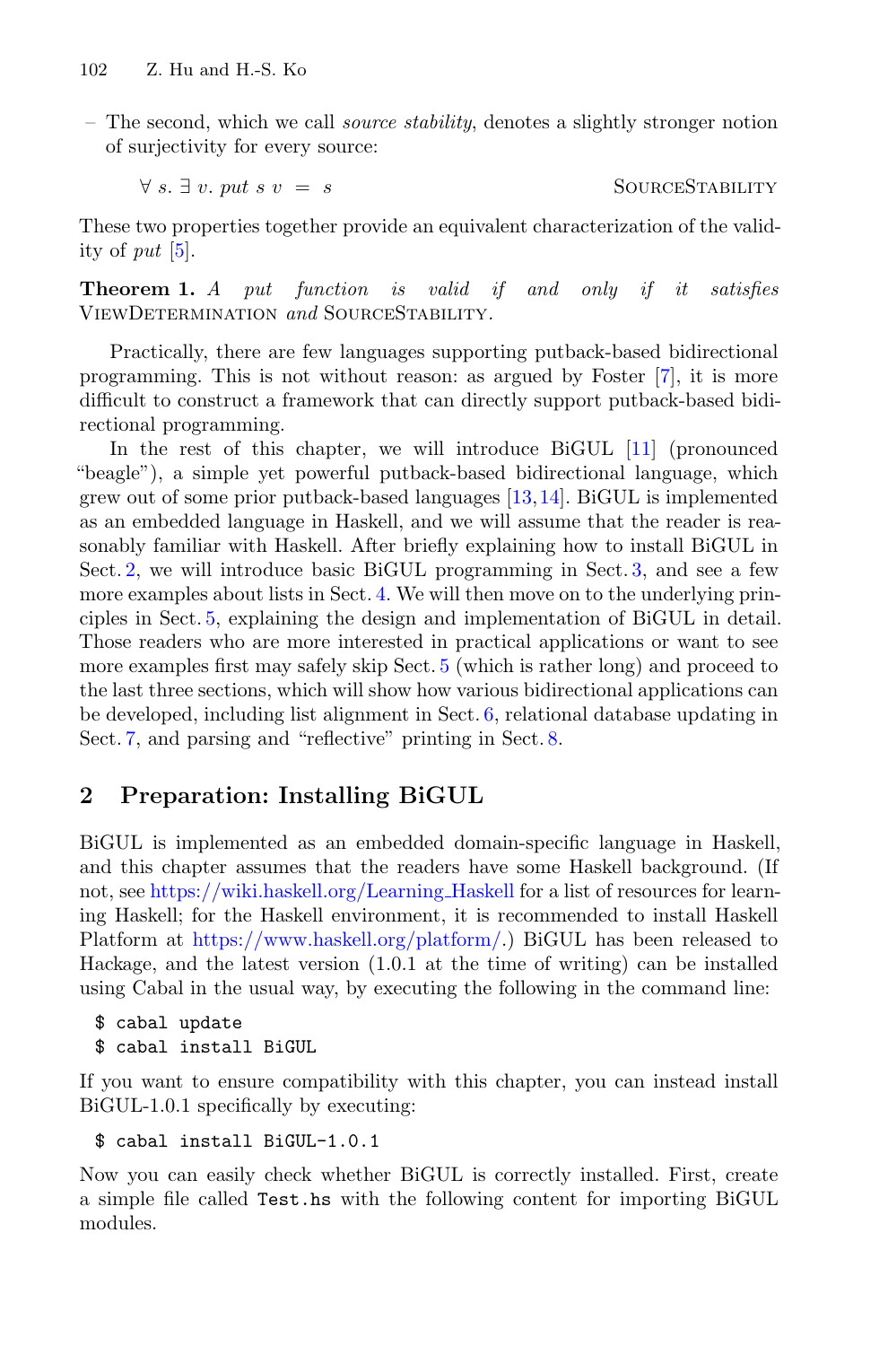– The second, which we call *source stability*, denotes a slightly stronger notion of surjectivity for every source:

$$\forall\ s.\ \exists\ v.\ put\ s\ v\ =\ s \qquad\qquad \text{SourceStability}$$

These two properties together provide an equivalent characterization of the validity of *put* [5].

**Theorem 1.** *A put function is valid if and only if it satisfies* ViewDetermination *and* SourceStability*.*

Practically, there are few languages supporting putback-based bidirectional programming. This is not without reason: as argued by Foster [7], it is more difficult to construct a framework that can directly support putback-based bidirectional programming.

In the rest of this chapter, we will introduce BiGUL [11] (pronounced "beagle"), a simple yet powerful putback-based bidirectional language, which grew out of some prior putback-based languages [13,14]. BiGUL is implemented as an embedded language in Haskell, and we will assume that the reader is reasonably familiar with Haskell. After briefly explaining how to install BiGUL in Sect. 2, we will introduce basic BiGUL programming in Sect. 3, and see a few more examples about lists in Sect. 4. We will then move on to the underlying principles in Sect. 5, explaining the design and implementation of BiGUL in detail. Those readers who are more interested in practical applications or want to see more examples first may safely skip Sect. 5 (which is rather long) and proceed to the last three sections, which will show how various bidirectional applications can be developed, including list alignment in Sect. 6, relational database updating in Sect. 7, and parsing and "reflective" printing in Sect. 8.

## 2 Preparation: Installing BiGUL

BiGUL is implemented as an embedded domain-specific language in Haskell, and this chapter assumes that the readers have some Haskell background. (If not, see https://wiki.haskell.org/Learning_Haskell for a list of resources for learning Haskell; for the Haskell environment, it is recommended to install Haskell Platform at https://www.haskell.org/platform/.) BiGUL has been released to Hackage, and the latest version (1.0.1 at the time of writing) can be installed using Cabal in the usual way, by executing the following in the command line:

```
$ cabal update
$ cabal install BiGUL
```

If you want to ensure compatibility with this chapter, you can instead install BiGUL-1.0.1 specifically by executing:

```
$ cabal install BiGUL-1.0.1
```

Now you can easily check whether BiGUL is correctly installed. First, create a simple file called `Test.hs` with the following content for importing BiGUL modules.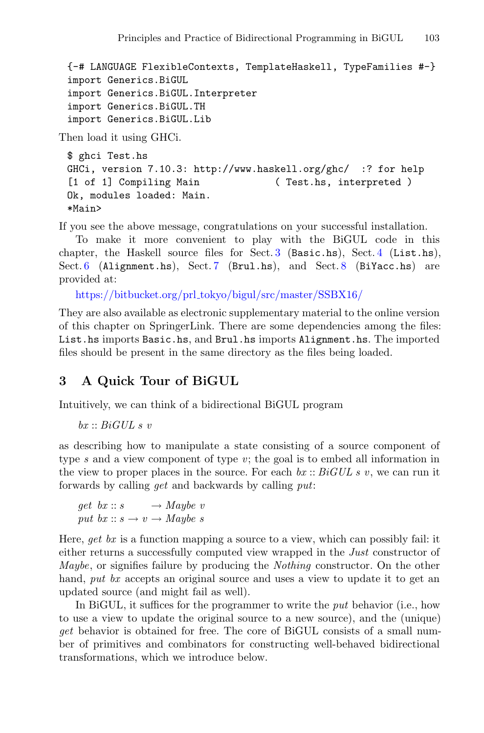```
{-# LANGUAGE FlexibleContexts, TemplateHaskell, TypeFamilies #-}
import Generics.BiGUL
import Generics.BiGUL.Interpreter
import Generics.BiGUL.TH
import Generics.BiGUL.Lib
```

Then load it using GHCi.

```
$ ghci Test.hs
GHCi, version 7.10.3: http://www.haskell.org/ghc/  :? for help
[1 of 1] Compiling Main             ( Test.hs, interpreted )
Ok, modules loaded: Main.
*Main>
```

If you see the above message, congratulations on your successful installation.

To make it more convenient to play with the BiGUL code in this chapter, the Haskell source files for Sect. 3 (`Basic.hs`), Sect. 4 (`List.hs`), Sect. 6 (`Alignment.hs`), Sect. 7 (`Brul.hs`), and Sect. 8 (`BiYacc.hs`) are provided at:

https://bitbucket.org/prl_tokyo/bigul/src/master/SSBX16/

They are also available as electronic supplementary material to the online version of this chapter on SpringerLink. There are some dependencies among the files: `List.hs` imports `Basic.hs`, and `Brul.hs` imports `Alignment.hs`. The imported files should be present in the same directory as the files being loaded.

## 3 A Quick Tour of BiGUL

Intuitively, we can think of a bidirectional BiGUL program

$$bx :: BiGUL\ s\ v$$

as describing how to manipulate a state consisting of a source component of type $s$ and a view component of type $v$; the goal is to embed all information in the view to proper places in the source. For each $bx :: BiGUL\ s\ v$, we can run it forwards by calling *get* and backwards by calling *put*:

$$\begin{aligned} &get\ \ bx :: s \qquad \rightarrow Maybe\ v \\ &put\ bx :: s \rightarrow v \rightarrow Maybe\ s \end{aligned}$$

Here, *get bx* is a function mapping a source to a view, which can possibly fail: it either returns a successfully computed view wrapped in the *Just* constructor of *Maybe*, or signifies failure by producing the *Nothing* constructor. On the other hand, *put bx* accepts an original source and uses a view to update it to get an updated source (and might fail as well).

In BiGUL, it suffices for the programmer to write the *put* behavior (i.e., how to use a view to update the original source to a new source), and the (unique) *get* behavior is obtained for free. The core of BiGUL consists of a small number of primitives and combinators for constructing well-behaved bidirectional transformations, which we introduce below.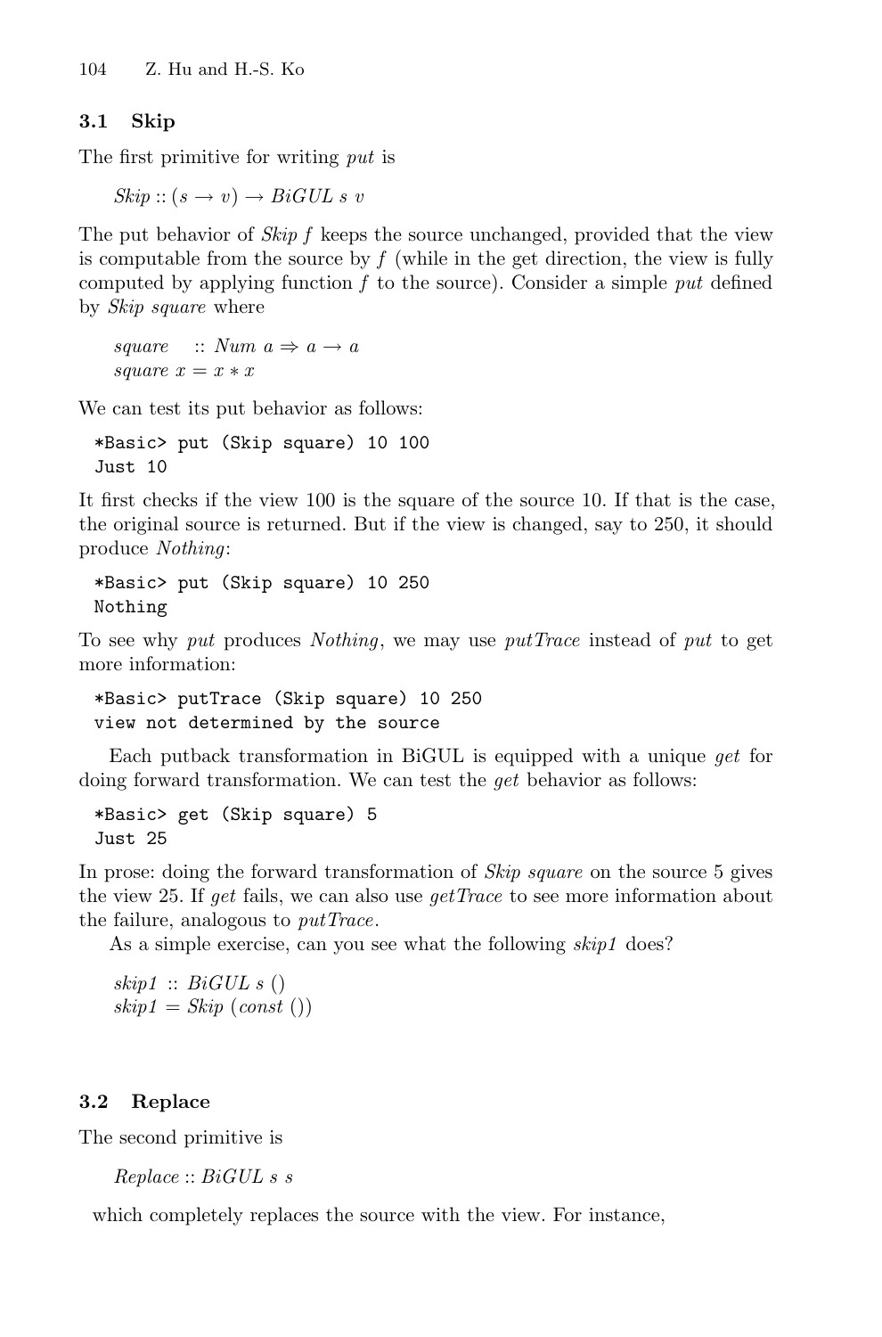### 3.1 Skip

The first primitive for writing *put* is

$Skip :: (s \rightarrow v) \rightarrow BiGUL\ s\ v$

The put behavior of *Skip f* keeps the source unchanged, provided that the view is computable from the source by *f* (while in the get direction, the view is fully computed by applying function *f* to the source). Consider a simple *put* defined by *Skip square* where

$square\ \ :: Num\ a \Rightarrow a \rightarrow a$
$square\ x = x * x$

We can test its put behavior as follows:

```
*Basic> put (Skip square) 10 100
Just 10
```

It first checks if the view 100 is the square of the source 10. If that is the case, the original source is returned. But if the view is changed, say to 250, it should produce *Nothing*:

```
*Basic> put (Skip square) 10 250
Nothing
```

To see why *put* produces *Nothing*, we may use *putTrace* instead of *put* to get more information:

```
*Basic> putTrace (Skip square) 10 250
view not determined by the source
```

Each putback transformation in BiGUL is equipped with a unique *get* for doing forward transformation. We can test the *get* behavior as follows:

```
*Basic> get (Skip square) 5
Just 25
```

In prose: doing the forward transformation of *Skip square* on the source 5 gives the view 25. If *get* fails, we can also use *getTrace* to see more information about the failure, analogous to *putTrace*.

As a simple exercise, can you see what the following *skip1* does?

$skip1 :: BiGUL\ s\ ()$
$skip1 = Skip\ (const\ ())$

### 3.2 Replace

The second primitive is

$Replace :: BiGUL\ s\ s$

which completely replaces the source with the view. For instance,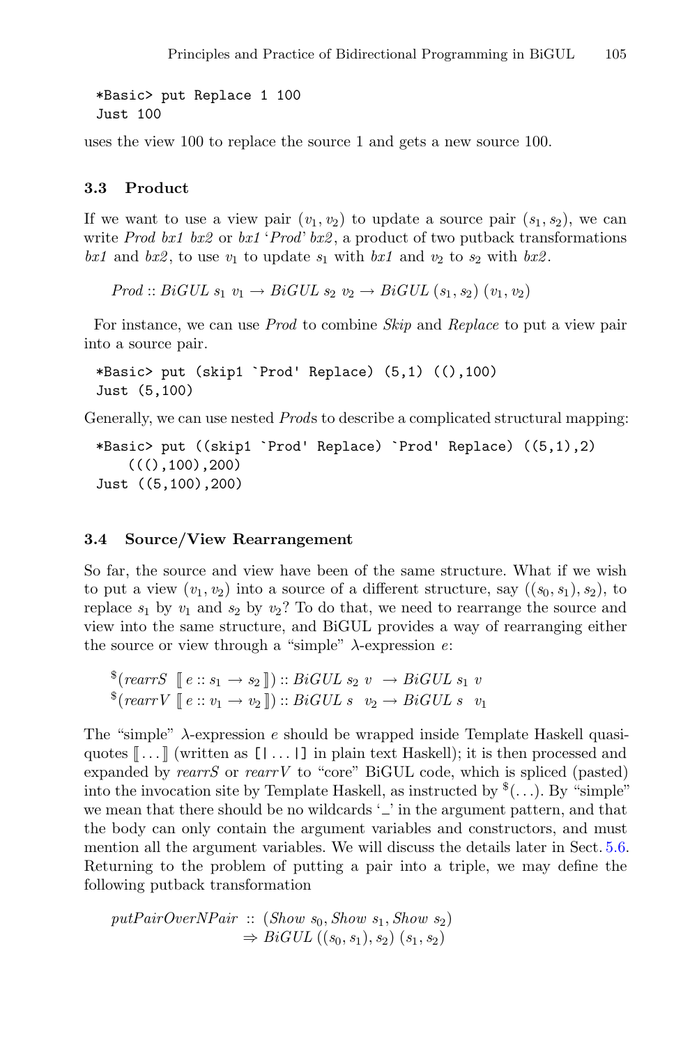```
*Basic> put Replace 1 100
Just 100
```

uses the view 100 to replace the source 1 and gets a new source 100.

### 3.3 Product

If we want to use a view pair $(v_1, v_2)$ to update a source pair $(s_1, s_2)$, we can write *Prod bx1 bx2* or *bx1* ‘*Prod*’ *bx2*, a product of two putback transformations *bx1* and *bx2*, to use $v_1$ to update $s_1$ with *bx1* and $v_2$ to $s_2$ with *bx2*.

$$Prod :: BiGUL\ s_1\ v_1 \rightarrow BiGUL\ s_2\ v_2 \rightarrow BiGUL\ (s_1, s_2)\ (v_1, v_2)$$

For instance, we can use *Prod* to combine *Skip* and *Replace* to put a view pair into a source pair.

```
*Basic> put (skip1 `Prod' Replace) (5,1) ((),100)
Just (5,100)
```

Generally, we can use nested *Prod*s to describe a complicated structural mapping:

```
*Basic> put ((skip1 `Prod' Replace) `Prod' Replace) ((5,1),2)
    (((),100),200)
Just ((5,100),200)
```

### 3.4 Source/View Rearrangement

So far, the source and view have been of the same structure. What if we wish to put a view $(v_1, v_2)$ into a source of a different structure, say $((s_0, s_1), s_2)$, to replace $s_1$ by $v_1$ and $s_2$ by $v_2$? To do that, we need to rearrange the source and view into the same structure, and BiGUL provides a way of rearranging either the source or view through a “simple” $\lambda$-expression $e$:

$$^{\$}(rearrS\ [\![\, e :: s_1 \rightarrow s_2 \,]\!]) :: BiGUL\ s_2\ v\ \rightarrow BiGUL\ s_1\ v$$
$$^{\$}(rearrV\ [\![\, e :: v_1 \rightarrow v_2 \,]\!]) :: BiGUL\ s\ \ v_2 \rightarrow BiGUL\ s\ \ v_1$$

The “simple” $\lambda$-expression $e$ should be wrapped inside Template Haskell quasi-quotes $[\![ \ldots ]\!]$ (written as `[| ... |]` in plain text Haskell); it is then processed and expanded by *rearrS* or *rearrV* to “core” BiGUL code, which is spliced (pasted) into the invocation site by Template Haskell, as instructed by $^{\$}(\ldots)$. By “simple” we mean that there should be no wildcards ‘_’ in the argument pattern, and that the body can only contain the argument variables and constructors, and must mention all the argument variables. We will discuss the details later in Sect. 5.6. Returning to the problem of putting a pair into a triple, we may define the following putback transformation

$$\begin{aligned} putPairOverNPair\ &::\ (Show\ s_0, Show\ s_1, Show\ s_2) \\ &\Rightarrow BiGUL\ ((s_0, s_1), s_2)\ (s_1, s_2) \end{aligned}$$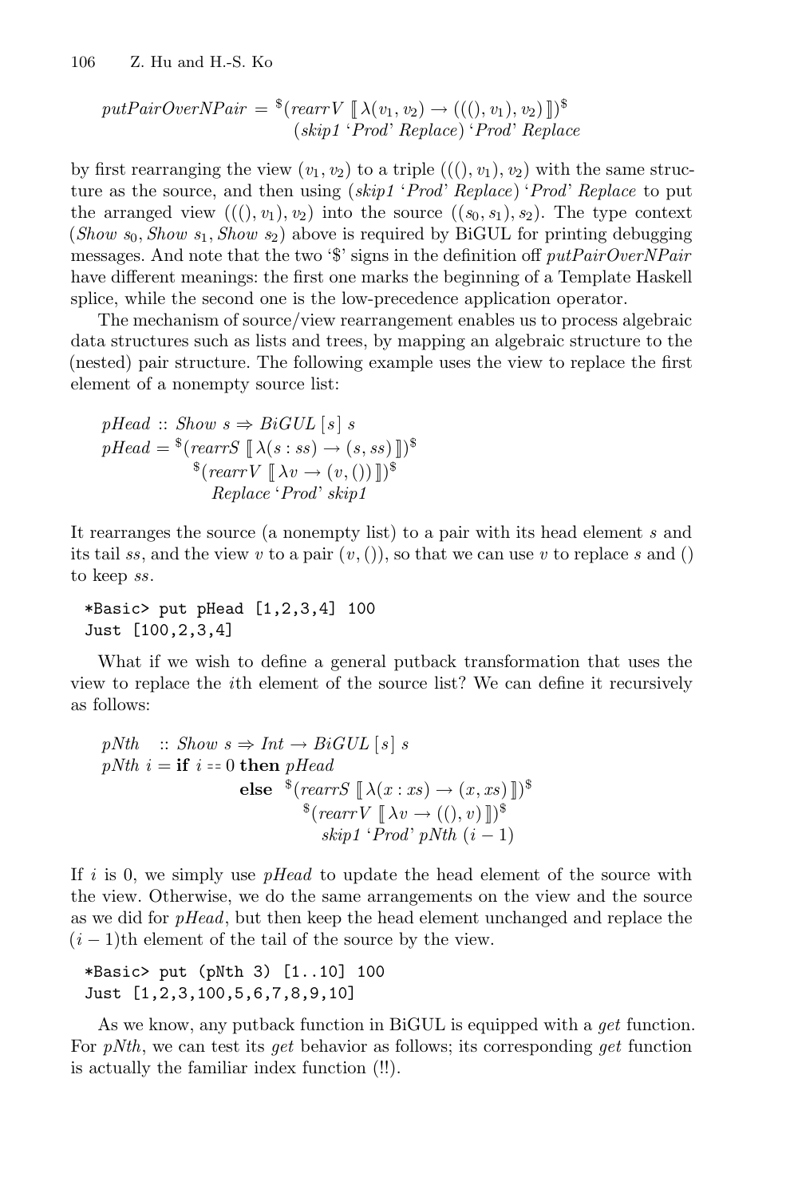$$putPairOverNPair = {}^{\$}(rearrV\ [\![\ \lambda(v_1, v_2) \rightarrow (((), v_1), v_2)\ ]\!])^{\$}$$
$$(skip1\ \text{`}Prod\text{'}\ Replace)\ \text{`}Prod\text{'}\ Replace$$

by first rearranging the view $(v_1, v_2)$ to a triple $(((), v_1), v_2)$ with the same structure as the source, and then using $(skip1\ \text{`}Prod\text{'}\ Replace)\ \text{`}Prod\text{'}\ Replace$ to put the arranged view $(((), v_1), v_2)$ into the source $((s_0, s_1), s_2)$. The type context $(Show\ s_0, Show\ s_1, Show\ s_2)$ above is required by BiGUL for printing debugging messages. And note that the two '\$' signs in the definition off *putPairOverNPair* have different meanings: the first one marks the beginning of a Template Haskell splice, while the second one is the low-precedence application operator.

The mechanism of source/view rearrangement enables us to process algebraic data structures such as lists and trees, by mapping an algebraic structure to the (nested) pair structure. The following example uses the view to replace the first element of a nonempty source list:

$$pHead :: Show\ s \Rightarrow BiGUL\ [s]\ s$$
$$pHead = {}^{\$}(rearrS\ [\![\ \lambda(s : ss) \rightarrow (s, ss)\ ]\!])^{\$}$$
$${}^{\$}(rearrV\ [\![\ \lambda v \rightarrow (v, ())\ ]\!])^{\$}$$
$$Replace\ \text{`}Prod\text{'}\ skip1$$

It rearranges the source (a nonempty list) to a pair with its head element $s$ and its tail $ss$, and the view $v$ to a pair $(v, ())$, so that we can use $v$ to replace $s$ and $()$ to keep $ss$.

```
*Basic> put pHead [1,2,3,4] 100
Just [100,2,3,4]
```

What if we wish to define a general putback transformation that uses the view to replace the $i$th element of the source list? We can define it recursively as follows:

$$pNth\ \ :: Show\ s \Rightarrow Int \rightarrow BiGUL\ [s]\ s$$
$$pNth\ i = \textbf{if}\ i == 0\ \textbf{then}\ pHead$$
$$\textbf{else}\ \ {}^{\$}(rearrS\ [\![\ \lambda(x : xs) \rightarrow (x, xs)\ ]\!])^{\$}$$
$${}^{\$}(rearrV\ [\![\ \lambda v \rightarrow ((), v)\ ]\!])^{\$}$$
$$skip1\ \text{`}Prod\text{'}\ pNth\ (i - 1)$$

If $i$ is 0, we simply use *pHead* to update the head element of the source with the view. Otherwise, we do the same arrangements on the view and the source as we did for *pHead*, but then keep the head element unchanged and replace the $(i - 1)$th element of the tail of the source by the view.

```
*Basic> put (pNth 3) [1..10] 100
Just [1,2,3,100,5,6,7,8,9,10]
```

As we know, any putback function in BiGUL is equipped with a *get* function. For *pNth*, we can test its *get* behavior as follows; its corresponding *get* function is actually the familiar index function (!!).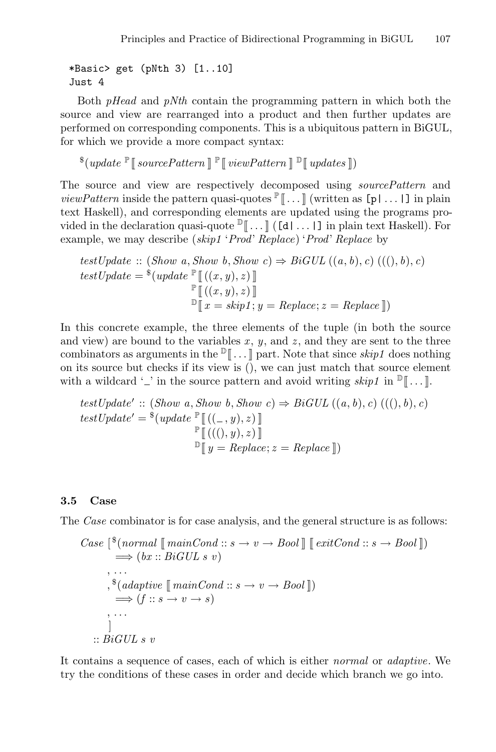```
*Basic> get (pNth 3) [1..10]
Just 4
```

Both *pHead* and *pNth* contain the programming pattern in which both the source and view are rearranged into a product and then further updates are performed on corresponding components. This is a ubiquitous pattern in BiGUL, for which we provide a more compact syntax:

$^{\$}(update\ ^{\mathbb{P}}[\![\, sourcePattern \,]\!]\ ^{\mathbb{P}}[\![\, viewPattern \,]\!]\ ^{\mathbb{D}}[\![\, updates \,]\!])$

The source and view are respectively decomposed using *sourcePattern* and *viewPattern* inside the pattern quasi-quotes $^{\mathbb{P}}[\![\ldots]\!]$ (written as `[p| ... |]` in plain text Haskell), and corresponding elements are updated using the programs provided in the declaration quasi-quote $^{\mathbb{D}}[\![\ldots]\!]$ (`[d| ... |]` in plain text Haskell). For example, we may describe (*skip1* '*Prod*' *Replace*) '*Prod*' *Replace* by

$$
\begin{aligned}
&testUpdate :: (Show\ a, Show\ b, Show\ c) \Rightarrow BiGUL\ ((a,b),c)\ (((),b),c)\\
&testUpdate = {}^{\$}(update\ ^{\mathbb{P}}[\![\, ((x,y),z) \,]\!]\\
&\qquad\qquad\qquad\qquad ^{\mathbb{P}}[\![\, ((x,y),z) \,]\!]\\
&\qquad\qquad\qquad\qquad ^{\mathbb{D}}[\![\, x = skip1; y = Replace; z = Replace \,]\!])
\end{aligned}
$$

In this concrete example, the three elements of the tuple (in both the source and view) are bound to the variables $x$, $y$, and $z$, and they are sent to the three combinators as arguments in the $^{\mathbb{D}}[\![\ldots]\!]$ part. Note that since *skip1* does nothing on its source but checks if its view is (), we can just match that source element with a wildcard '_' in the source pattern and avoid writing *skip1* in $^{\mathbb{D}}[\![\ldots]\!]$.

$$
\begin{aligned}
&testUpdate' :: (Show\ a, Show\ b, Show\ c) \Rightarrow BiGUL\ ((a,b),c)\ (((),b),c)\\
&testUpdate' = {}^{\$}(update\ ^{\mathbb{P}}[\![\, ((\_,y),z) \,]\!]\\
&\qquad\qquad\qquad\qquad ^{\mathbb{P}}[\![\, (((),y),z) \,]\!]\\
&\qquad\qquad\qquad\qquad ^{\mathbb{D}}[\![\, y = Replace; z = Replace \,]\!])
\end{aligned}
$$

### 3.5 Case

The *Case* combinator is for case analysis, and the general structure is as follows:

$$
\begin{aligned}
&Case\ [{}^{\$}(normal\ [\![\, mainCond :: s \to v \to Bool \,]\!]\ [\![\, exitCond :: s \to Bool \,]\!])\\
&\qquad \Longrightarrow (bx :: BiGUL\ s\ v)\\
&\quad\ , \ldots\\
&\quad\ , {}^{\$}(adaptive\ [\![\, mainCond :: s \to v \to Bool \,]\!])\\
&\qquad \Longrightarrow (f :: s \to v \to s)\\
&\quad\ , \ldots\\
&\quad\ ]\\
&:: BiGUL\ s\ v
\end{aligned}
$$

It contains a sequence of cases, each of which is either *normal* or *adaptive*. We try the conditions of these cases in order and decide which branch we go into.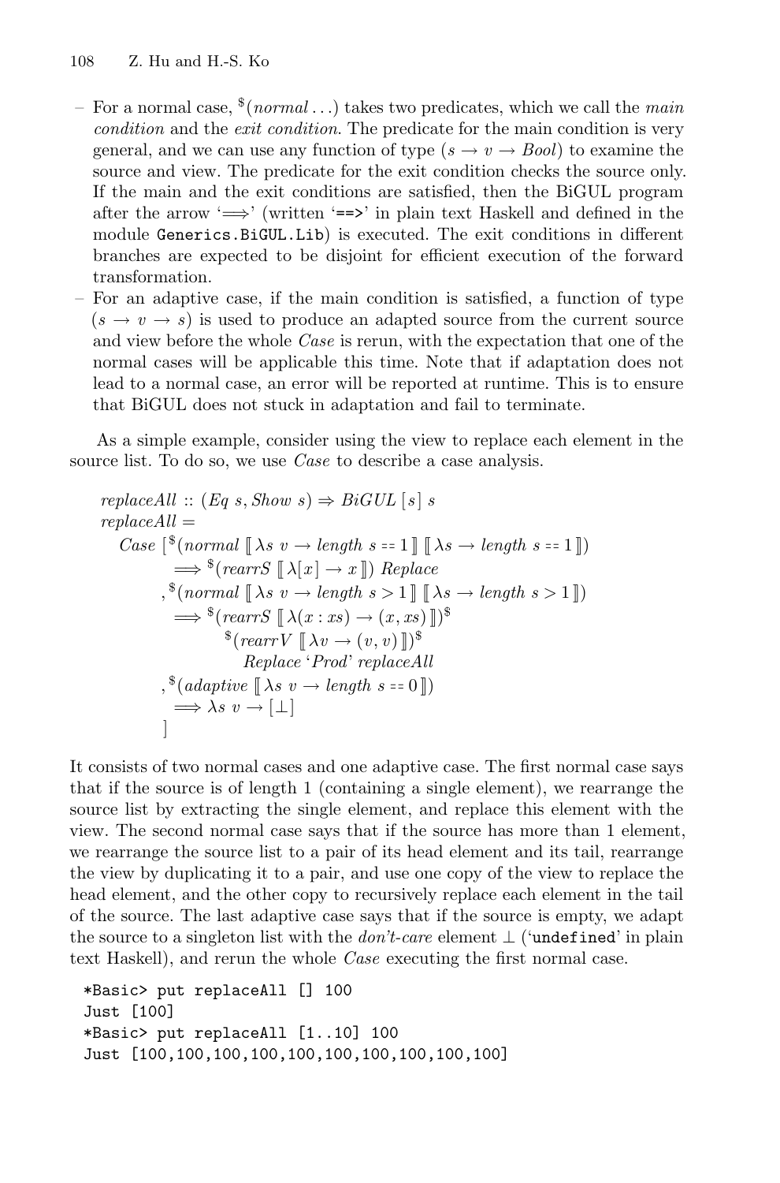– For a normal case, $^{\$}(normal \ldots)$ takes two predicates, which we call the *main condition* and the *exit condition*. The predicate for the main condition is very general, and we can use any function of type $(s \to v \to Bool)$ to examine the source and view. The predicate for the exit condition checks the source only. If the main and the exit conditions are satisfied, then the BiGUL program after the arrow '$\Longrightarrow$' (written '`==>`' in plain text Haskell and defined in the module `Generics.BiGUL.Lib`) is executed. The exit conditions in different branches are expected to be disjoint for efficient execution of the forward transformation.

– For an adaptive case, if the main condition is satisfied, a function of type $(s \to v \to s)$ is used to produce an adapted source from the current source and view before the whole *Case* is rerun, with the expectation that one of the normal cases will be applicable this time. Note that if adaptation does not lead to a normal case, an error will be reported at runtime. This is to ensure that BiGUL does not stuck in adaptation and fail to terminate.

As a simple example, consider using the view to replace each element in the source list. To do so, we use *Case* to describe a case analysis.

$$
\begin{array}{l}
replaceAll :: (Eq\ s, Show\ s) \Rightarrow BiGUL\ [s]\ s \\
replaceAll = \\
\quad Case\ [^{\$}(normal\ [\![ \lambda s\ v \to length\ s == 1 ]\!]\ [\![ \lambda s \to length\ s == 1 ]\!]) \\
\qquad\quad \Longrightarrow {}^{\$}(rearrS\ [\![ \lambda[x] \to x ]\!])\ Replace \\
\qquad\ ,^{\$}(normal\ [\![ \lambda s\ v \to length\ s > 1 ]\!]\ [\![ \lambda s \to length\ s > 1 ]\!]) \\
\qquad\quad \Longrightarrow {}^{\$}(rearrS\ [\![ \lambda(x : xs) \to (x, xs) ]\!])^{\$} \\
\qquad\qquad\quad {}^{\$}(rearrV\ [\![ \lambda v \to (v, v) ]\!])^{\$} \\
\qquad\qquad\qquad Replace\ `Prod`\ replaceAll \\
\qquad\ ,^{\$}(adaptive\ [\![ \lambda s\ v \to length\ s == 0 ]\!]) \\
\qquad\quad \Longrightarrow \lambda s\ v \to [\bot] \\
\qquad\ ]
\end{array}
$$

It consists of two normal cases and one adaptive case. The first normal case says that if the source is of length 1 (containing a single element), we rearrange the source list by extracting the single element, and replace this element with the view. The second normal case says that if the source has more than 1 element, we rearrange the source list to a pair of its head element and its tail, rearrange the view by duplicating it to a pair, and use one copy of the view to replace the head element, and the other copy to recursively replace each element in the tail of the source. The last adaptive case says that if the source is empty, we adapt the source to a singleton list with the *don't-care* element $\bot$ ('`undefined`' in plain text Haskell), and rerun the whole *Case* executing the first normal case.

```
*Basic> put replaceAll [] 100
Just [100]
*Basic> put replaceAll [1..10] 100
Just [100,100,100,100,100,100,100,100,100,100]
```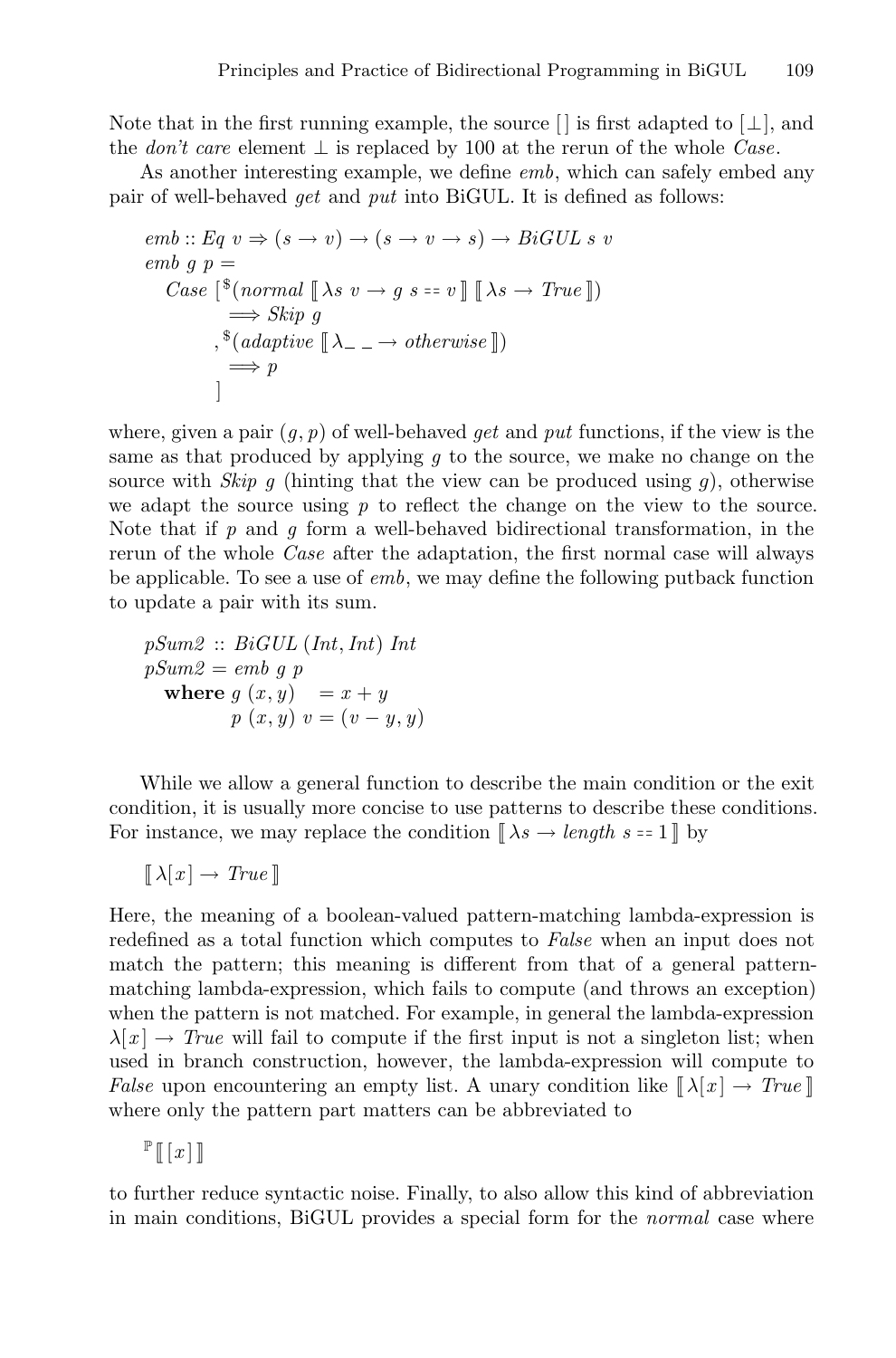Note that in the first running example, the source [ ] is first adapted to [⊥], and the *don't care* element ⊥ is replaced by 100 at the rerun of the whole *Case*.

As another interesting example, we define *emb*, which can safely embed any pair of well-behaved *get* and *put* into BiGUL. It is defined as follows:

```
emb :: Eq v ⇒ (s → v) → (s → v → s) → BiGUL s v
emb g p =
  Case [$(normal ⟦ λs v → g s == v ⟧ ⟦ λs → True ⟧)
          ⟹ Skip g
       ,$(adaptive ⟦ λ_ _ → otherwise ⟧)
          ⟹ p
       ]
```

where, given a pair $(g, p)$ of well-behaved *get* and *put* functions, if the view is the same as that produced by applying $g$ to the source, we make no change on the source with *Skip g* (hinting that the view can be produced using $g$), otherwise we adapt the source using $p$ to reflect the change on the view to the source. Note that if $p$ and $g$ form a well-behaved bidirectional transformation, in the rerun of the whole *Case* after the adaptation, the first normal case will always be applicable. To see a use of *emb*, we may define the following putback function to update a pair with its sum.

```
pSum2 :: BiGUL (Int, Int) Int
pSum2 = emb g p
  where g (x, y)   = x + y
        p (x, y) v = (v − y, y)
```

While we allow a general function to describe the main condition or the exit condition, it is usually more concise to use patterns to describe these conditions. For instance, we may replace the condition ⟦ λs → length s == 1 ⟧ by

⟦ λ[x] → True ⟧

Here, the meaning of a boolean-valued pattern-matching lambda-expression is redefined as a total function which computes to *False* when an input does not match the pattern; this meaning is different from that of a general pattern-matching lambda-expression, which fails to compute (and throws an exception) when the pattern is not matched. For example, in general the lambda-expression λ[x] → *True* will fail to compute if the first input is not a singleton list; when used in branch construction, however, the lambda-expression will compute to *False* upon encountering an empty list. A unary condition like ⟦ λ[x] → *True* ⟧ where only the pattern part matters can be abbreviated to

$^{\mathbb{P}}$⟦ [x] ⟧

to further reduce syntactic noise. Finally, to also allow this kind of abbreviation in main conditions, BiGUL provides a special form for the *normal* case where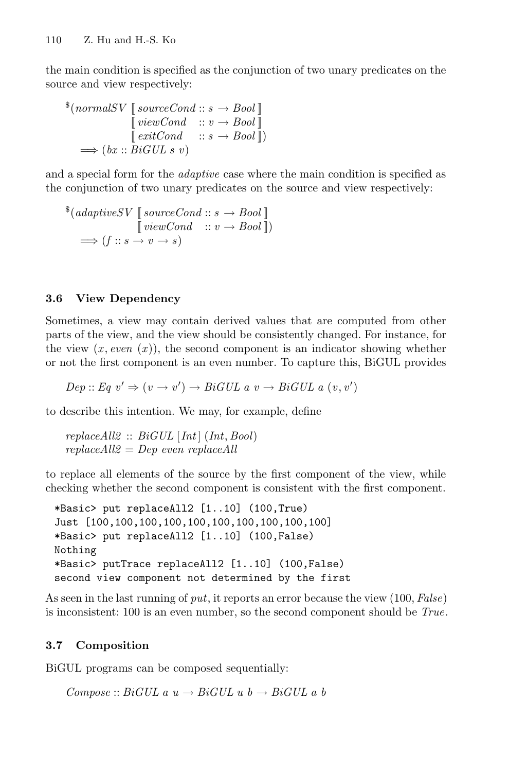the main condition is specified as the conjunction of two unary predicates on the source and view respectively:

$$
{}^{\$}(normalSV \; [\![ \, sourceCond :: s \rightarrow Bool \, ]\!] \; [\![ \, viewCond :: v \rightarrow Bool \, ]\!] \; [\![ \, exitCond :: s \rightarrow Bool \, ]\!]) \Longrightarrow (bx :: BiGUL \; s \; v)
$$

and a special form for the *adaptive* case where the main condition is specified as the conjunction of two unary predicates on the source and view respectively:

$$
{}^{\$}(adaptiveSV \; [\![ \, sourceCond :: s \rightarrow Bool \, ]\!] \; [\![ \, viewCond :: v \rightarrow Bool \, ]\!]) \Longrightarrow (f :: s \rightarrow v \rightarrow s)
$$

### 3.6 View Dependency

Sometimes, a view may contain derived values that are computed from other parts of the view, and the view should be consistently changed. For instance, for the view $(x, even\ (x))$, the second component is an indicator showing whether or not the first component is an even number. To capture this, BiGUL provides

$$
Dep :: Eq \; v' \Rightarrow (v \rightarrow v') \rightarrow BiGUL \; a \; v \rightarrow BiGUL \; a \; (v, v')
$$

to describe this intention. We may, for example, define

$$
\begin{aligned}
&replaceAll2 :: BiGUL \; [Int] \; (Int, Bool) \\
&replaceAll2 = Dep \; even \; replaceAll
\end{aligned}
$$

to replace all elements of the source by the first component of the view, while checking whether the second component is consistent with the first component.

```
*Basic> put replaceAll2 [1..10] (100,True)
Just [100,100,100,100,100,100,100,100,100,100]
*Basic> put replaceAll2 [1..10] (100,False)
Nothing
*Basic> putTrace replaceAll2 [1..10] (100,False)
second view component not determined by the first
```

As seen in the last running of *put*, it reports an error because the view $(100, False)$ is inconsistent: 100 is an even number, so the second component should be *True*.

### 3.7 Composition

BiGUL programs can be composed sequentially:

$$
Compose :: BiGUL \; a \; u \rightarrow BiGUL \; u \; b \rightarrow BiGUL \; a \; b
$$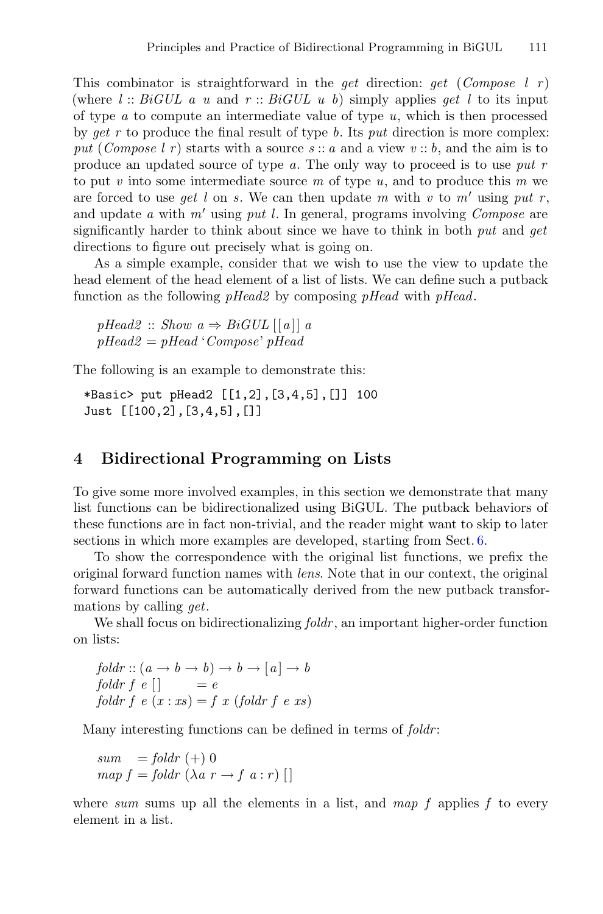This combinator is straightforward in the *get* direction: *get* (*Compose* $l$ $r$) (where $l$ :: *BiGUL* $a$ $u$ and $r$ :: *BiGUL* $u$ $b$) simply applies *get* $l$ to its input of type $a$ to compute an intermediate value of type $u$, which is then processed by *get* $r$ to produce the final result of type $b$. Its *put* direction is more complex: *put* (*Compose* $l$ $r$) starts with a source $s$ :: $a$ and a view $v$ :: $b$, and the aim is to produce an updated source of type $a$. The only way to proceed is to use *put* $r$ to put $v$ into some intermediate source $m$ of type $u$, and to produce this $m$ we are forced to use *get* $l$ on $s$. We can then update $m$ with $v$ to $m'$ using *put* $r$, and update $a$ with $m'$ using *put* $l$. In general, programs involving *Compose* are significantly harder to think about since we have to think in both *put* and *get* directions to figure out precisely what is going on.

As a simple example, consider that we wish to use the view to update the head element of the head element of a list of lists. We can define such a putback function as the following *pHead2* by composing *pHead* with *pHead*.

```
pHead2 :: Show a ⇒ BiGUL [[a]] a
pHead2 = pHead `Compose` pHead
```

The following is an example to demonstrate this:

```
*Basic> put pHead2 [[1,2],[3,4,5],[]] 100
Just [[100,2],[3,4,5],[]]
```

## 4 Bidirectional Programming on Lists

To give some more involved examples, in this section we demonstrate that many list functions can be bidirectionalized using BiGUL. The putback behaviors of these functions are in fact non-trivial, and the reader might want to skip to later sections in which more examples are developed, starting from Sect. 6.

To show the correspondence with the original list functions, we prefix the original forward function names with *lens*. Note that in our context, the original forward functions can be automatically derived from the new putback transformations by calling *get*.

We shall focus on bidirectionalizing *foldr*, an important higher-order function on lists:

```
foldr :: (a → b → b) → b → [a] → b
foldr f e []       = e
foldr f e (x : xs) = f x (foldr f e xs)
```

Many interesting functions can be defined in terms of *foldr*:

```
sum   = foldr (+) 0
map f = foldr (λa r → f a : r) []
```

where *sum* sums up all the elements in a list, and *map* $f$ applies $f$ to every element in a list.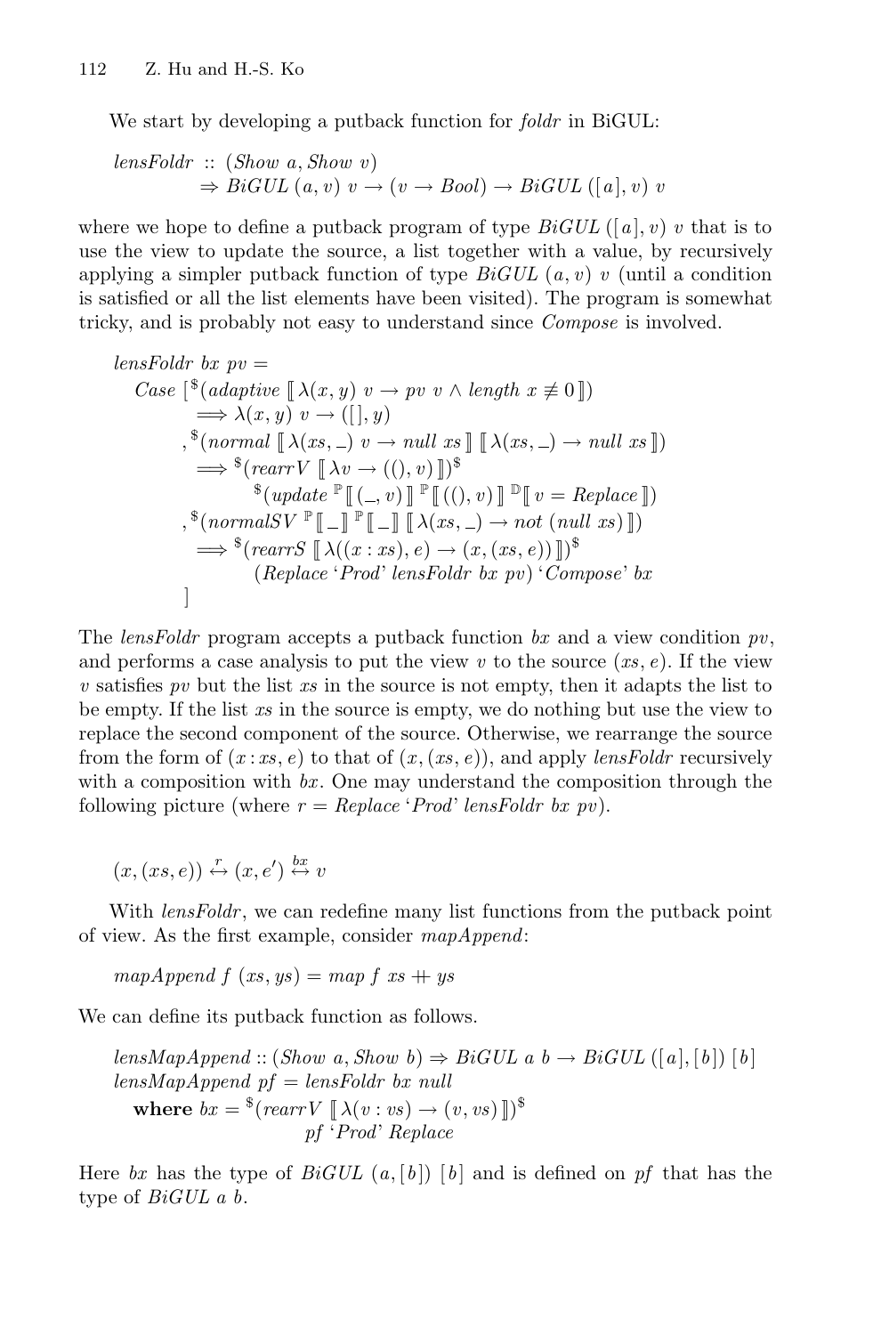We start by developing a putback function for *foldr* in BiGUL:

$$
\begin{aligned}
&\mathit{lensFoldr} :: (\mathit{Show}\ a, \mathit{Show}\ v) \\
&\qquad\quad \Rightarrow \mathit{BiGUL}\ (a, v)\ v \rightarrow (v \rightarrow \mathit{Bool}) \rightarrow \mathit{BiGUL}\ ([a], v)\ v
\end{aligned}
$$

where we hope to define a putback program of type $\mathit{BiGUL}\ ([a], v)\ v$ that is to use the view to update the source, a list together with a value, by recursively applying a simpler putback function of type $\mathit{BiGUL}\ (a, v)\ v$ (until a condition is satisfied or all the list elements have been visited). The program is somewhat tricky, and is probably not easy to understand since *Compose* is involved.

$$
\begin{aligned}
&\mathit{lensFoldr}\ \mathit{bx}\ \mathit{pv} = \\
&\quad \mathit{Case}\ [{}^{\$}(\mathit{adaptive}\ [\![\, \lambda(x, y)\ v \rightarrow \mathit{pv}\ v \wedge \mathit{length}\ x \not\equiv 0 \,]\!]) \\
&\qquad\quad \Longrightarrow \lambda(x, y)\ v \rightarrow ([\,], y) \\
&\qquad ,{}^{\$}(\mathit{normal}\ [\![\, \lambda(\mathit{xs}, \_)\ v \rightarrow \mathit{null}\ \mathit{xs} \,]\!]\ [\![\, \lambda(\mathit{xs}, \_) \rightarrow \mathit{null}\ \mathit{xs} \,]\!]) \\
&\qquad\quad \Longrightarrow {}^{\$}(\mathit{rearrV}\ [\![\, \lambda v \rightarrow ((), v) \,]\!])^{\$} \\
&\qquad\qquad\qquad {}^{\$}(\mathit{update}\ {}^{\mathbb{P}}[\![\, (\_, v) \,]\!]\ {}^{\mathbb{P}}[\![\, ((), v) \,]\!]\ {}^{\mathbb{D}}[\![\, v = \mathit{Replace} \,]\!]) \\
&\qquad ,{}^{\$}(\mathit{normalSV}\ {}^{\mathbb{P}}[\![\, \_ \,]\!]\ {}^{\mathbb{P}}[\![\, \_ \,]\!]\ [\![\, \lambda(\mathit{xs}, \_) \rightarrow \mathit{not}\ (\mathit{null}\ \mathit{xs}) \,]\!]) \\
&\qquad\quad \Longrightarrow {}^{\$}(\mathit{rearrS}\ [\![\, \lambda((x : \mathit{xs}), e) \rightarrow (x, (\mathit{xs}, e)) \,]\!])^{\$} \\
&\qquad\qquad\qquad (\mathit{Replace}\ `\mathit{Prod}`\ \mathit{lensFoldr}\ \mathit{bx}\ \mathit{pv})\ `\mathit{Compose}`\ \mathit{bx} \\
&\qquad ]
\end{aligned}
$$

The *lensFoldr* program accepts a putback function *bx* and a view condition *pv*, and performs a case analysis to put the view $v$ to the source $(xs, e)$. If the view $v$ satisfies *pv* but the list *xs* in the source is not empty, then it adapts the list to be empty. If the list *xs* in the source is empty, we do nothing but use the view to replace the second component of the source. Otherwise, we rearrange the source from the form of $(x : xs, e)$ to that of $(x, (xs, e))$, and apply *lensFoldr* recursively with a composition with *bx*. One may understand the composition through the following picture (where $r = \mathit{Replace}\ `\mathit{Prod}`\ \mathit{lensFoldr}\ \mathit{bx}\ \mathit{pv}$).

$$
(x, (\mathit{xs}, e)) \overset{r}{\leftrightarrow} (x, e') \overset{\mathit{bx}}{\leftrightarrow} v
$$

With *lensFoldr*, we can redefine many list functions from the putback point of view. As the first example, consider *mapAppend*:

$$
\mathit{mapAppend}\ f\ (\mathit{xs}, \mathit{ys}) = \mathit{map}\ f\ \mathit{xs} +\!\!+\ \mathit{ys}
$$

We can define its putback function as follows.

$$
\begin{aligned}
&\mathit{lensMapAppend} :: (\mathit{Show}\ a, \mathit{Show}\ b) \Rightarrow \mathit{BiGUL}\ a\ b \rightarrow \mathit{BiGUL}\ ([a], [b])\ [b] \\
&\mathit{lensMapAppend}\ \mathit{pf} = \mathit{lensFoldr}\ \mathit{bx}\ \mathit{null} \\
&\quad \textbf{where}\ \mathit{bx} = {}^{\$}(\mathit{rearrV}\ [\![\, \lambda(v : \mathit{vs}) \rightarrow (v, \mathit{vs}) \,]\!])^{\$} \\
&\qquad\qquad\qquad\quad \mathit{pf}\ `\mathit{Prod}`\ \mathit{Replace}
\end{aligned}
$$

Here *bx* has the type of $\mathit{BiGUL}\ (a, [b])\ [b]$ and is defined on *pf* that has the type of $\mathit{BiGUL}\ a\ b$.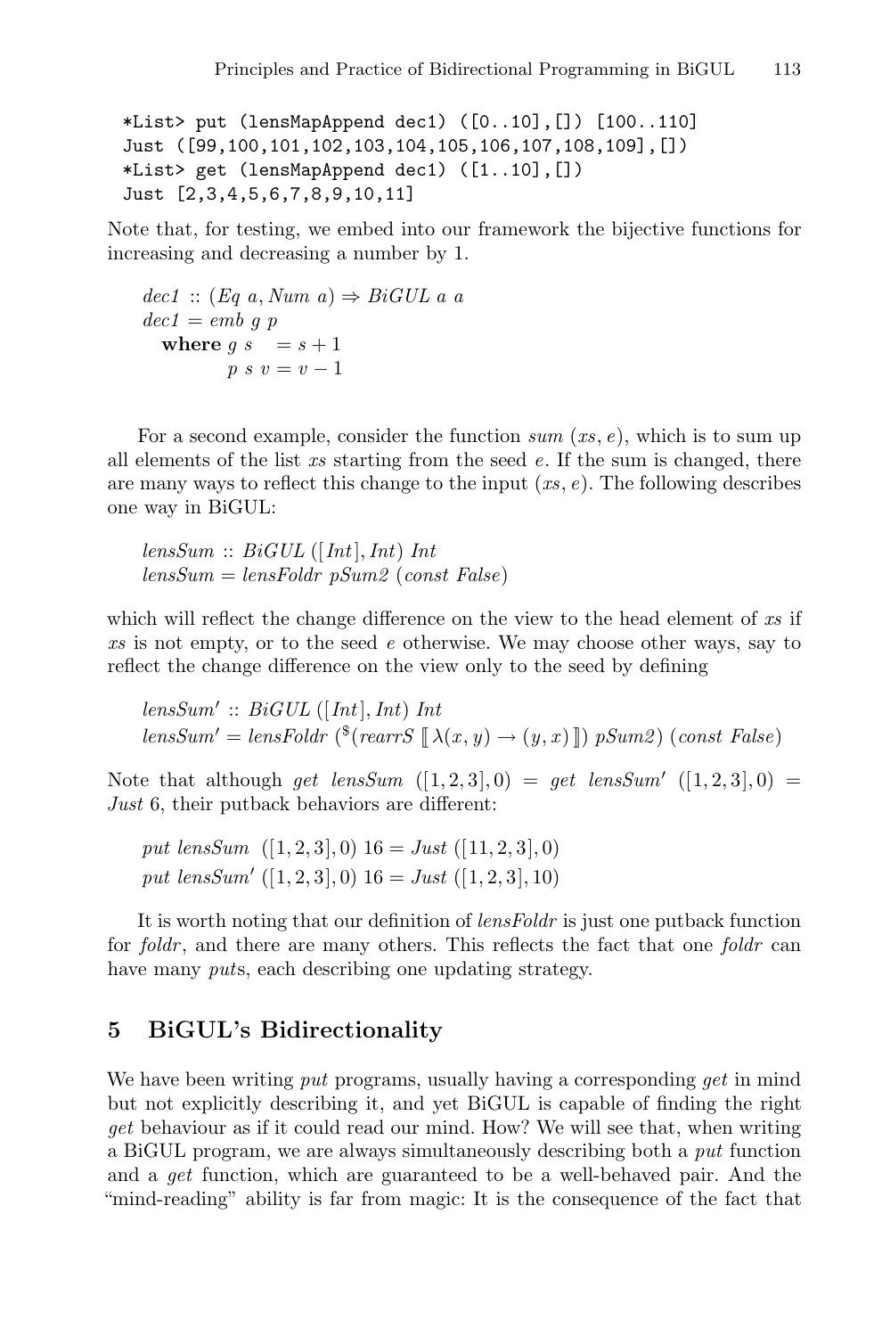```
*List> put (lensMapAppend dec1) ([0..10],[]) [100..110]
Just ([99,100,101,102,103,104,105,106,107,108,109],[])
*List> get (lensMapAppend dec1) ([1..10],[])
Just [2,3,4,5,6,7,8,9,10,11]
```

Note that, for testing, we embed into our framework the bijective functions for increasing and decreasing a number by 1.

```
dec1 :: (Eq a, Num a) ⇒ BiGUL a a
dec1 = emb g p
  where g s   = s + 1
        p s v = v − 1
```

For a second example, consider the function *sum* $(xs, e)$, which is to sum up all elements of the list *xs* starting from the seed *e*. If the sum is changed, there are many ways to reflect this change to the input $(xs, e)$. The following describes one way in BiGUL:

```
lensSum :: BiGUL ([Int], Int) Int
lensSum = lensFoldr pSum2 (const False)
```

which will reflect the change difference on the view to the head element of *xs* if *xs* is not empty, or to the seed *e* otherwise. We may choose other ways, say to reflect the change difference on the view only to the seed by defining

```
lensSum′ :: BiGUL ([Int], Int) Int
lensSum′ = lensFoldr ($(rearrS ⟦ λ(x, y) → (y, x) ⟧) pSum2) (const False)
```

Note that although *get lensSum* $([1, 2, 3], 0)$ = *get lensSum′* $([1, 2, 3], 0)$ = *Just* 6, their putback behaviors are different:

```
put lensSum  ([1, 2, 3], 0) 16 = Just ([11, 2, 3], 0)
put lensSum′ ([1, 2, 3], 0) 16 = Just ([1, 2, 3], 10)
```

It is worth noting that our definition of *lensFoldr* is just one putback function for *foldr*, and there are many others. This reflects the fact that one *foldr* can have many *put*s, each describing one updating strategy.

## 5 BiGUL's Bidirectionality

We have been writing *put* programs, usually having a corresponding *get* in mind but not explicitly describing it, and yet BiGUL is capable of finding the right *get* behaviour as if it could read our mind. How? We will see that, when writing a BiGUL program, we are always simultaneously describing both a *put* function and a *get* function, which are guaranteed to be a well-behaved pair. And the "mind-reading" ability is far from magic: It is the consequence of the fact that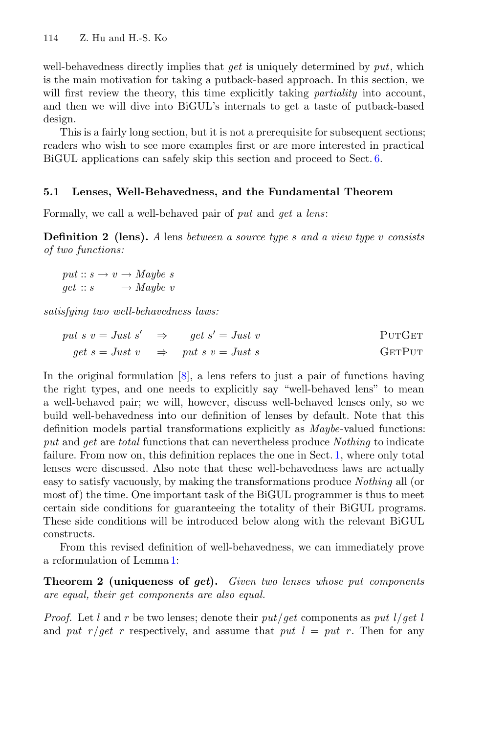well-behavedness directly implies that *get* is uniquely determined by *put*, which is the main motivation for taking a putback-based approach. In this section, we will first review the theory, this time explicitly taking *partiality* into account, and then we will dive into BiGUL's internals to get a taste of putback-based design.

This is a fairly long section, but it is not a prerequisite for subsequent sections; readers who wish to see more examples first or are more interested in practical BiGUL applications can safely skip this section and proceed to Sect. 6.

### 5.1 Lenses, Well-Behavedness, and the Fundamental Theorem

Formally, we call a well-behaved pair of *put* and *get* a *lens*:

**Definition 2 (lens).** *A* lens *between a source type s and a view type v consists of two functions:*

$$
\begin{aligned}
&put :: s \rightarrow v \rightarrow Maybe\ s \\
&get :: s \qquad\ \rightarrow Maybe\ v
\end{aligned}
$$

*satisfying two well-behavedness laws:*

$$
\begin{aligned}
put\ s\ v = Just\ s' \quad &\Rightarrow \quad get\ s' = Just\ v && \text{PUTGET} \\
get\ s = Just\ v \quad &\Rightarrow \quad put\ s\ v = Just\ s && \text{GETPUT}
\end{aligned}
$$

In the original formulation [8], a lens refers to just a pair of functions having the right types, and one needs to explicitly say "well-behaved lens" to mean a well-behaved pair; we will, however, discuss well-behaved lenses only, so we build well-behavedness into our definition of lenses by default. Note that this definition models partial transformations explicitly as *Maybe*-valued functions: *put* and *get* are *total* functions that can nevertheless produce *Nothing* to indicate failure. From now on, this definition replaces the one in Sect. 1, where only total lenses were discussed. Also note that these well-behavedness laws are actually easy to satisfy vacuously, by making the transformations produce *Nothing* all (or most of) the time. One important task of the BiGUL programmer is thus to meet certain side conditions for guaranteeing the totality of their BiGUL programs. These side conditions will be introduced below along with the relevant BiGUL constructs.

From this revised definition of well-behavedness, we can immediately prove a reformulation of Lemma 1:

**Theorem 2 (uniqueness of *get*).** *Given two lenses whose put components are equal, their get components are also equal.*

*Proof.* Let $l$ and $r$ be two lenses; denote their *put*/*get* components as $put\ l/get\ l$ and $put\ r/get\ r$ respectively, and assume that $put\ l = put\ r$. Then for any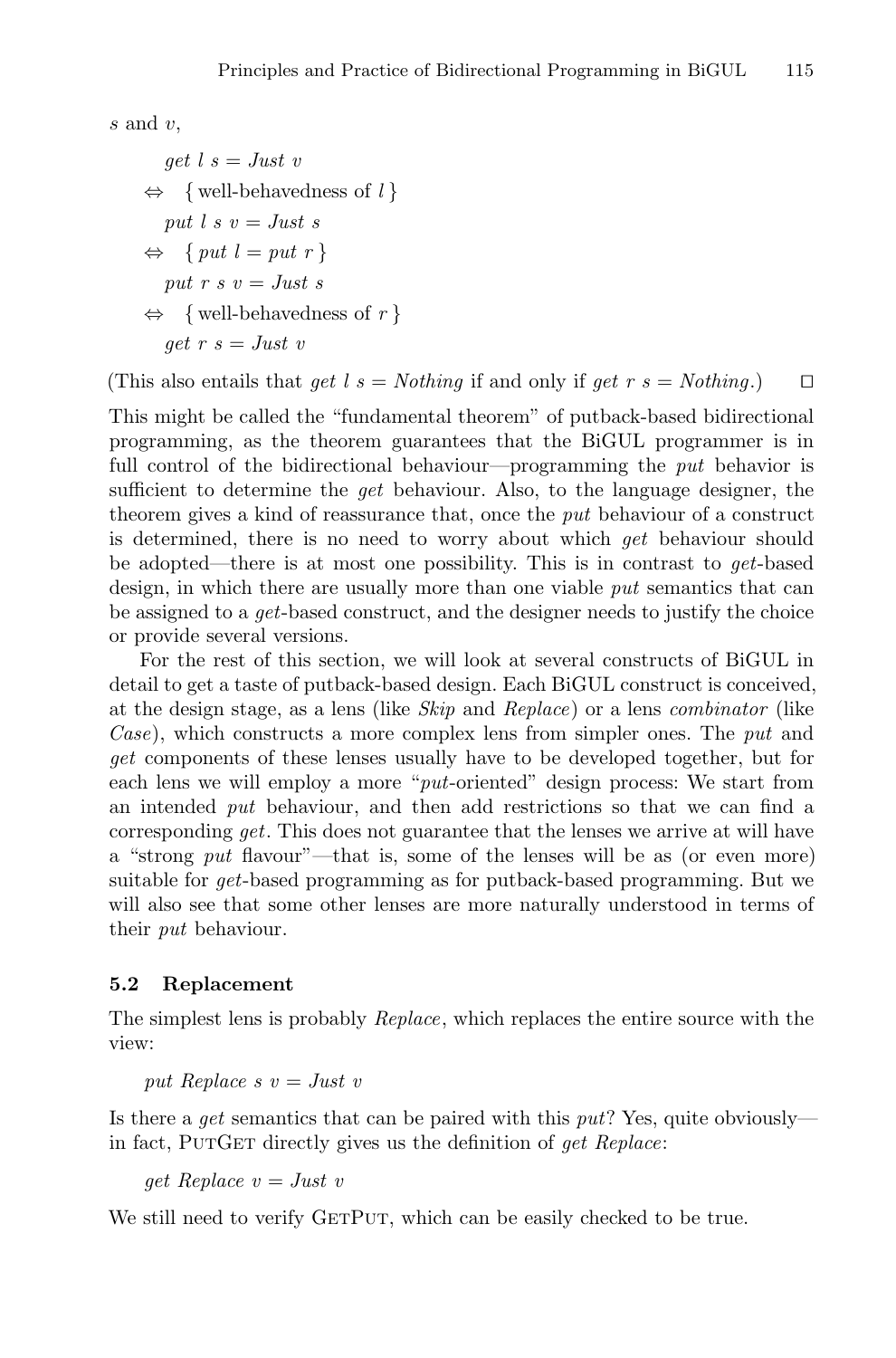$s$ and $v$,

$$
\begin{aligned}
& \quad get\ l\ s = Just\ v \\
\Leftrightarrow & \quad \{\text{ well-behavedness of } l\ \} \\
& \quad put\ l\ s\ v = Just\ s \\
\Leftrightarrow & \quad \{\ put\ l = put\ r\ \} \\
& \quad put\ r\ s\ v = Just\ s \\
\Leftrightarrow & \quad \{\text{ well-behavedness of } r\ \} \\
& \quad get\ r\ s = Just\ v
\end{aligned}
$$

(This also entails that $get\ l\ s = Nothing$ if and only if $get\ r\ s = Nothing$.) □

This might be called the "fundamental theorem" of putback-based bidirectional programming, as the theorem guarantees that the BiGUL programmer is in full control of the bidirectional behaviour—programming the *put* behavior is sufficient to determine the *get* behaviour. Also, to the language designer, the theorem gives a kind of reassurance that, once the *put* behaviour of a construct is determined, there is no need to worry about which *get* behaviour should be adopted—there is at most one possibility. This is in contrast to *get*-based design, in which there are usually more than one viable *put* semantics that can be assigned to a *get*-based construct, and the designer needs to justify the choice or provide several versions.

For the rest of this section, we will look at several constructs of BiGUL in detail to get a taste of putback-based design. Each BiGUL construct is conceived, at the design stage, as a lens (like *Skip* and *Replace*) or a lens *combinator* (like *Case*), which constructs a more complex lens from simpler ones. The *put* and *get* components of these lenses usually have to be developed together, but for each lens we will employ a more "*put*-oriented" design process: We start from an intended *put* behaviour, and then add restrictions so that we can find a corresponding *get*. This does not guarantee that the lenses we arrive at will have a "strong *put* flavour"—that is, some of the lenses will be as (or even more) suitable for *get*-based programming as for putback-based programming. But we will also see that some other lenses are more naturally understood in terms of their *put* behaviour.

### 5.2 Replacement

The simplest lens is probably *Replace*, which replaces the entire source with the view:

$$put\ Replace\ s\ v = Just\ v$$

Is there a *get* semantics that can be paired with this *put*? Yes, quite obviously—in fact, PutGet directly gives us the definition of *get Replace*:

$$get\ Replace\ v = Just\ v$$

We still need to verify GetPut, which can be easily checked to be true.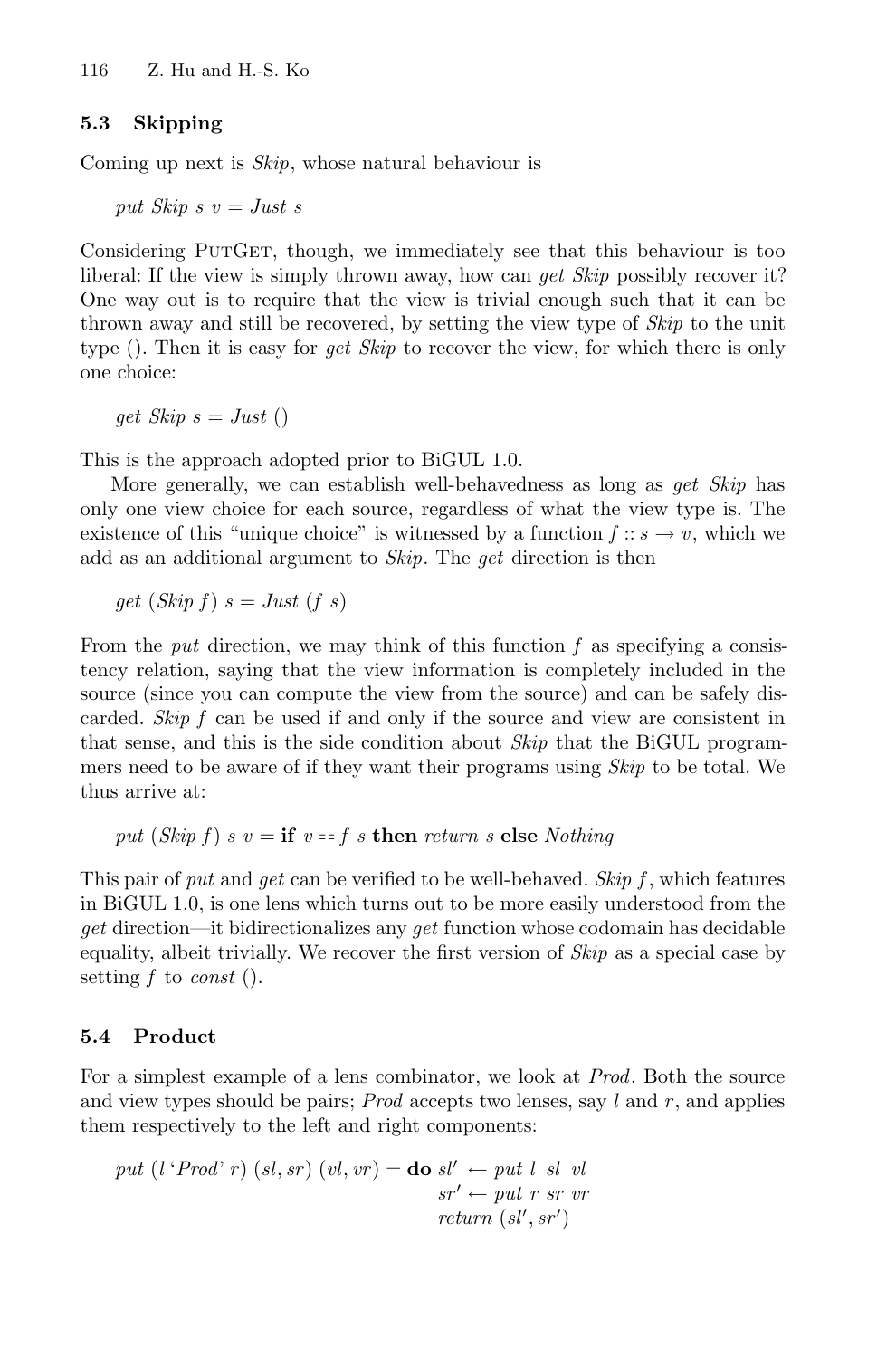### 5.3 Skipping

Coming up next is *Skip*, whose natural behaviour is

$$put\ Skip\ s\ v = Just\ s$$

Considering PutGet, though, we immediately see that this behaviour is too liberal: If the view is simply thrown away, how can *get Skip* possibly recover it? One way out is to require that the view is trivial enough such that it can be thrown away and still be recovered, by setting the view type of *Skip* to the unit type (). Then it is easy for *get Skip* to recover the view, for which there is only one choice:

$$get\ Skip\ s = Just\ ()$$

This is the approach adopted prior to BiGUL 1.0.

More generally, we can establish well-behavedness as long as *get Skip* has only one view choice for each source, regardless of what the view type is. The existence of this "unique choice" is witnessed by a function $f :: s \rightarrow v$, which we add as an additional argument to *Skip*. The *get* direction is then

$$get\ (Skip\ f)\ s = Just\ (f\ s)$$

From the *put* direction, we may think of this function $f$ as specifying a consistency relation, saying that the view information is completely included in the source (since you can compute the view from the source) and can be safely discarded. *Skip f* can be used if and only if the source and view are consistent in that sense, and this is the side condition about *Skip* that the BiGUL programmers need to be aware of if they want their programs using *Skip* to be total. We thus arrive at:

$$put\ (Skip\ f)\ s\ v = \textbf{if}\ v == f\ s\ \textbf{then}\ return\ s\ \textbf{else}\ Nothing$$

This pair of *put* and *get* can be verified to be well-behaved. *Skip f*, which features in BiGUL 1.0, is one lens which turns out to be more easily understood from the *get* direction—it bidirectionalizes any *get* function whose codomain has decidable equality, albeit trivially. We recover the first version of *Skip* as a special case by setting $f$ to *const* ().

### 5.4 Product

For a simplest example of a lens combinator, we look at *Prod*. Both the source and view types should be pairs; *Prod* accepts two lenses, say $l$ and $r$, and applies them respectively to the left and right components:

$$\begin{aligned} put\ (l\ \text{`}Prod\text{'}\ r)\ (sl, sr)\ (vl, vr) = \textbf{do}\ & sl' \leftarrow put\ l\ sl\ vl \\ & sr' \leftarrow put\ r\ sr\ vr \\ & return\ (sl', sr') \end{aligned}$$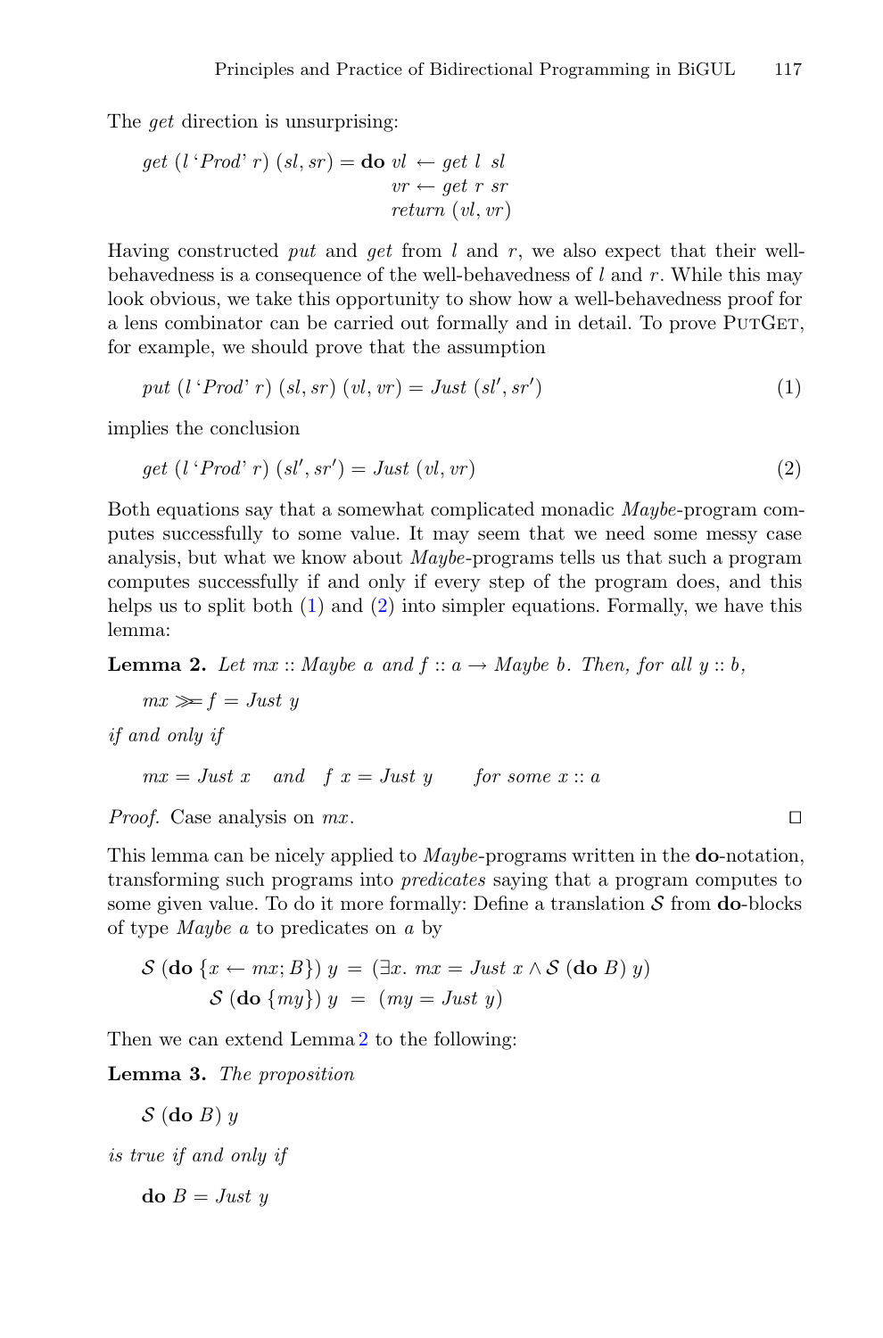The *get* direction is unsurprising:

$$\begin{aligned} \mathit{get}\ (l\ \text{`}\mathit{Prod}\text{'}\ r)\ (\mathit{sl}, \mathit{sr}) = \mathbf{do}\ & \mathit{vl} \leftarrow \mathit{get}\ l\ \mathit{sl} \\ & \mathit{vr} \leftarrow \mathit{get}\ r\ \mathit{sr} \\ & \mathit{return}\ (\mathit{vl}, \mathit{vr}) \end{aligned}$$

Having constructed *put* and *get* from $l$ and $r$, we also expect that their well-behavedness is a consequence of the well-behavedness of $l$ and $r$. While this may look obvious, we take this opportunity to show how a well-behavedness proof for a lens combinator can be carried out formally and in detail. To prove PutGet, for example, we should prove that the assumption

$$\mathit{put}\ (l\ \text{`}\mathit{Prod}\text{'}\ r)\ (\mathit{sl}, \mathit{sr})\ (\mathit{vl}, \mathit{vr}) = \mathit{Just}\ (\mathit{sl}', \mathit{sr}') \tag{1}$$

implies the conclusion

$$\mathit{get}\ (l\ \text{`}\mathit{Prod}\text{'}\ r)\ (\mathit{sl}', \mathit{sr}') = \mathit{Just}\ (\mathit{vl}, \mathit{vr}) \tag{2}$$

Both equations say that a somewhat complicated monadic *Maybe*-program computes successfully to some value. It may seem that we need some messy case analysis, but what we know about *Maybe*-programs tells us that such a program computes successfully if and only if every step of the program does, and this helps us to split both (1) and (2) into simpler equations. Formally, we have this lemma:

**Lemma 2.** *Let $mx :: \mathit{Maybe}\ a$ and $f :: a \to \mathit{Maybe}\ b$. Then, for all $y :: b$,*

$$mx \gg\!\!= f = \mathit{Just}\ y$$

*if and only if*

$$mx = \mathit{Just}\ x \quad \text{and} \quad f\ x = \mathit{Just}\ y \qquad \text{for some } x :: a$$

*Proof.* Case analysis on $mx$. □

This lemma can be nicely applied to *Maybe*-programs written in the **do**-notation, transforming such programs into *predicates* saying that a program computes to some given value. To do it more formally: Define a translation $\mathcal{S}$ from **do**-blocks of type *Maybe a* to predicates on $a$ by

$$\begin{aligned} \mathcal{S}\ (\mathbf{do}\ \{x \leftarrow mx; B\})\ y &= (\exists x.\ mx = \mathit{Just}\ x \wedge \mathcal{S}\ (\mathbf{do}\ B)\ y) \\ \mathcal{S}\ (\mathbf{do}\ \{my\})\ y &= (my = \mathit{Just}\ y) \end{aligned}$$

Then we can extend Lemma 2 to the following:

**Lemma 3.** *The proposition*

$$\mathcal{S}\ (\mathbf{do}\ B)\ y$$

*is true if and only if*

$$\mathbf{do}\ B = \mathit{Just}\ y$$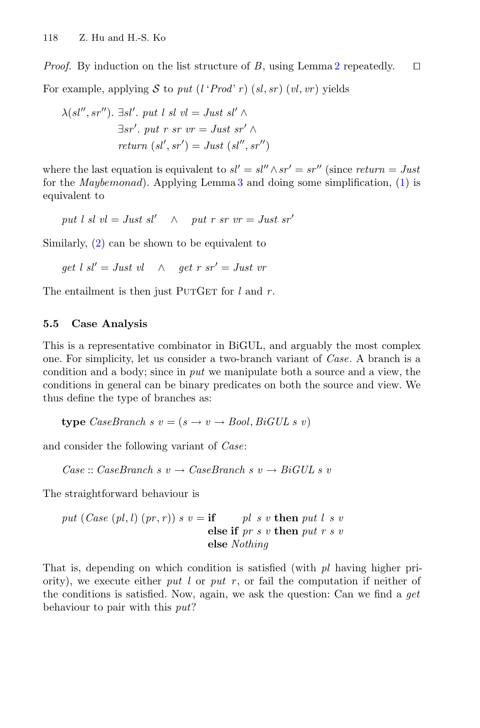*Proof.* By induction on the list structure of $B$, using Lemma 2 repeatedly. $\square$

For example, applying $\mathcal{S}$ to $put\ (l\ \text{`}Prod\text{'}\ r)\ (sl, sr)\ (vl, vr)$ yields

$$\begin{aligned}\lambda(sl'', sr'').\ &\exists sl'.\ put\ l\ sl\ vl = Just\ sl' \wedge \\ &\exists sr'.\ put\ r\ sr\ vr = Just\ sr' \wedge \\ &return\ (sl', sr') = Just\ (sl'', sr'')\end{aligned}$$

where the last equation is equivalent to $sl' = sl'' \wedge sr' = sr''$ (since $return = Just$ for the $Maybe$monad). Applying Lemma 3 and doing some simplification, (1) is equivalent to

$$put\ l\ sl\ vl = Just\ sl' \quad \wedge \quad put\ r\ sr\ vr = Just\ sr'$$

Similarly, (2) can be shown to be equivalent to

$$get\ l\ sl' = Just\ vl \quad \wedge \quad get\ r\ sr' = Just\ vr$$

The entailment is then just PutGet for $l$ and $r$.

### 5.5 Case Analysis

This is a representative combinator in BiGUL, and arguably the most complex one. For simplicity, let us consider a two-branch variant of *Case*. A branch is a condition and a body; since in *put* we manipulate both a source and a view, the conditions in general can be binary predicates on both the source and view. We thus define the type of branches as:

$$\mathbf{type}\ CaseBranch\ s\ v = (s \to v \to Bool, BiGUL\ s\ v)$$

and consider the following variant of *Case*:

$$Case :: CaseBranch\ s\ v \to CaseBranch\ s\ v \to BiGUL\ s\ v$$

The straightforward behaviour is

$$\begin{aligned}put\ (Case\ (pl, l)\ (pr, r))\ s\ v = \ &\mathbf{if}\ \quad pl\ \ s\ v\ \mathbf{then}\ put\ l\ \ s\ v \\ &\mathbf{else\ if}\ pr\ s\ v\ \mathbf{then}\ put\ r\ s\ v \\ &\mathbf{else}\ Nothing\end{aligned}$$

That is, depending on which condition is satisfied (with $pl$ having higher priority), we execute either $put\ l$ or $put\ r$, or fail the computation if neither of the conditions is satisfied. Now, again, we ask the question: Can we find a *get* behaviour to pair with this *put*?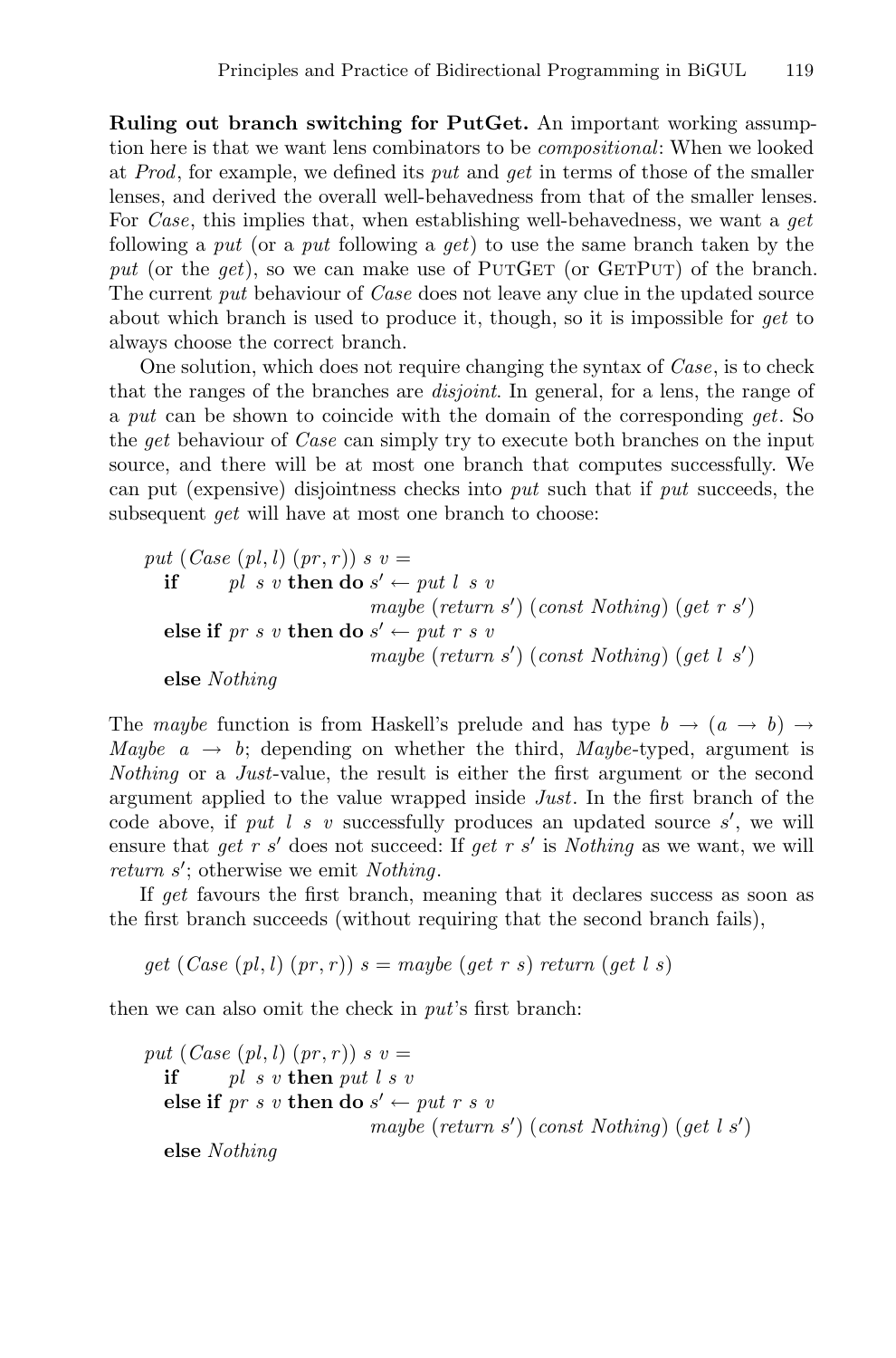**Ruling out branch switching for PutGet.** An important working assumption here is that we want lens combinators to be *compositional*: When we looked at *Prod*, for example, we defined its *put* and *get* in terms of those of the smaller lenses, and derived the overall well-behavedness from that of the smaller lenses. For *Case*, this implies that, when establishing well-behavedness, we want a *get* following a *put* (or a *put* following a *get*) to use the same branch taken by the *put* (or the *get*), so we can make use of PutGet (or GetPut) of the branch. The current *put* behaviour of *Case* does not leave any clue in the updated source about which branch is used to produce it, though, so it is impossible for *get* to always choose the correct branch.

One solution, which does not require changing the syntax of *Case*, is to check that the ranges of the branches are *disjoint*. In general, for a lens, the range of a *put* can be shown to coincide with the domain of the corresponding *get*. So the *get* behaviour of *Case* can simply try to execute both branches on the input source, and there will be at most one branch that computes successfully. We can put (expensive) disjointness checks into *put* such that if *put* succeeds, the subsequent *get* will have at most one branch to choose:

```
put (Case (pl, l) (pr, r)) s v =
  if      pl s v then do s' ← put l s v
                          maybe (return s') (const Nothing) (get r s')
  else if pr s v then do s' ← put r s v
                          maybe (return s') (const Nothing) (get l s')
  else Nothing
```

The *maybe* function is from Haskell's prelude and has type $b \rightarrow (a \rightarrow b) \rightarrow$ *Maybe* $a \rightarrow b$; depending on whether the third, *Maybe*-typed, argument is *Nothing* or a *Just*-value, the result is either the first argument or the second argument applied to the value wrapped inside *Just*. In the first branch of the code above, if *put l s v* successfully produces an updated source $s'$, we will ensure that *get r* $s'$ does not succeed: If *get r* $s'$ is *Nothing* as we want, we will *return* $s'$; otherwise we emit *Nothing*.

If *get* favours the first branch, meaning that it declares success as soon as the first branch succeeds (without requiring that the second branch fails),

```
get (Case (pl, l) (pr, r)) s = maybe (get r s) return (get l s)
```

then we can also omit the check in *put*'s first branch:

```
put (Case (pl, l) (pr, r)) s v =
  if      pl s v then put l s v
  else if pr s v then do s' ← put r s v
                          maybe (return s') (const Nothing) (get l s')
  else Nothing
```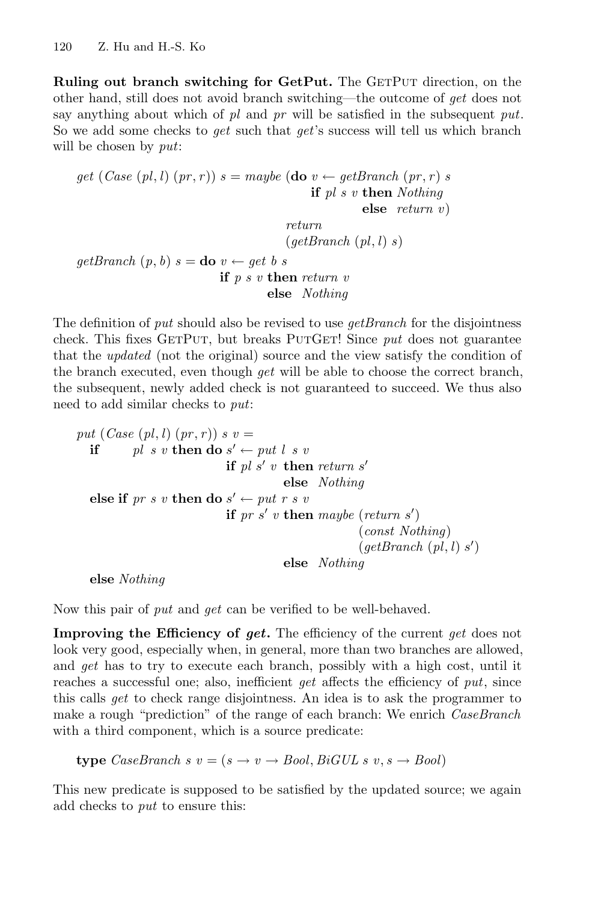**Ruling out branch switching for GetPut.** The GetPut direction, on the other hand, still does not avoid branch switching—the outcome of *get* does not say anything about which of *pl* and *pr* will be satisfied in the subsequent *put*. So we add some checks to *get* such that *get*'s success will tell us which branch will be chosen by *put*:

```
get (Case (pl, l) (pr, r)) s = maybe (do v ← getBranch (pr, r) s
                                         if pl s v then Nothing
                                                   else  return v)
                                     return
                                     (getBranch (pl, l) s)
getBranch (p, b) s = do v ← get b s
                        if p s v then return v
                                 else  Nothing
```

The definition of *put* should also be revised to use *getBranch* for the disjointness check. This fixes GetPut, but breaks PutGet! Since *put* does not guarantee that the *updated* (not the original) source and the view satisfy the condition of the branch executed, even though *get* will be able to choose the correct branch, the subsequent, newly added check is not guaranteed to succeed. We thus also need to add similar checks to *put*:

```
put (Case (pl, l) (pr, r)) s v =
  if      pl  s v then do s′ ← put l  s v
                          if pl s′ v  then return s′
                                      else  Nothing
  else if pr s v then do s′ ← put r s v
                          if pr s′ v then maybe (return s′)
                                                (const Nothing)
                                                (getBranch (pl, l) s′)
                                      else  Nothing
  else Nothing
```

Now this pair of *put* and *get* can be verified to be well-behaved.

**Improving the Efficiency of *get*.** The efficiency of the current *get* does not look very good, especially when, in general, more than two branches are allowed, and *get* has to try to execute each branch, possibly with a high cost, until it reaches a successful one; also, inefficient *get* affects the efficiency of *put*, since this calls *get* to check range disjointness. An idea is to ask the programmer to make a rough "prediction" of the range of each branch: We enrich *CaseBranch* with a third component, which is a source predicate:

```
type CaseBranch s v = (s → v → Bool, BiGUL s v, s → Bool)
```

This new predicate is supposed to be satisfied by the updated source; we again add checks to *put* to ensure this: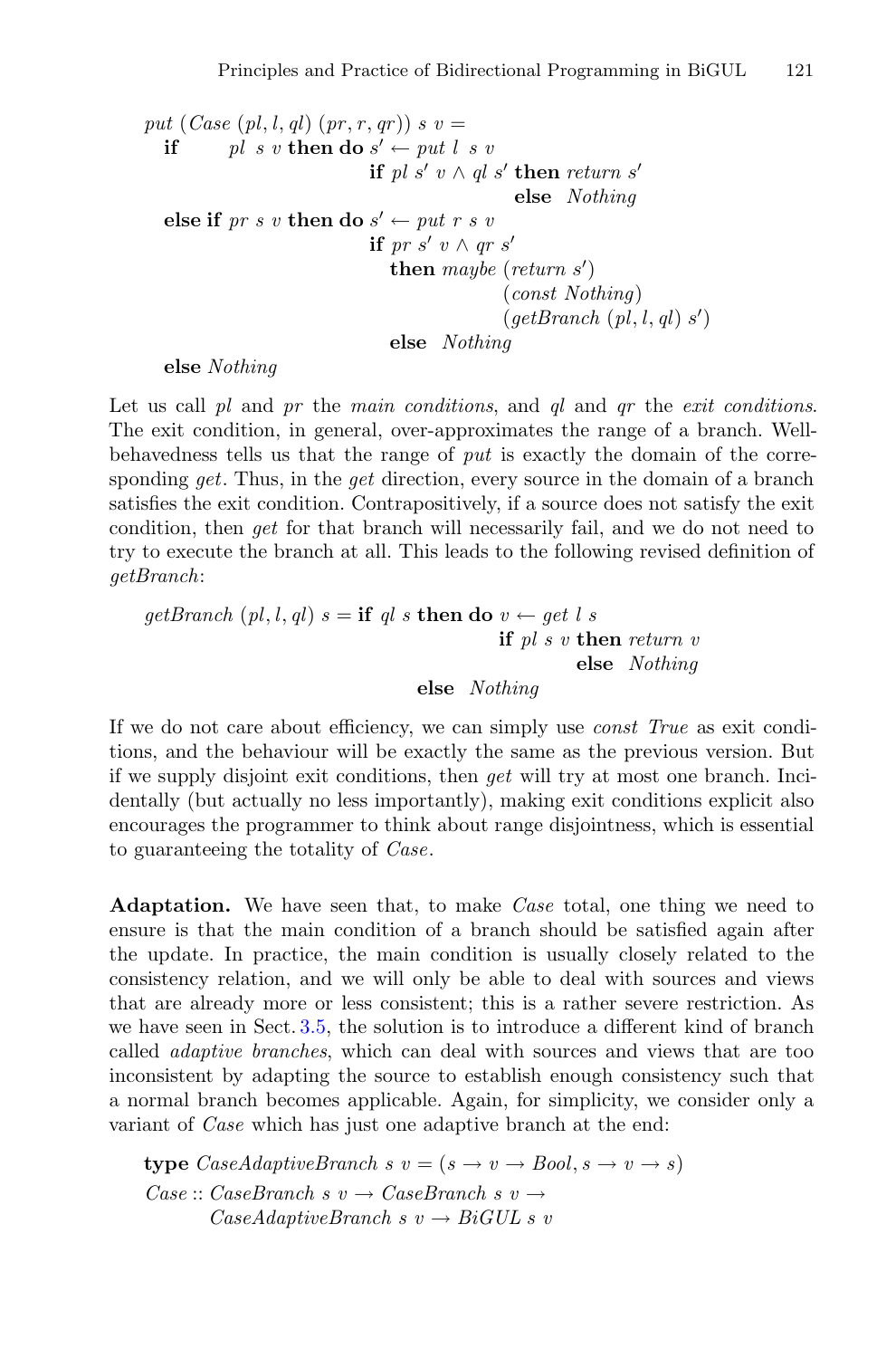```
put (Case (pl, l, ql) (pr, r, qr)) s v =
  if      pl s v then do s' ← put l s v
                         if pl s' v ∧ ql s' then return s'
                                            else Nothing
  else if pr s v then do s' ← put r s v
                         if pr s' v ∧ qr s'
                           then maybe (return s')
                                      (const Nothing)
                                      (getBranch (pl, l, ql) s')
                           else Nothing
  else Nothing
```

Let us call *pl* and *pr* the *main conditions*, and *ql* and *qr* the *exit conditions*. The exit condition, in general, over-approximates the range of a branch. Well-behavedness tells us that the range of *put* is exactly the domain of the corresponding *get*. Thus, in the *get* direction, every source in the domain of a branch satisfies the exit condition. Contrapositively, if a source does not satisfy the exit condition, then *get* for that branch will necessarily fail, and we do not need to try to execute the branch at all. This leads to the following revised definition of *getBranch*:

```
getBranch (pl, l, ql) s = if ql s then do v ← get l s
                                          if pl s v then return v
                                                    else Nothing
                                  else Nothing
```

If we do not care about efficiency, we can simply use *const True* as exit conditions, and the behaviour will be exactly the same as the previous version. But if we supply disjoint exit conditions, then *get* will try at most one branch. Incidentally (but actually no less importantly), making exit conditions explicit also encourages the programmer to think about range disjointness, which is essential to guaranteeing the totality of *Case*.

**Adaptation.** We have seen that, to make *Case* total, one thing we need to ensure is that the main condition of a branch should be satisfied again after the update. In practice, the main condition is usually closely related to the consistency relation, and we will only be able to deal with sources and views that are already more or less consistent; this is a rather severe restriction. As we have seen in Sect. 3.5, the solution is to introduce a different kind of branch called *adaptive branches*, which can deal with sources and views that are too inconsistent by adapting the source to establish enough consistency such that a normal branch becomes applicable. Again, for simplicity, we consider only a variant of *Case* which has just one adaptive branch at the end:

```
type CaseAdaptiveBranch s v = (s → v → Bool, s → v → s)
Case :: CaseBranch s v → CaseBranch s v →
        CaseAdaptiveBranch s v → BiGUL s v
```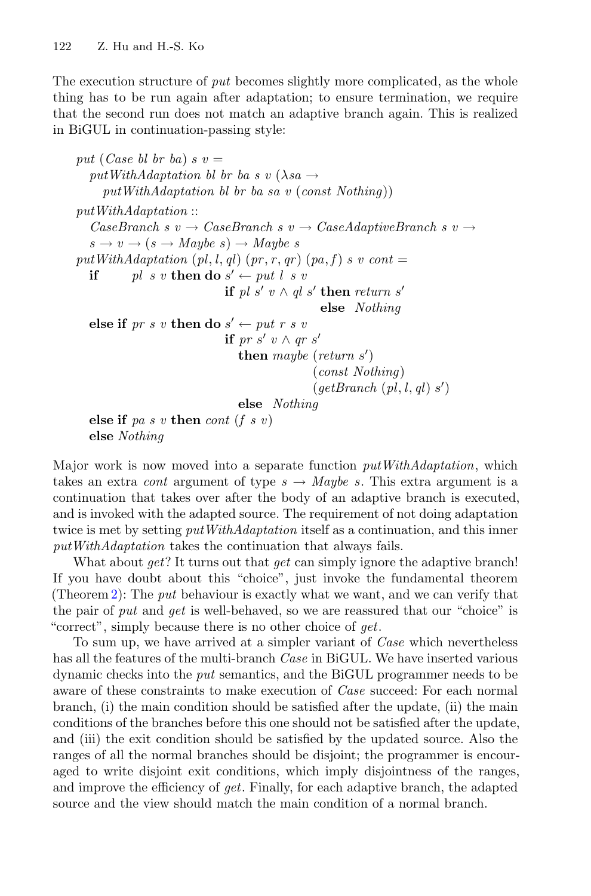The execution structure of *put* becomes slightly more complicated, as the whole thing has to be run again after adaptation; to ensure termination, we require that the second run does not match an adaptive branch again. This is realized in BiGUL in continuation-passing style:

```
put (Case bl br ba) s v =
  putWithAdaptation bl br ba s v (λsa →
    putWithAdaptation bl br ba sa v (const Nothing))
putWithAdaptation ::
  CaseBranch s v → CaseBranch s v → CaseAdaptiveBranch s v →
  s → v → (s → Maybe s) → Maybe s
putWithAdaptation (pl, l, ql) (pr, r, qr) (pa, f) s v cont =
  if      pl s v then do s' ← put l s v
                        if pl s' v ∧ ql s' then return s'
                                              else  Nothing
  else if pr s v then do s' ← put r s v
                        if pr s' v ∧ qr s'
                          then maybe (return s')
                                      (const Nothing)
                                      (getBranch (pl, l, ql) s')
                          else  Nothing
  else if pa s v then cont (f s v)
  else Nothing
```

Major work is now moved into a separate function *putWithAdaptation*, which takes an extra *cont* argument of type $s \rightarrow Maybe\ s$. This extra argument is a continuation that takes over after the body of an adaptive branch is executed, and is invoked with the adapted source. The requirement of not doing adaptation twice is met by setting *putWithAdaptation* itself as a continuation, and this inner *putWithAdaptation* takes the continuation that always fails.

What about *get*? It turns out that *get* can simply ignore the adaptive branch! If you have doubt about this "choice", just invoke the fundamental theorem (Theorem 2): The *put* behaviour is exactly what we want, and we can verify that the pair of *put* and *get* is well-behaved, so we are reassured that our "choice" is "correct", simply because there is no other choice of *get*.

To sum up, we have arrived at a simpler variant of *Case* which nevertheless has all the features of the multi-branch *Case* in BiGUL. We have inserted various dynamic checks into the *put* semantics, and the BiGUL programmer needs to be aware of these constraints to make execution of *Case* succeed: For each normal branch, (i) the main condition should be satisfied after the update, (ii) the main conditions of the branches before this one should not be satisfied after the update, and (iii) the exit condition should be satisfied by the updated source. Also the ranges of all the normal branches should be disjoint; the programmer is encouraged to write disjoint exit conditions, which imply disjointness of the ranges, and improve the efficiency of *get*. Finally, for each adaptive branch, the adapted source and the view should match the main condition of a normal branch.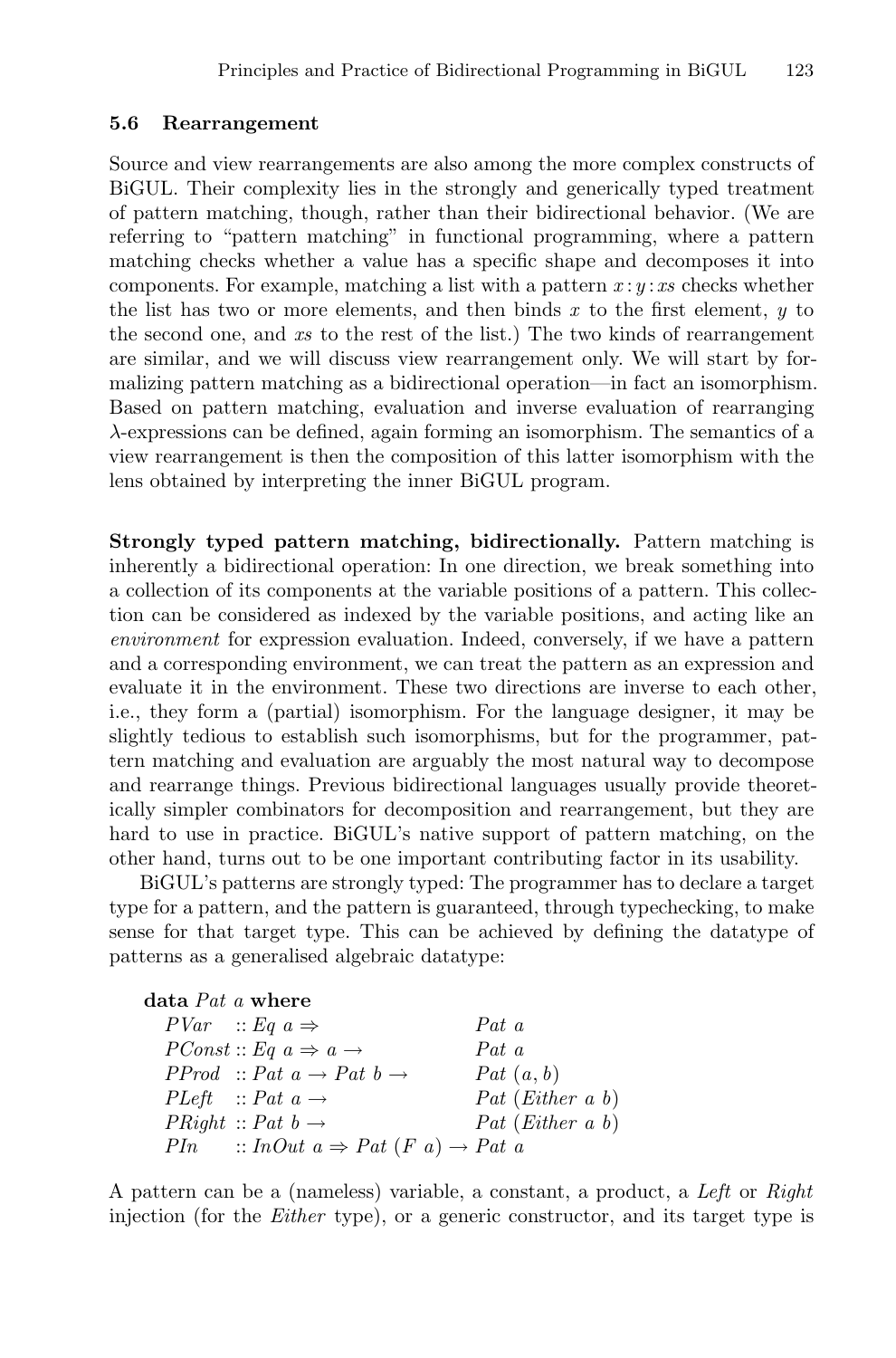### 5.6 Rearrangement

Source and view rearrangements are also among the more complex constructs of BiGUL. Their complexity lies in the strongly and generically typed treatment of pattern matching, though, rather than their bidirectional behavior. (We are referring to "pattern matching" in functional programming, where a pattern matching checks whether a value has a specific shape and decomposes it into components. For example, matching a list with a pattern $x : y : xs$ checks whether the list has two or more elements, and then binds $x$ to the first element, $y$ to the second one, and $xs$ to the rest of the list.) The two kinds of rearrangement are similar, and we will discuss view rearrangement only. We will start by formalizing pattern matching as a bidirectional operation—in fact an isomorphism. Based on pattern matching, evaluation and inverse evaluation of rearranging $\lambda$-expressions can be defined, again forming an isomorphism. The semantics of a view rearrangement is then the composition of this latter isomorphism with the lens obtained by interpreting the inner BiGUL program.

**Strongly typed pattern matching, bidirectionally.** Pattern matching is inherently a bidirectional operation: In one direction, we break something into a collection of its components at the variable positions of a pattern. This collection can be considered as indexed by the variable positions, and acting like an *environment* for expression evaluation. Indeed, conversely, if we have a pattern and a corresponding environment, we can treat the pattern as an expression and evaluate it in the environment. These two directions are inverse to each other, i.e., they form a (partial) isomorphism. For the language designer, it may be slightly tedious to establish such isomorphisms, but for the programmer, pattern matching and evaluation are arguably the most natural way to decompose and rearrange things. Previous bidirectional languages usually provide theoretically simpler combinators for decomposition and rearrangement, but they are hard to use in practice. BiGUL's native support of pattern matching, on the other hand, turns out to be one important contributing factor in its usability.

BiGUL's patterns are strongly typed: The programmer has to declare a target type for a pattern, and the pattern is guaranteed, through typechecking, to make sense for that target type. This can be achieved by defining the datatype of patterns as a generalised algebraic datatype:

```
data Pat a where
  PVar   :: Eq a ⇒                  Pat a
  PConst :: Eq a ⇒ a →              Pat a
  PProd  :: Pat a → Pat b →         Pat (a, b)
  PLeft  :: Pat a →                 Pat (Either a b)
  PRight :: Pat b →                 Pat (Either a b)
  PIn    :: InOut a ⇒ Pat (F a) → Pat a
```

A pattern can be a (nameless) variable, a constant, a product, a *Left* or *Right* injection (for the *Either* type), or a generic constructor, and its target type is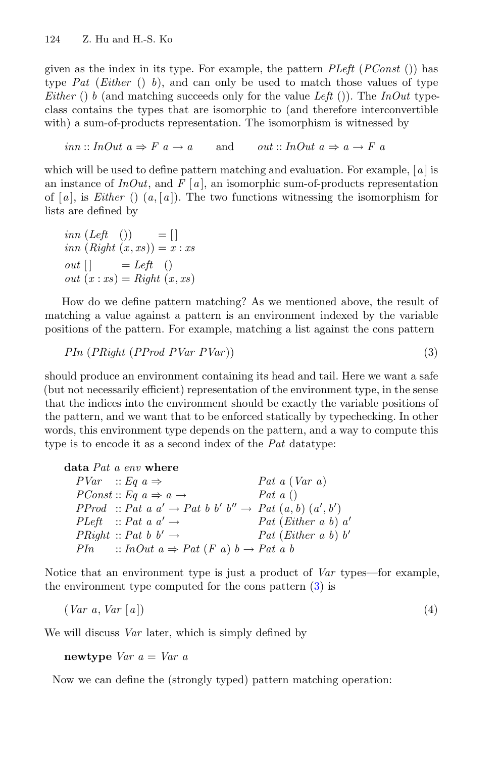given as the index in its type. For example, the pattern *PLeft* (*PConst* ()) has type *Pat* (*Either* () *b*), and can only be used to match those values of type *Either* () *b* (and matching succeeds only for the value *Left* ()). The *InOut* typeclass contains the types that are isomorphic to (and therefore interconvertible with) a sum-of-products representation. The isomorphism is witnessed by

```
inn :: InOut a ⇒ F a → a        and        out :: InOut a ⇒ a → F a
```

which will be used to define pattern matching and evaluation. For example, [*a*] is an instance of *InOut*, and *F* [*a*], an isomorphic sum-of-products representation of [*a*], is *Either* () (*a*, [*a*]). The two functions witnessing the isomorphism for lists are defined by

```
inn (Left   ())      = []
inn (Right (x, xs)) = x : xs
out []       = Left   ()
out (x : xs) = Right (x, xs)
```

How do we define pattern matching? As we mentioned above, the result of matching a value against a pattern is an environment indexed by the variable positions of the pattern. For example, matching a list against the cons pattern

```
PIn (PRight (PProd PVar PVar))                                    (3)
```

should produce an environment containing its head and tail. Here we want a safe (but not necessarily efficient) representation of the environment type, in the sense that the indices into the environment should be exactly the variable positions of the pattern, and we want that to be enforced statically by typechecking. In other words, this environment type depends on the pattern, and a way to compute this type is to encode it as a second index of the *Pat* datatype:

```
data Pat a env where
  PVar   :: Eq a ⇒                       Pat a (Var a)
  PConst :: Eq a ⇒ a →                   Pat a ()
  PProd  :: Pat a a' → Pat b b' b'' →    Pat (a, b) (a', b')
  PLeft  :: Pat a a' →                   Pat (Either a b) a'
  PRight :: Pat b b' →                   Pat (Either a b) b'
  PIn    :: InOut a ⇒ Pat (F a) b →      Pat a b
```

Notice that an environment type is just a product of *Var* types—for example, the environment type computed for the cons pattern (3) is

```
(Var a, Var [a])                                                  (4)
```

We will discuss *Var* later, which is simply defined by

```
newtype Var a = Var a
```

Now we can define the (strongly typed) pattern matching operation: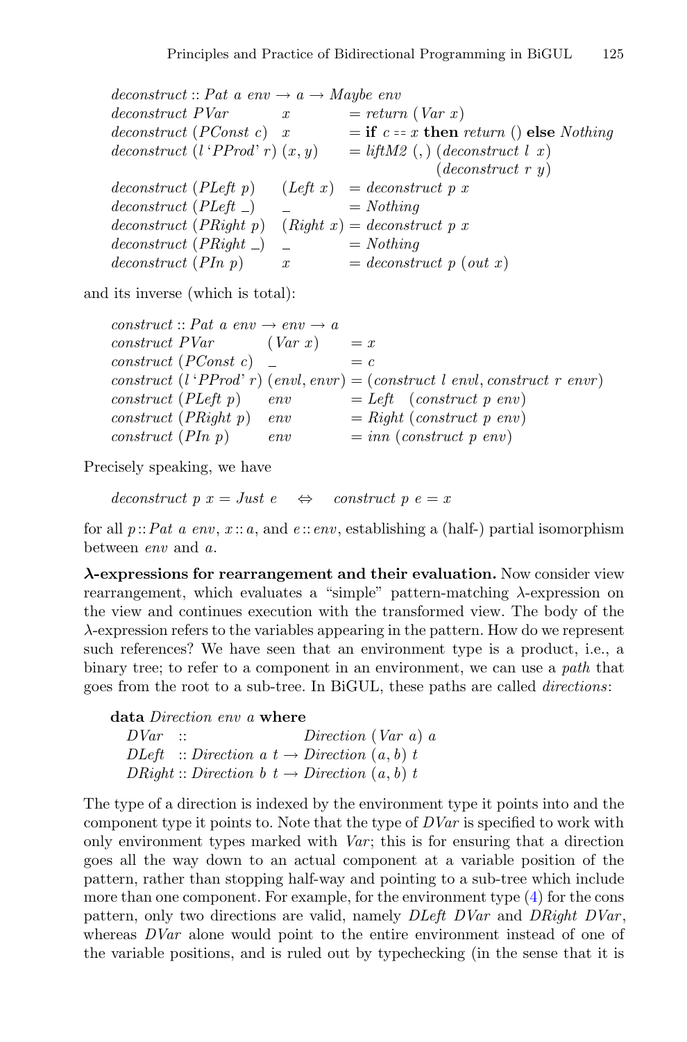```
deconstruct :: Pat a env → a → Maybe env
deconstruct PVar          x          = return (Var x)
deconstruct (PConst c)    x          = if c == x then return () else Nothing
deconstruct (l ‘PProd’ r) (x, y)     = liftM2 (,) (deconstruct l x)
                                                  (deconstruct r y)
deconstruct (PLeft p)     (Left x)   = deconstruct p x
deconstruct (PLeft _)     _          = Nothing
deconstruct (PRight p)    (Right x)  = deconstruct p x
deconstruct (PRight _)    _          = Nothing
deconstruct (PIn p)       x          = deconstruct p (out x)
```

and its inverse (which is total):

```
construct :: Pat a env → env → a
construct PVar          (Var x)      = x
construct (PConst c)    _            = c
construct (l ‘PProd’ r) (envl, envr) = (construct l envl, construct r envr)
construct (PLeft p)     env          = Left  (construct p env)
construct (PRight p)    env          = Right (construct p env)
construct (PIn p)       env          = inn (construct p env)
```

Precisely speaking, we have

$$\textit{deconstruct}\ p\ x = \textit{Just}\ e \quad \Leftrightarrow \quad \textit{construct}\ p\ e = x$$

for all $p :: \textit{Pat a env}$, $x :: a$, and $e :: \textit{env}$, establishing a (half-) partial isomorphism between *env* and *a*.

**λ-expressions for rearrangement and their evaluation.** Now consider view rearrangement, which evaluates a "simple" pattern-matching λ-expression on the view and continues execution with the transformed view. The body of the λ-expression refers to the variables appearing in the pattern. How do we represent such references? We have seen that an environment type is a product, i.e., a binary tree; to refer to a component in an environment, we can use a *path* that goes from the root to a sub-tree. In BiGUL, these paths are called *directions*:

```
data Direction env a where
  DVar   ::                     Direction (Var a) a
  DLeft  :: Direction a t → Direction (a, b) t
  DRight :: Direction b t → Direction (a, b) t
```

The type of a direction is indexed by the environment type it points into and the component type it points to. Note that the type of *DVar* is specified to work with only environment types marked with *Var*; this is for ensuring that a direction goes all the way down to an actual component at a variable position of the pattern, rather than stopping half-way and pointing to a sub-tree which include more than one component. For example, for the environment type (4) for the cons pattern, only two directions are valid, namely *DLeft DVar* and *DRight DVar*, whereas *DVar* alone would point to the entire environment instead of one of the variable positions, and is ruled out by typechecking (in the sense that it is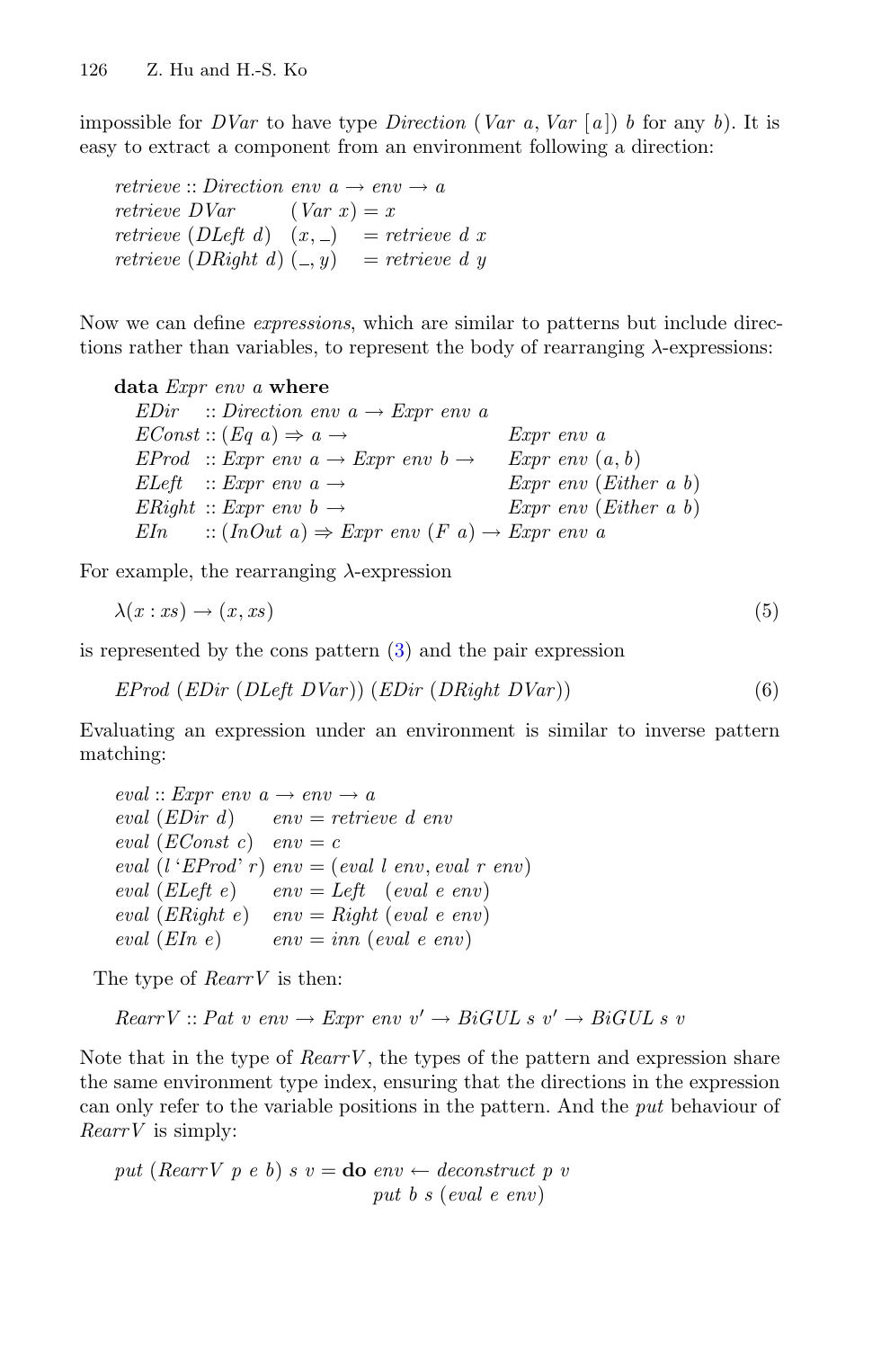impossible for *DVar* to have type *Direction* (*Var a*, *Var* [*a*]) *b* for any *b*). It is easy to extract a component from an environment following a direction:

```
retrieve :: Direction env a → env → a
retrieve DVar       (Var x) = x
retrieve (DLeft d)  (x, _)  = retrieve d x
retrieve (DRight d) (_, y)  = retrieve d y
```

Now we can define *expressions*, which are similar to patterns but include directions rather than variables, to represent the body of rearranging λ-expressions:

```
data Expr env a where
  EDir   :: Direction env a → Expr env a
  EConst :: (Eq a) ⇒ a →                  Expr env a
  EProd  :: Expr env a → Expr env b →     Expr env (a, b)
  ELeft  :: Expr env a →                  Expr env (Either a b)
  ERight :: Expr env b →                  Expr env (Either a b)
  EIn    :: (InOut a) ⇒ Expr env (F a) → Expr env a
```

For example, the rearranging λ-expression

$$\lambda(x : xs) \rightarrow (x, xs) \tag{5}$$

is represented by the cons pattern (3) and the pair expression

$$EProd\ (EDir\ (DLeft\ DVar))\ (EDir\ (DRight\ DVar)) \tag{6}$$

Evaluating an expression under an environment is similar to inverse pattern matching:

```
eval :: Expr env a → env → a
eval (EDir d)        env = retrieve d env
eval (EConst c)      env = c
eval (l `EProd` r)   env = (eval l env, eval r env)
eval (ELeft e)       env = Left  (eval e env)
eval (ERight e)      env = Right (eval e env)
eval (EIn e)         env = inn (eval e env)
```

The type of *RearrV* is then:

```
RearrV :: Pat v env → Expr env v' → BiGUL s v' → BiGUL s v
```

Note that in the type of *RearrV*, the types of the pattern and expression share the same environment type index, ensuring that the directions in the expression can only refer to the variable positions in the pattern. And the *put* behaviour of *RearrV* is simply:

```
put (RearrV p e b) s v = do env ← deconstruct p v
                            put b s (eval e env)
```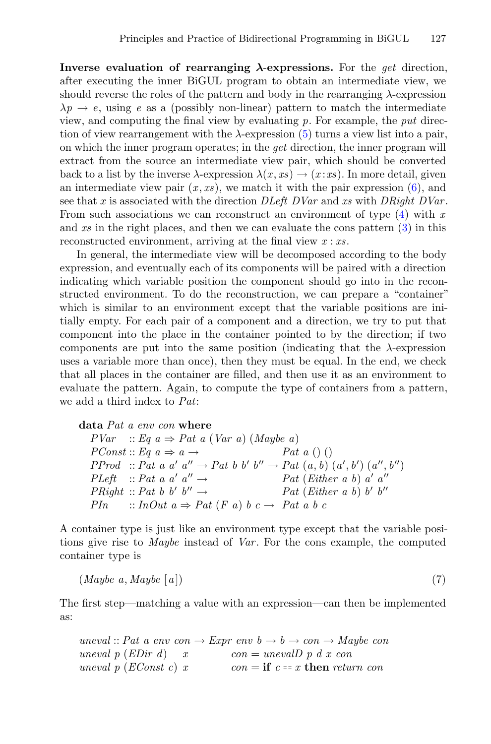**Inverse evaluation of rearranging λ-expressions.** For the *get* direction, after executing the inner BiGUL program to obtain an intermediate view, we should reverse the roles of the pattern and body in the rearranging λ-expression $\lambda p \rightarrow e$, using $e$ as a (possibly non-linear) pattern to match the intermediate view, and computing the final view by evaluating $p$. For example, the *put* direction of view rearrangement with the λ-expression (5) turns a view list into a pair, on which the inner program operates; in the *get* direction, the inner program will extract from the source an intermediate view pair, which should be converted back to a list by the inverse λ-expression $\lambda(x, xs) \rightarrow (x{:}xs)$. In more detail, given an intermediate view pair $(x, xs)$, we match it with the pair expression (6), and see that $x$ is associated with the direction *DLeft DVar* and $xs$ with *DRight DVar*. From such associations we can reconstruct an environment of type (4) with $x$ and $xs$ in the right places, and then we can evaluate the cons pattern (3) in this reconstructed environment, arriving at the final view $x : xs$.

In general, the intermediate view will be decomposed according to the body expression, and eventually each of its components will be paired with a direction indicating which variable position the component should go into in the reconstructed environment. To do the reconstruction, we can prepare a "container" which is similar to an environment except that the variable positions are initially empty. For each pair of a component and a direction, we try to put that component into the place in the container pointed to by the direction; if two components are put into the same position (indicating that the λ-expression uses a variable more than once), then they must be equal. In the end, we check that all places in the container are filled, and then use it as an environment to evaluate the pattern. Again, to compute the type of containers from a pattern, we add a third index to *Pat*:

```
data Pat a env con where
  PVar   :: Eq a ⇒ Pat a (Var a) (Maybe a)
  PConst :: Eq a ⇒ a →                      Pat a () ()
  PProd  :: Pat a a' a'' → Pat b b' b'' → Pat (a, b) (a', b') (a'', b'')
  PLeft  :: Pat a a' a'' →                  Pat (Either a b) a' a''
  PRight :: Pat b b' b'' →                  Pat (Either a b) b' b''
  PIn    :: InOut a ⇒ Pat (F a) b c →      Pat a b c
```

A container type is just like an environment type except that the variable positions give rise to *Maybe* instead of *Var*. For the cons example, the computed container type is

$$(\mathit{Maybe}\ a, \mathit{Maybe}\ [a]) \tag{7}$$

The first step—matching a value with an expression—can then be implemented as:

```
uneval :: Pat a env con → Expr env b → b → con → Maybe con
uneval p (EDir d)   x   con = unevalD p d x con
uneval p (EConst c) x   con = if c == x then return con
```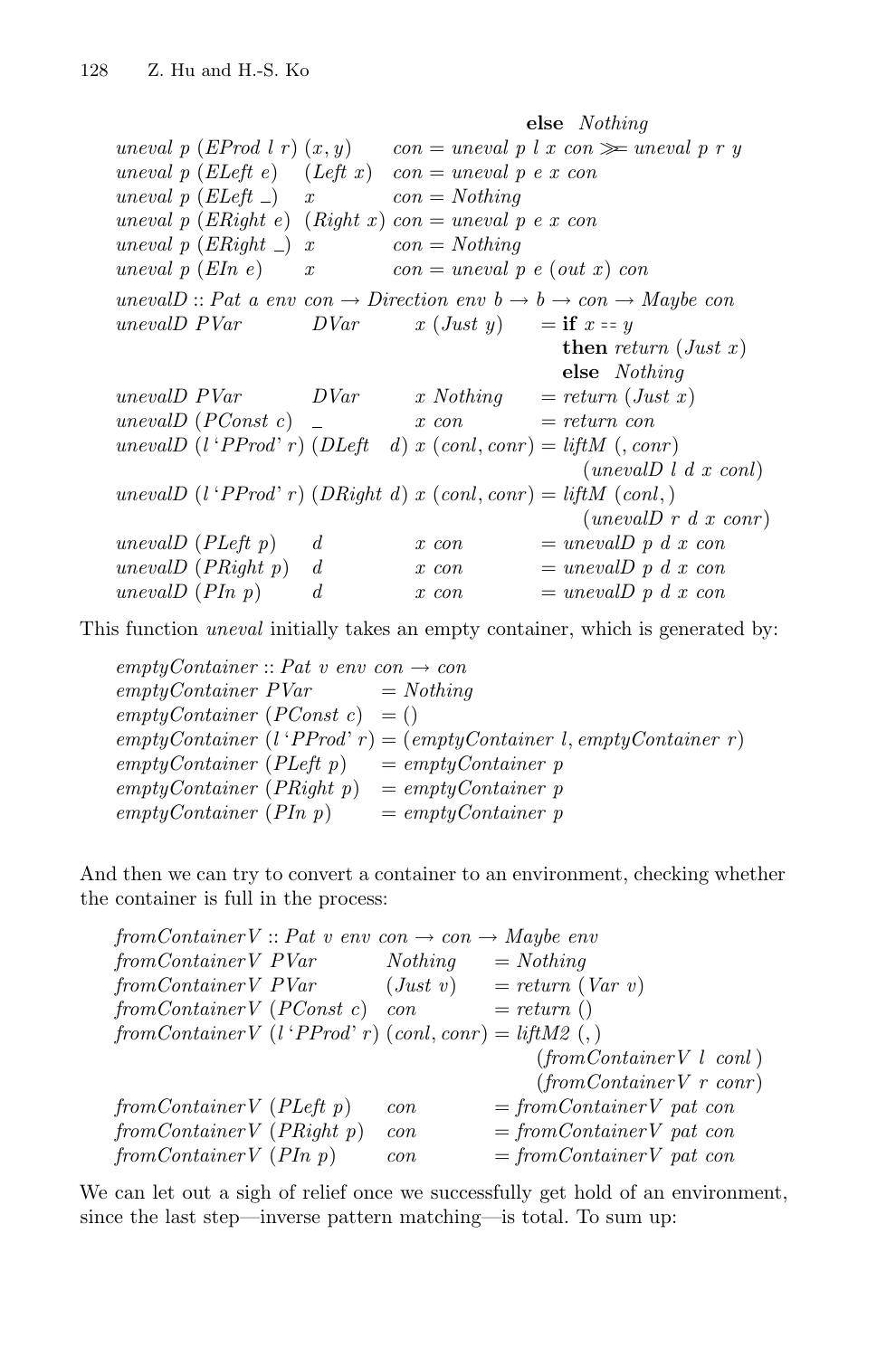```
                                              else Nothing
uneval p (EProd l r) (x, y)     con = uneval p l x con >>= uneval p r y
uneval p (ELeft e)   (Left x)   con = uneval p e x con
uneval p (ELeft _)   x          con = Nothing
uneval p (ERight e)  (Right x)  con = uneval p e x con
uneval p (ERight _)  x          con = Nothing
uneval p (EIn e)     x          con = uneval p e (out x) con

unevalD :: Pat a env con → Direction env b → b → con → Maybe con
unevalD PVar        DVar       x (Just y)     = if x == y
                                                  then return (Just x)
                                                  else Nothing
unevalD PVar        DVar       x Nothing      = return (Just x)
unevalD (PConst c)  _          x con          = return con
unevalD (l ‘PProd’ r) (DLeft  d) x (conl, conr) = liftM (, conr)
                                                    (unevalD l d x conl)
unevalD (l ‘PProd’ r) (DRight d) x (conl, conr) = liftM (conl, )
                                                    (unevalD r d x conr)
unevalD (PLeft p)   d          x con          = unevalD p d x con
unevalD (PRight p)  d          x con          = unevalD p d x con
unevalD (PIn p)     d          x con          = unevalD p d x con
```

This function *uneval* initially takes an empty container, which is generated by:

```
emptyContainer :: Pat v env con → con
emptyContainer PVar          = Nothing
emptyContainer (PConst c)    = ()
emptyContainer (l ‘PProd’ r) = (emptyContainer l, emptyContainer r)
emptyContainer (PLeft p)     = emptyContainer p
emptyContainer (PRight p)    = emptyContainer p
emptyContainer (PIn p)       = emptyContainer p
```

And then we can try to convert a container to an environment, checking whether the container is full in the process:

```
fromContainerV :: Pat v env con → con → Maybe env
fromContainerV PVar          Nothing      = Nothing
fromContainerV PVar          (Just v)     = return (Var v)
fromContainerV (PConst c)    con          = return ()
fromContainerV (l ‘PProd’ r) (conl, conr) = liftM2 (, )
                                               (fromContainerV l conl)
                                               (fromContainerV r conr)
fromContainerV (PLeft p)     con          = fromContainerV pat con
fromContainerV (PRight p)    con          = fromContainerV pat con
fromContainerV (PIn p)       con          = fromContainerV pat con
```

We can let out a sigh of relief once we successfully get hold of an environment, since the last step—inverse pattern matching—is total. To sum up: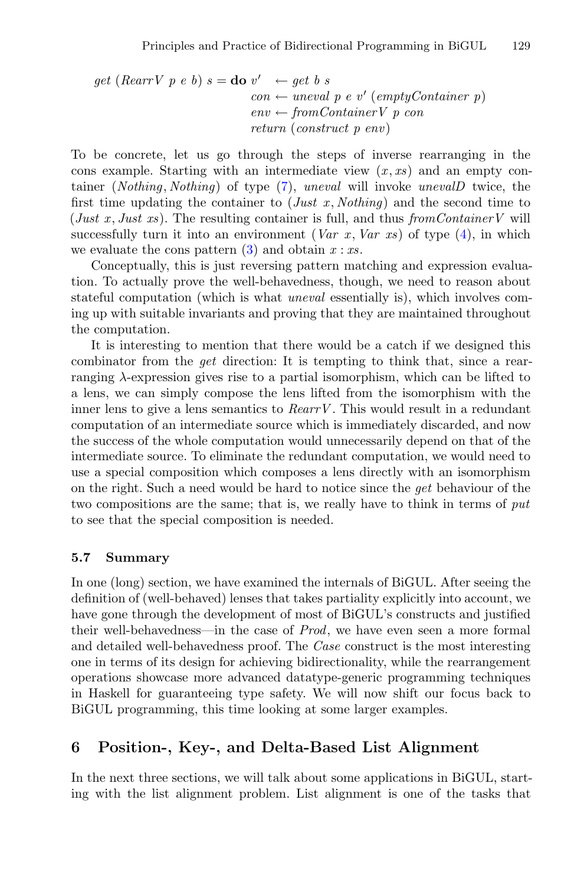$$
\begin{aligned}
\mathit{get}\ (\mathit{RearrV}\ p\ e\ b)\ s = \mathbf{do}\ & v' \quad \leftarrow \mathit{get}\ b\ s \\
& \mathit{con} \leftarrow \mathit{uneval}\ p\ e\ v'\ (\mathit{emptyContainer}\ p) \\
& \mathit{env} \leftarrow \mathit{fromContainerV}\ p\ \mathit{con} \\
& \mathit{return}\ (\mathit{construct}\ p\ \mathit{env})
\end{aligned}
$$

To be concrete, let us go through the steps of inverse rearranging in the cons example. Starting with an intermediate view $(x, xs)$ and an empty container $(\mathit{Nothing}, \mathit{Nothing})$ of type (7), *uneval* will invoke *unevalD* twice, the first time updating the container to $(\mathit{Just}\ x, \mathit{Nothing})$ and the second time to $(\mathit{Just}\ x, \mathit{Just}\ xs)$. The resulting container is full, and thus *fromContainerV* will successfully turn it into an environment $(\mathit{Var}\ x, \mathit{Var}\ xs)$ of type (4), in which we evaluate the cons pattern (3) and obtain $x : xs$.

Conceptually, this is just reversing pattern matching and expression evaluation. To actually prove the well-behavedness, though, we need to reason about stateful computation (which is what *uneval* essentially is), which involves coming up with suitable invariants and proving that they are maintained throughout the computation.

It is interesting to mention that there would be a catch if we designed this combinator from the *get* direction: It is tempting to think that, since a rearranging $\lambda$-expression gives rise to a partial isomorphism, which can be lifted to a lens, we can simply compose the lens lifted from the isomorphism with the inner lens to give a lens semantics to *RearrV*. This would result in a redundant computation of an intermediate source which is immediately discarded, and now the success of the whole computation would unnecessarily depend on that of the intermediate source. To eliminate the redundant computation, we would need to use a special composition which composes a lens directly with an isomorphism on the right. Such a need would be hard to notice since the *get* behaviour of the two compositions are the same; that is, we really have to think in terms of *put* to see that the special composition is needed.

### 5.7 Summary

In one (long) section, we have examined the internals of BiGUL. After seeing the definition of (well-behaved) lenses that takes partiality explicitly into account, we have gone through the development of most of BiGUL's constructs and justified their well-behavedness—in the case of *Prod*, we have even seen a more formal and detailed well-behavedness proof. The *Case* construct is the most interesting one in terms of its design for achieving bidirectionality, while the rearrangement operations showcase more advanced datatype-generic programming techniques in Haskell for guaranteeing type safety. We will now shift our focus back to BiGUL programming, this time looking at some larger examples.

## 6 Position-, Key-, and Delta-Based List Alignment

In the next three sections, we will talk about some applications in BiGUL, starting with the list alignment problem. List alignment is one of the tasks that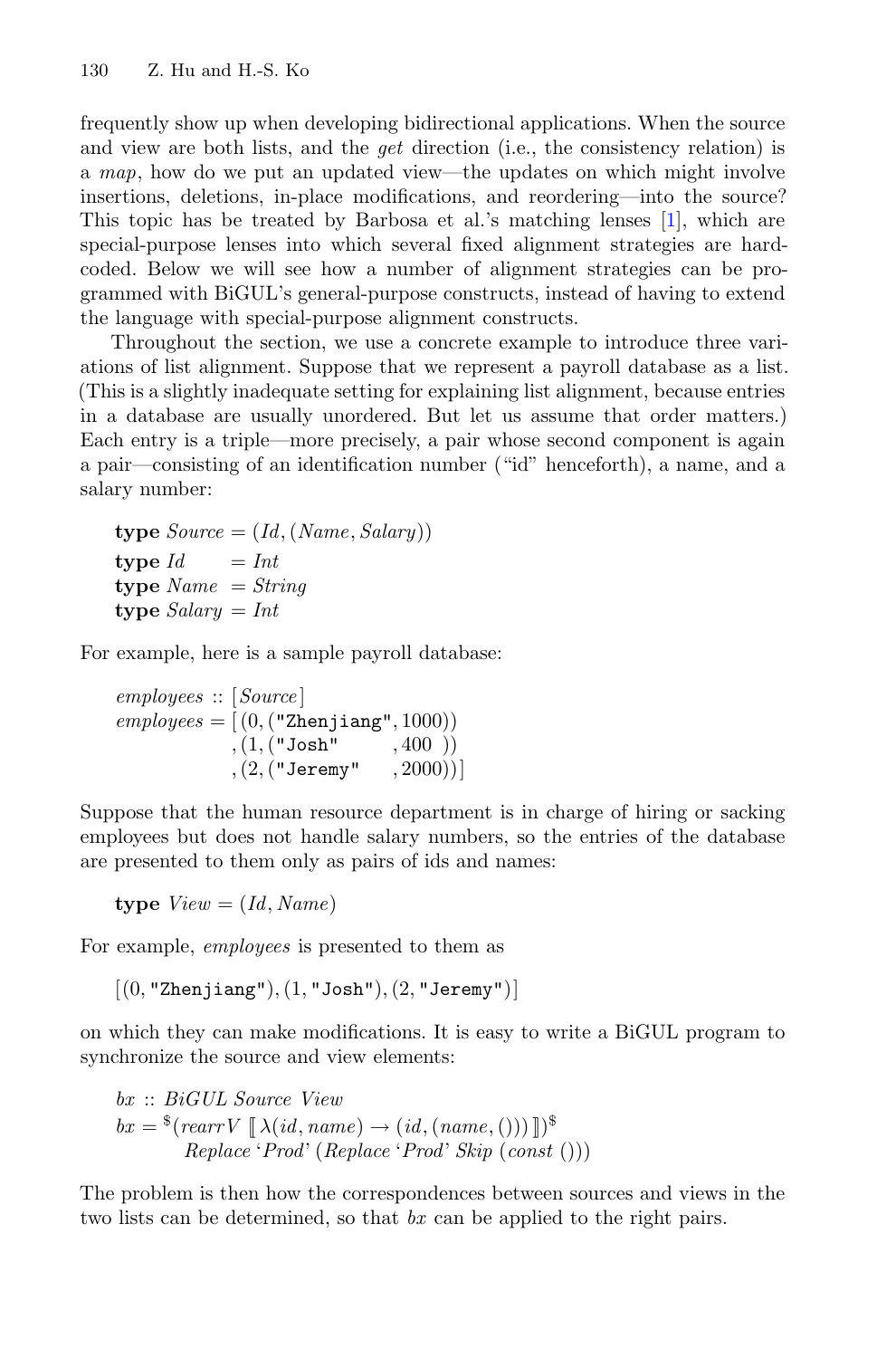frequently show up when developing bidirectional applications. When the source and view are both lists, and the *get* direction (i.e., the consistency relation) is a *map*, how do we put an updated view—the updates on which might involve insertions, deletions, in-place modifications, and reordering—into the source? This topic has be treated by Barbosa et al.'s matching lenses [1], which are special-purpose lenses into which several fixed alignment strategies are hard-coded. Below we will see how a number of alignment strategies can be programmed with BiGUL's general-purpose constructs, instead of having to extend the language with special-purpose alignment constructs.

Throughout the section, we use a concrete example to introduce three variations of list alignment. Suppose that we represent a payroll database as a list. (This is a slightly inadequate setting for explaining list alignment, because entries in a database are usually unordered. But let us assume that order matters.) Each entry is a triple—more precisely, a pair whose second component is again a pair—consisting of an identification number ("id" henceforth), a name, and a salary number:

```
type Source = (Id, (Name, Salary))
type Id     = Int
type Name   = String
type Salary = Int
```

For example, here is a sample payroll database:

```
employees :: [Source]
employees = [ (0, ("Zhenjiang", 1000))
            , (1, ("Josh"     , 400  ))
            , (2, ("Jeremy"   , 2000))]
```

Suppose that the human resource department is in charge of hiring or sacking employees but does not handle salary numbers, so the entries of the database are presented to them only as pairs of ids and names:

```
type View = (Id, Name)
```

For example, *employees* is presented to them as

```
[(0, "Zhenjiang"), (1, "Josh"), (2, "Jeremy")]
```

on which they can make modifications. It is easy to write a BiGUL program to synchronize the source and view elements:

```
bx :: BiGUL Source View
bx = $(rearrV [| λ(id, name) → (id, (name, ())) |])$
        Replace ‘Prod‘ (Replace ‘Prod‘ Skip (const ()))
```

The problem is then how the correspondences between sources and views in the two lists can be determined, so that *bx* can be applied to the right pairs.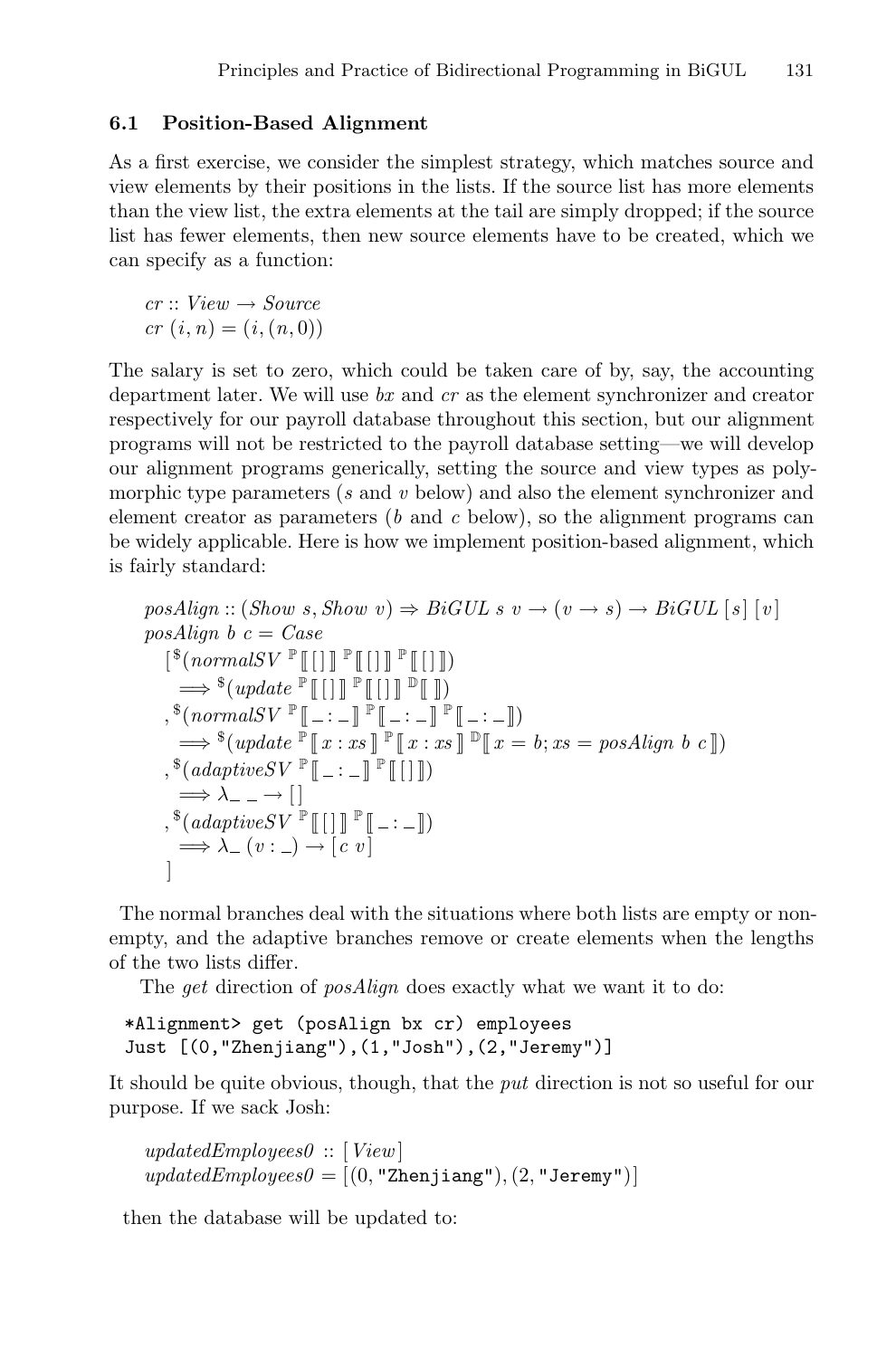### 6.1 Position-Based Alignment

As a first exercise, we consider the simplest strategy, which matches source and view elements by their positions in the lists. If the source list has more elements than the view list, the extra elements at the tail are simply dropped; if the source list has fewer elements, then new source elements have to be created, which we can specify as a function:

$$
\begin{array}{l}
\mathit{cr} :: \mathit{View} \to \mathit{Source} \\
\mathit{cr}\ (i, n) = (i, (n, 0))
\end{array}
$$

The salary is set to zero, which could be taken care of by, say, the accounting department later. We will use *bx* and *cr* as the element synchronizer and creator respectively for our payroll database throughout this section, but our alignment programs will not be restricted to the payroll database setting—we will develop our alignment programs generically, setting the source and view types as polymorphic type parameters ($s$ and $v$ below) and also the element synchronizer and element creator as parameters ($b$ and $c$ below), so the alignment programs can be widely applicable. Here is how we implement position-based alignment, which is fairly standard:

$$
\begin{array}{l}
\mathit{posAlign} :: (\mathit{Show}\ s, \mathit{Show}\ v) \Rightarrow \mathit{BiGUL}\ s\ v \to (v \to s) \to \mathit{BiGUL}\ [s]\ [v] \\
\mathit{posAlign}\ b\ c = \mathit{Case} \\
\quad [\,^{\$}(\mathit{normalSV}\ ^{\mathbb{P}}[\![\,[\,]\,]\!]\ ^{\mathbb{P}}[\![\,[\,]\,]\!]\ ^{\mathbb{P}}[\![\,[\,]\,]\!]) \\
\quad\quad \Longrightarrow\ ^{\$}(\mathit{update}\ ^{\mathbb{P}}[\![\,[\,]\,]\!]\ ^{\mathbb{P}}[\![\,[\,]\,]\!]\ ^{\mathbb{D}}[\![\ ]\!]) \\
\quad ,\,^{\$}(\mathit{normalSV}\ ^{\mathbb{P}}[\![\,\_ : \_\,]\!]\ ^{\mathbb{P}}[\![\,\_ : \_\,]\!]\ ^{\mathbb{P}}[\![\,\_ : \_\,]\!]) \\
\quad\quad \Longrightarrow\ ^{\$}(\mathit{update}\ ^{\mathbb{P}}[\![\,x : xs\,]\!]\ ^{\mathbb{P}}[\![\,x : xs\,]\!]\ ^{\mathbb{D}}[\![\,x = b; xs = \mathit{posAlign}\ b\ c\,]\!]) \\
\quad ,\,^{\$}(\mathit{adaptiveSV}\ ^{\mathbb{P}}[\![\,\_ : \_\,]\!]\ ^{\mathbb{P}}[\![\,[\,]\,]\!]) \\
\quad\quad \Longrightarrow \lambda\_\ \_ \to [\,] \\
\quad ,\,^{\$}(\mathit{adaptiveSV}\ ^{\mathbb{P}}[\![\,[\,]\,]\!]\ ^{\mathbb{P}}[\![\,\_ : \_\,]\!]) \\
\quad\quad \Longrightarrow \lambda\_\ (v : \_) \to [\,c\ v\,] \\
\quad ]
\end{array}
$$

The normal branches deal with the situations where both lists are empty or non-empty, and the adaptive branches remove or create elements when the lengths of the two lists differ.

The *get* direction of *posAlign* does exactly what we want it to do:

```
*Alignment> get (posAlign bx cr) employees
Just [(0,"Zhenjiang"),(1,"Josh"),(2,"Jeremy")]
```

It should be quite obvious, though, that the *put* direction is not so useful for our purpose. If we sack Josh:

$$
\begin{array}{l}
\mathit{updatedEmployees0} :: [\,\mathit{View}\,] \\
\mathit{updatedEmployees0} = [(0, \texttt{"Zhenjiang"}), (2, \texttt{"Jeremy"})]
\end{array}
$$

then the database will be updated to: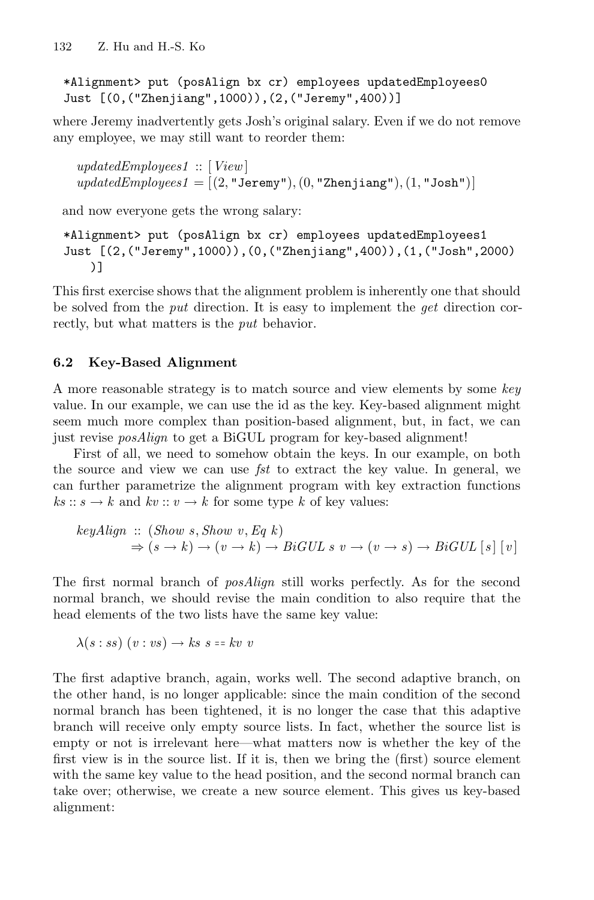```
*Alignment> put (posAlign bx cr) employees updatedEmployees0
Just [(0,("Zhenjiang",1000)),(2,("Jeremy",400))]
```

where Jeremy inadvertently gets Josh's original salary. Even if we do not remove any employee, we may still want to reorder them:

$updatedEmployees1 :: [View]$
$updatedEmployees1 = [(2, \texttt{"Jeremy"}), (0, \texttt{"Zhenjiang"}), (1, \texttt{"Josh"})]$

and now everyone gets the wrong salary:

```
*Alignment> put (posAlign bx cr) employees updatedEmployees1
Just [(2,("Jeremy",1000)),(0,("Zhenjiang",400)),(1,("Josh",2000)
    )]
```

This first exercise shows that the alignment problem is inherently one that should be solved from the *put* direction. It is easy to implement the *get* direction correctly, but what matters is the *put* behavior.

### 6.2 Key-Based Alignment

A more reasonable strategy is to match source and view elements by some *key* value. In our example, we can use the id as the key. Key-based alignment might seem much more complex than position-based alignment, but, in fact, we can just revise *posAlign* to get a BiGUL program for key-based alignment!

First of all, we need to somehow obtain the keys. In our example, on both the source and view we can use *fst* to extract the key value. In general, we can further parametrize the alignment program with key extraction functions $ks :: s \to k$ and $kv :: v \to k$ for some type $k$ of key values:

$$
\begin{aligned}
keyAlign \; &:: \; (Show\ s, Show\ v, Eq\ k) \\
&\Rightarrow (s \to k) \to (v \to k) \to BiGUL\ s\ v \to (v \to s) \to BiGUL\ [s]\ [v]
\end{aligned}
$$

The first normal branch of *posAlign* still works perfectly. As for the second normal branch, we should revise the main condition to also require that the head elements of the two lists have the same key value:

$$\lambda(s : ss)\ (v : vs) \to ks\ s == kv\ v$$

The first adaptive branch, again, works well. The second adaptive branch, on the other hand, is no longer applicable: since the main condition of the second normal branch has been tightened, it is no longer the case that this adaptive branch will receive only empty source lists. In fact, whether the source list is empty or not is irrelevant here—what matters now is whether the key of the first view is in the source list. If it is, then we bring the (first) source element with the same key value to the head position, and the second normal branch can take over; otherwise, we create a new source element. This gives us key-based alignment: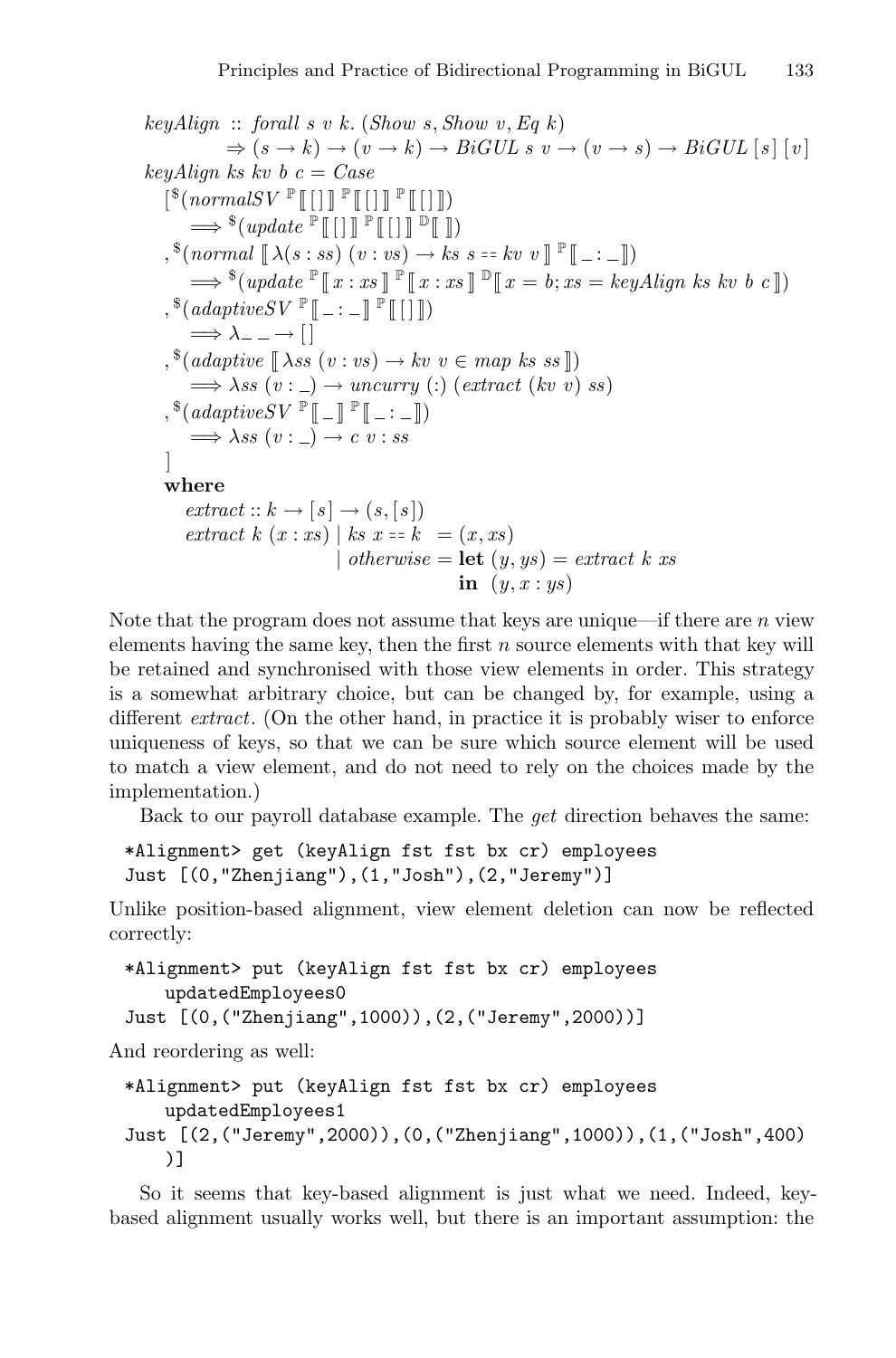```
keyAlign :: forall s v k. (Show s, Show v, Eq k)
         => (s -> k) -> (v -> k) -> BiGUL s v -> (v -> s) -> BiGUL [s] [v]
keyAlign ks kv b c = Case
  [$(normalSV [p| [] |] [p| [] |] [p| [] |])
     ==> $(update [p| [] |] [p| [] |] [d| |])
  ,$(normal [| \(s : ss) (v : vs) -> ks s == kv v |] [p| _ : _ |])
     ==> $(update [p| x : xs |] [p| x : xs |] [d| x = b; xs = keyAlign ks kv b c |])
  ,$(adaptiveSV [p| _ : _ |] [p| [] |])
     ==> \_ _ -> []
  ,$(adaptive [| \ss (v : vs) -> kv v ∈ map ks ss |])
     ==> \ss (v : _) -> uncurry (:) (extract (kv v) ss)
  ,$(adaptiveSV [p| _ |] [p| _ : _ |])
     ==> \ss (v : _) -> c v : ss
  ]
  where
    extract :: k -> [s] -> (s, [s])
    extract k (x : xs) | ks x == k  = (x, xs)
                       | otherwise = let (y, ys) = extract k xs
                                     in  (y, x : ys)
```

Note that the program does not assume that keys are unique—if there are $n$ view elements having the same key, then the first $n$ source elements with that key will be retained and synchronised with those view elements in order. This strategy is a somewhat arbitrary choice, but can be changed by, for example, using a different *extract*. (On the other hand, in practice it is probably wiser to enforce uniqueness of keys, so that we can be sure which source element will be used to match a view element, and do not need to rely on the choices made by the implementation.)

Back to our payroll database example. The *get* direction behaves the same:

```
*Alignment> get (keyAlign fst fst bx cr) employees
Just [(0,"Zhenjiang"),(1,"Josh"),(2,"Jeremy")]
```

Unlike position-based alignment, view element deletion can now be reflected correctly:

```
*Alignment> put (keyAlign fst fst bx cr) employees
    updatedEmployees0
Just [(0,("Zhenjiang",1000)),(2,("Jeremy",2000))]
```

And reordering as well:

```
*Alignment> put (keyAlign fst fst bx cr) employees
    updatedEmployees1
Just [(2,("Jeremy",2000)),(0,("Zhenjiang",1000)),(1,("Josh",400)
    )]
```

So it seems that key-based alignment is just what we need. Indeed, key-based alignment usually works well, but there is an important assumption: the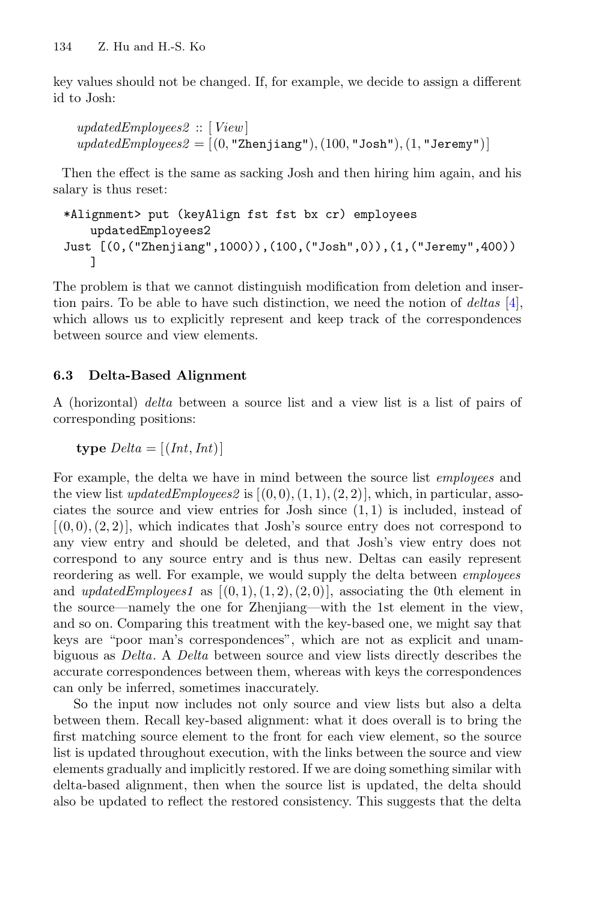key values should not be changed. If, for example, we decide to assign a different id to Josh:

$updatedEmployees2 :: [View]$
$updatedEmployees2 = [(0, \texttt{"Zhenjiang"}), (100, \texttt{"Josh"}), (1, \texttt{"Jeremy"})]$

Then the effect is the same as sacking Josh and then hiring him again, and his salary is thus reset:

```
*Alignment> put (keyAlign fst fst bx cr) employees
    updatedEmployees2
Just [(0,("Zhenjiang",1000)),(100,("Josh",0)),(1,("Jeremy",400))
    ]
```

The problem is that we cannot distinguish modification from deletion and insertion pairs. To be able to have such distinction, we need the notion of *deltas* [4], which allows us to explicitly represent and keep track of the correspondences between source and view elements.

### 6.3 Delta-Based Alignment

A (horizontal) *delta* between a source list and a view list is a list of pairs of corresponding positions:

**type** $Delta = [(Int, Int)]$

For example, the delta we have in mind between the source list *employees* and the view list *updatedEmployees2* is $[(0,0),(1,1),(2,2)]$, which, in particular, associates the source and view entries for Josh since $(1,1)$ is included, instead of $[(0,0),(2,2)]$, which indicates that Josh's source entry does not correspond to any view entry and should be deleted, and that Josh's view entry does not correspond to any source entry and is thus new. Deltas can easily represent reordering as well. For example, we would supply the delta between *employees* and *updatedEmployees1* as $[(0,1),(1,2),(2,0)]$, associating the 0th element in the source—namely the one for Zhenjiang—with the 1st element in the view, and so on. Comparing this treatment with the key-based one, we might say that keys are "poor man's correspondences", which are not as explicit and unambiguous as *Delta*. A *Delta* between source and view lists directly describes the accurate correspondences between them, whereas with keys the correspondences can only be inferred, sometimes inaccurately.

So the input now includes not only source and view lists but also a delta between them. Recall key-based alignment: what it does overall is to bring the first matching source element to the front for each view element, so the source list is updated throughout execution, with the links between the source and view elements gradually and implicitly restored. If we are doing something similar with delta-based alignment, then when the source list is updated, the delta should also be updated to reflect the restored consistency. This suggests that the delta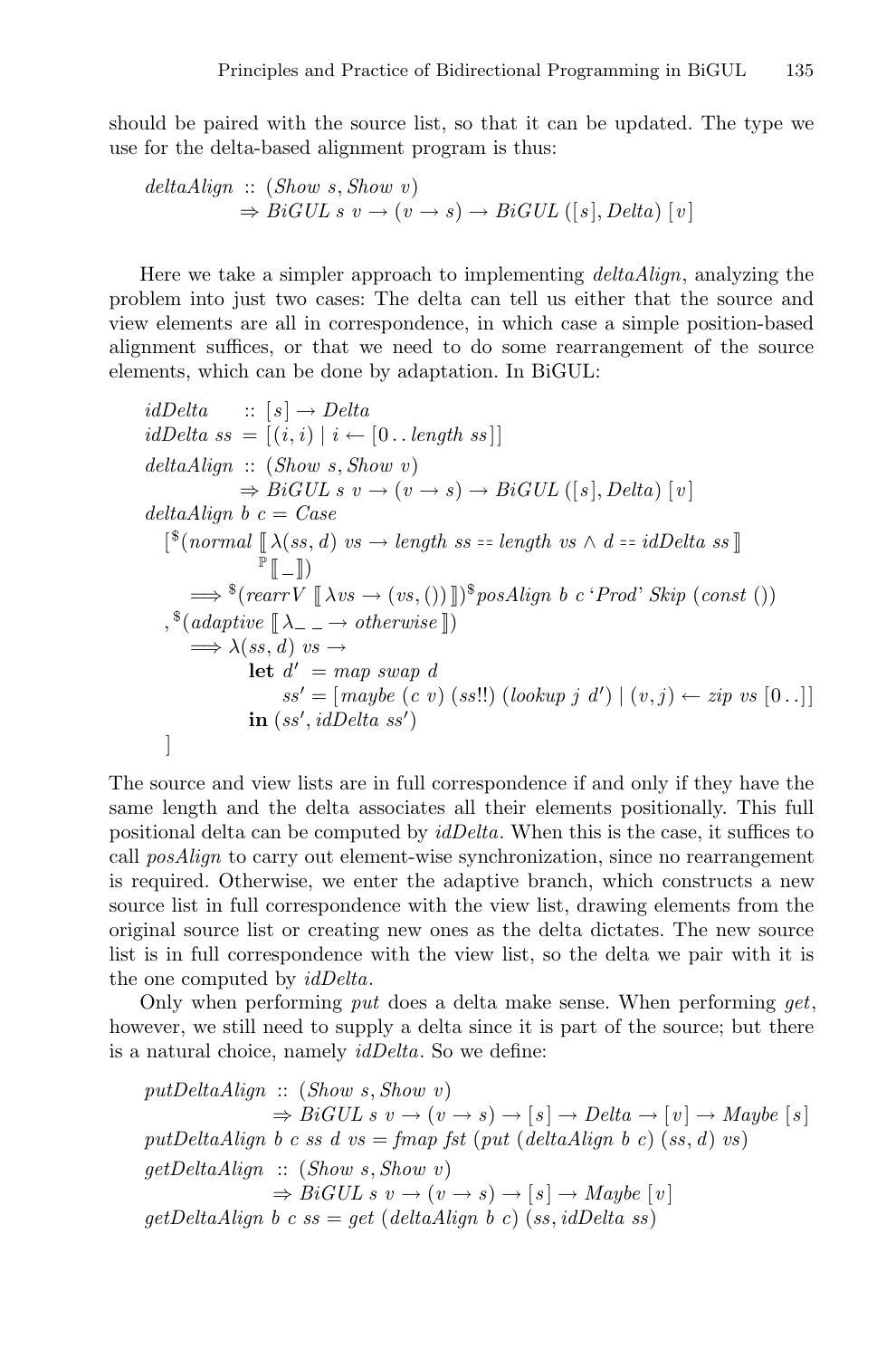should be paired with the source list, so that it can be updated. The type we use for the delta-based alignment program is thus:

```
deltaAlign :: (Show s, Show v)
           ⇒ BiGUL s v → (v → s) → BiGUL ([s], Delta) [v]
```

Here we take a simpler approach to implementing *deltaAlign*, analyzing the problem into just two cases: The delta can tell us either that the source and view elements are all in correspondence, in which case a simple position-based alignment suffices, or that we need to do some rearrangement of the source elements, which can be done by adaptation. In BiGUL:

```
idDelta    :: [s] → Delta
idDelta ss = [(i, i) | i ← [0 .. length ss]]
deltaAlign :: (Show s, Show v)
           ⇒ BiGUL s v → (v → s) → BiGUL ([s], Delta) [v]
deltaAlign b c = Case
  [$(normal [| λ(ss, d) vs → length ss == length vs ∧ d == idDelta ss |]
            [p| _ |])
     ==> $(rearrV [| λvs → (vs, ()) |])$ posAlign b c `Prod` Skip (const ())
  ,$(adaptive [| λ_ _ → otherwise |])
     ==> λ(ss, d) vs →
           let d'  = map swap d
               ss' = [maybe (c v) (ss!!) (lookup j d') | (v, j) ← zip vs [0 ..]]
           in (ss', idDelta ss')
  ]
```

The source and view lists are in full correspondence if and only if they have the same length and the delta associates all their elements positionally. This full positional delta can be computed by *idDelta*. When this is the case, it suffices to call *posAlign* to carry out element-wise synchronization, since no rearrangement is required. Otherwise, we enter the adaptive branch, which constructs a new source list in full correspondence with the view list, drawing elements from the original source list or creating new ones as the delta dictates. The new source list is in full correspondence with the view list, so the delta we pair with it is the one computed by *idDelta*.

Only when performing *put* does a delta make sense. When performing *get*, however, we still need to supply a delta since it is part of the source; but there is a natural choice, namely *idDelta*. So we define:

```
putDeltaAlign :: (Show s, Show v)
              ⇒ BiGUL s v → (v → s) → [s] → Delta → [v] → Maybe [s]
putDeltaAlign b c ss d vs = fmap fst (put (deltaAlign b c) (ss, d) vs)
getDeltaAlign :: (Show s, Show v)
              ⇒ BiGUL s v → (v → s) → [s] → Maybe [v]
getDeltaAlign b c ss = get (deltaAlign b c) (ss, idDelta ss)
```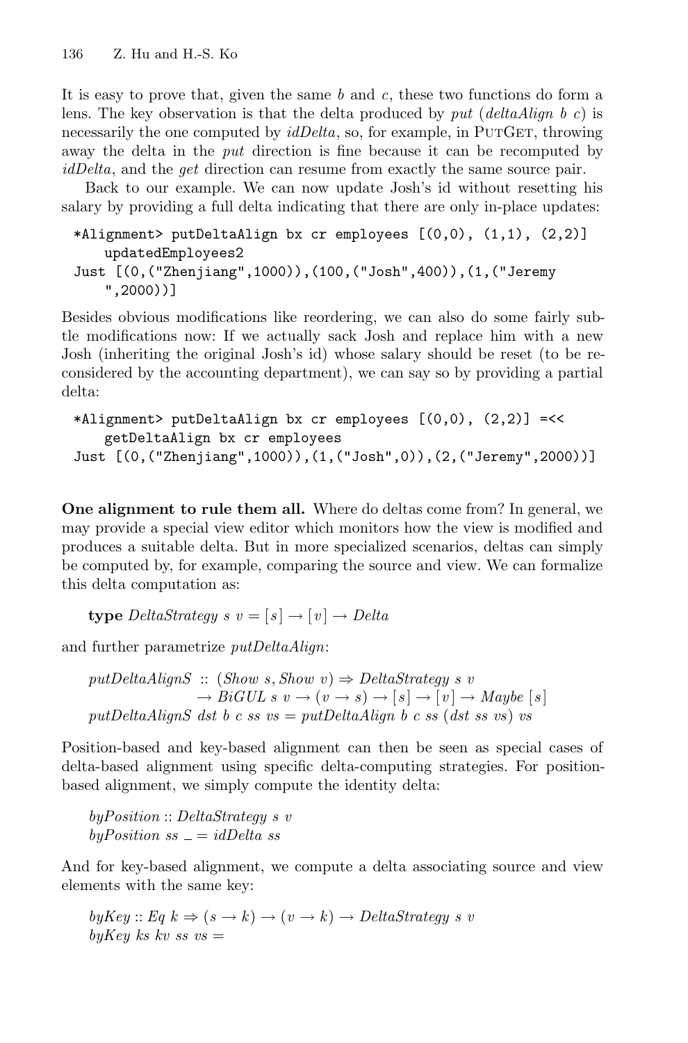It is easy to prove that, given the same *b* and *c*, these two functions do form a lens. The key observation is that the delta produced by *put* (*deltaAlign b c*) is necessarily the one computed by *idDelta*, so, for example, in PutGet, throwing away the delta in the *put* direction is fine because it can be recomputed by *idDelta*, and the *get* direction can resume from exactly the same source pair.

Back to our example. We can now update Josh's id without resetting his salary by providing a full delta indicating that there are only in-place updates:

```
*Alignment> putDeltaAlign bx cr employees [(0,0), (1,1), (2,2)]
    updatedEmployees2
Just [(0,("Zhenjiang",1000)),(100,("Josh",400)),(1,("Jeremy
    ",2000))]
```

Besides obvious modifications like reordering, we can also do some fairly subtle modifications now: If we actually sack Josh and replace him with a new Josh (inheriting the original Josh's id) whose salary should be reset (to be reconsidered by the accounting department), we can say so by providing a partial delta:

```
*Alignment> putDeltaAlign bx cr employees [(0,0), (2,2)] =<<
    getDeltaAlign bx cr employees
Just [(0,("Zhenjiang",1000)),(1,("Josh",0)),(2,("Jeremy",2000))]
```

**One alignment to rule them all.** Where do deltas come from? In general, we may provide a special view editor which monitors how the view is modified and produces a suitable delta. But in more specialized scenarios, deltas can simply be computed by, for example, comparing the source and view. We can formalize this delta computation as:

$$\textbf{type}\ \mathit{DeltaStrategy}\ s\ v = [s] \to [v] \to \mathit{Delta}$$

and further parametrize *putDeltaAlign*:

$$\begin{aligned}
&\mathit{putDeltaAlignS} :: (\mathit{Show}\ s, \mathit{Show}\ v) \Rightarrow \mathit{DeltaStrategy}\ s\ v \\
&\qquad\qquad\qquad\quad \to \mathit{BiGUL}\ s\ v \to (v \to s) \to [s] \to [v] \to \mathit{Maybe}\ [s] \\
&\mathit{putDeltaAlignS}\ \mathit{dst}\ b\ c\ \mathit{ss}\ \mathit{vs} = \mathit{putDeltaAlign}\ b\ c\ \mathit{ss}\ (\mathit{dst}\ \mathit{ss}\ \mathit{vs})\ \mathit{vs}
\end{aligned}$$

Position-based and key-based alignment can then be seen as special cases of delta-based alignment using specific delta-computing strategies. For position-based alignment, we simply compute the identity delta:

$$\begin{aligned}
&\mathit{byPosition} :: \mathit{DeltaStrategy}\ s\ v \\
&\mathit{byPosition}\ \mathit{ss}\ \_ = \mathit{idDelta}\ \mathit{ss}
\end{aligned}$$

And for key-based alignment, we compute a delta associating source and view elements with the same key:

$$\begin{aligned}
&\mathit{byKey} :: \mathit{Eq}\ k \Rightarrow (s \to k) \to (v \to k) \to \mathit{DeltaStrategy}\ s\ v \\
&\mathit{byKey}\ \mathit{ks}\ \mathit{kv}\ \mathit{ss}\ \mathit{vs} =
\end{aligned}$$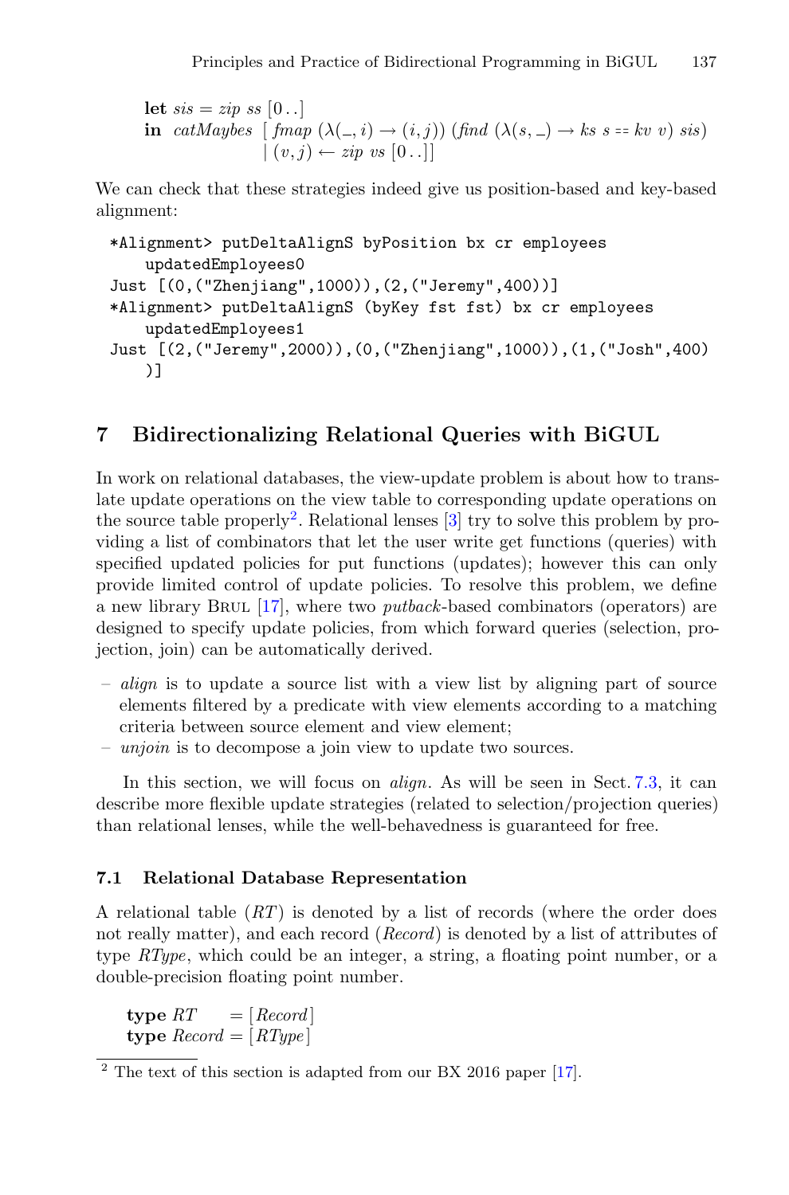```
let sis = zip ss [0 ..]
in  catMaybes [ fmap (λ(_, i) → (i, j)) (find (λ(s, _) → ks s == kv v) sis)
              | (v, j) ← zip vs [0 ..]]
```

We can check that these strategies indeed give us position-based and key-based alignment:

```
*Alignment> putDeltaAlignS byPosition bx cr employees
    updatedEmployees0
Just [(0,("Zhenjiang",1000)),(2,("Jeremy",400))]
*Alignment> putDeltaAlignS (byKey fst fst) bx cr employees
    updatedEmployees1
Just [(2,("Jeremy",2000)),(0,("Zhenjiang",1000)),(1,("Josh",400)
    )]
```

## 7 Bidirectionalizing Relational Queries with BiGUL

In work on relational databases, the view-update problem is about how to translate update operations on the view table to corresponding update operations on the source table properly[2]. Relational lenses [3] try to solve this problem by providing a list of combinators that let the user write get functions (queries) with specified updated policies for put functions (updates); however this can only provide limited control of update policies. To resolve this problem, we define a new library Brul [17], where two *putback*-based combinators (operators) are designed to specify update policies, from which forward queries (selection, projection, join) can be automatically derived.

- *align* is to update a source list with a view list by aligning part of source elements filtered by a predicate with view elements according to a matching criteria between source element and view element;
- *unjoin* is to decompose a join view to update two sources.

In this section, we will focus on *align*. As will be seen in Sect. 7.3, it can describe more flexible update strategies (related to selection/projection queries) than relational lenses, while the well-behavedness is guaranteed for free.

### 7.1 Relational Database Representation

A relational table (*RT*) is denoted by a list of records (where the order does not really matter), and each record (*Record*) is denoted by a list of attributes of type *RType*, which could be an integer, a string, a floating point number, or a double-precision floating point number.

```
type RT     = [Record]
type Record = [RType]
```

[2] The text of this section is adapted from our BX 2016 paper [17].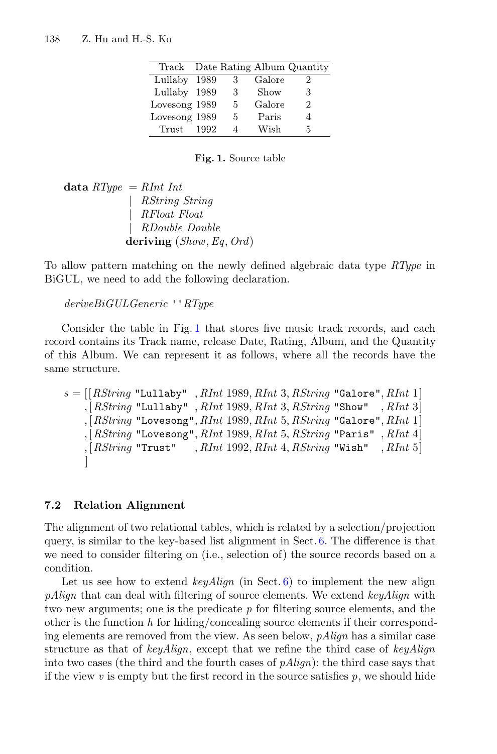| Track | Date | Rating | Album | Quantity |
|---|---|---|---|---|
| Lullaby | 1989 | 3 | Galore | 2 |
| Lullaby | 1989 | 3 | Show | 3 |
| Lovesong | 1989 | 5 | Galore | 2 |
| Lovesong | 1989 | 5 | Paris | 4 |
| Trust | 1992 | 4 | Wish | 5 |

**Fig. 1.** Source table

```
data RType = RInt Int
           | RString String
           | RFloat Float
           | RDouble Double
           deriving (Show, Eq, Ord)
```

To allow pattern matching on the newly defined algebraic data type *RType* in BiGUL, we need to add the following declaration.

```
deriveBiGULGeneric ''RType
```

Consider the table in Fig. 1 that stores five music track records, and each record contains its Track name, release Date, Rating, Album, and the Quantity of this Album. We can represent it as follows, where all the records have the same structure.

```
s = [[RString "Lullaby"  , RInt 1989, RInt 3, RString "Galore", RInt 1]
    ,[RString "Lullaby"  , RInt 1989, RInt 3, RString "Show"  , RInt 3]
    ,[RString "Lovesong", RInt 1989, RInt 5, RString "Galore", RInt 1]
    ,[RString "Lovesong", RInt 1989, RInt 5, RString "Paris" , RInt 4]
    ,[RString "Trust"    , RInt 1992, RInt 4, RString "Wish"  , RInt 5]
    ]
```

### 7.2 Relation Alignment

The alignment of two relational tables, which is related by a selection/projection query, is similar to the key-based list alignment in Sect. 6. The difference is that we need to consider filtering on (i.e., selection of) the source records based on a condition.

Let us see how to extend *keyAlign* (in Sect. 6) to implement the new align *pAlign* that can deal with filtering of source elements. We extend *keyAlign* with two new arguments; one is the predicate $p$ for filtering source elements, and the other is the function $h$ for hiding/concealing source elements if their corresponding elements are removed from the view. As seen below, *pAlign* has a similar case structure as that of *keyAlign*, except that we refine the third case of *keyAlign* into two cases (the third and the fourth cases of *pAlign*): the third case says that if the view $v$ is empty but the first record in the source satisfies $p$, we should hide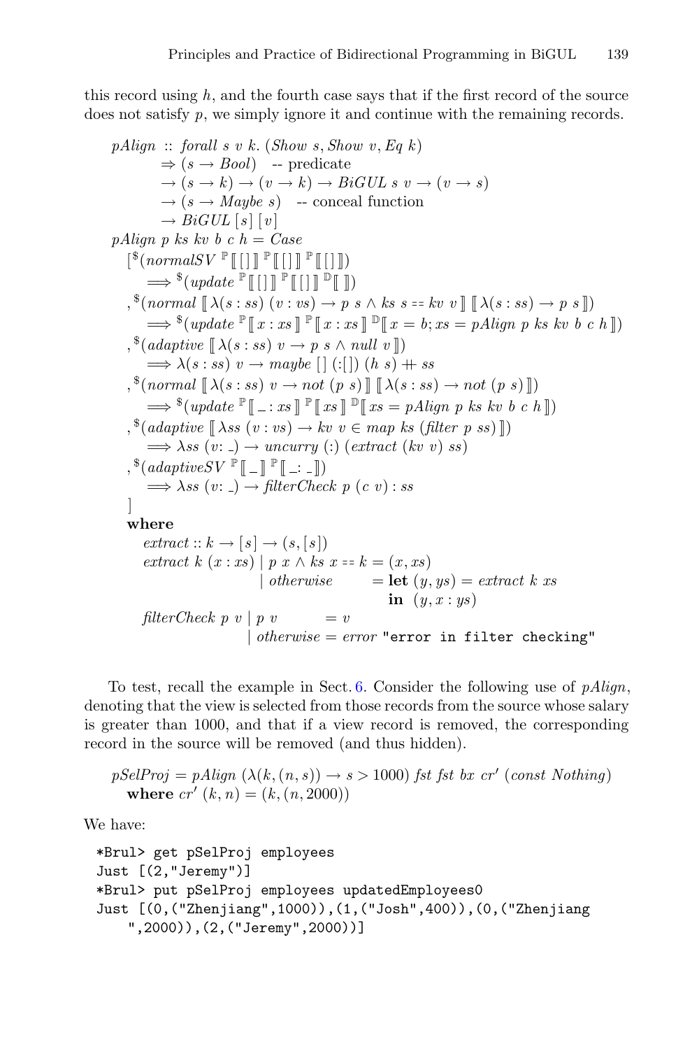this record using $h$, and the fourth case says that if the first record of the source does not satisfy $p$, we simply ignore it and continue with the remaining records.

```
pAlign :: forall s v k. (Show s, Show v, Eq k)
       ⇒ (s → Bool)   -- predicate
       → (s → k) → (v → k) → BiGUL s v → (v → s)
       → (s → Maybe s)   -- conceal function
       → BiGUL [s] [v]
pAlign p ks kv b c h = Case
  [$(normalSV ℙ⟦[]⟧ ℙ⟦[]⟧ ℙ⟦[]⟧)
     ⟹ $(update ℙ⟦[]⟧ ℙ⟦[]⟧ 𝔻⟦ ⟧)
  ,$(normal ⟦λ(s : ss) (v : vs) → p s ∧ ks s == kv v⟧ ⟦λ(s : ss) → p s⟧)
     ⟹ $(update ℙ⟦x : xs⟧ ℙ⟦x : xs⟧ 𝔻⟦x = b; xs = pAlign p ks kv b c h⟧)
  ,$(adaptive ⟦λ(s : ss) v → p s ∧ null v⟧)
     ⟹ λ(s : ss) v → maybe [] (:[]) (h s) ++ ss
  ,$(normal ⟦λ(s : ss) v → not (p s)⟧ ⟦λ(s : ss) → not (p s)⟧)
     ⟹ $(update ℙ⟦_ : xs⟧ ℙ⟦xs⟧ 𝔻⟦xs = pAlign p ks kv b c h⟧)
  ,$(adaptive ⟦λss (v : vs) → kv v ∈ map ks (filter p ss)⟧)
     ⟹ λss (v: _) → uncurry (:) (extract (kv v) ss)
  ,$(adaptiveSV ℙ⟦_⟧ ℙ⟦_: _⟧)
     ⟹ λss (v: _) → filterCheck p (c v) : ss
  ]
  where
    extract :: k → [s] → (s, [s])
    extract k (x : xs) | p x ∧ ks x == k = (x, xs)
                       | otherwise       = let (y, ys) = extract k xs
                                           in  (y, x : ys)
    filterCheck p v | p v       = v
                    | otherwise = error "error in filter checking"
```

To test, recall the example in Sect. 6. Consider the following use of *pAlign*, denoting that the view is selected from those records from the source whose salary is greater than 1000, and that if a view record is removed, the corresponding record in the source will be removed (and thus hidden).

```
pSelProj = pAlign (λ(k, (n, s)) → s > 1000) fst fst bx cr′ (const Nothing)
  where cr′ (k, n) = (k, (n, 2000))
```

We have:

```
*Brul> get pSelProj employees
Just [(2,"Jeremy")]
*Brul> put pSelProj employees updatedEmployees0
Just [(0,("Zhenjiang",1000)),(1,("Josh",400)),(0,("Zhenjiang
    ",2000)),(2,("Jeremy",2000))]
```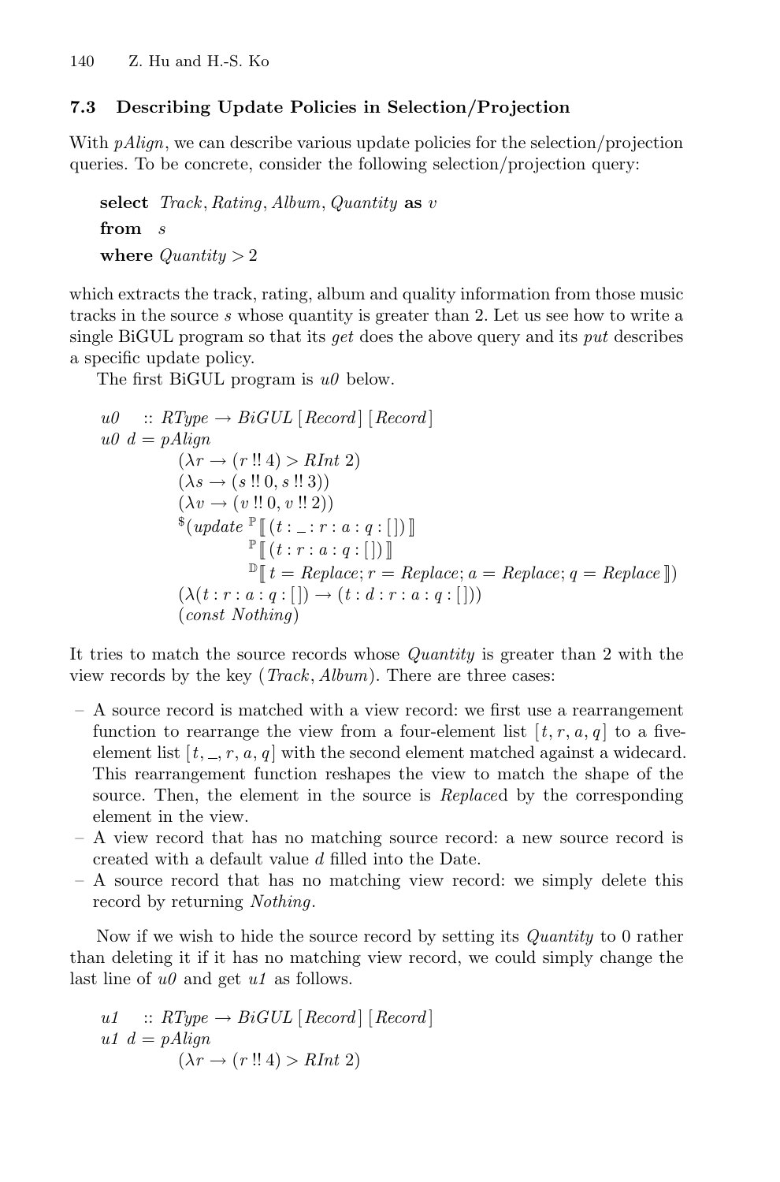### 7.3 Describing Update Policies in Selection/Projection

With *pAlign*, we can describe various update policies for the selection/projection queries. To be concrete, consider the following selection/projection query:

```
select Track, Rating, Album, Quantity as v
from   s
where  Quantity > 2
```

which extracts the track, rating, album and quality information from those music tracks in the source $s$ whose quantity is greater than 2. Let us see how to write a single BiGUL program so that its *get* does the above query and its *put* describes a specific update policy.

The first BiGUL program is *u0* below.

```
u0   :: RType → BiGUL [Record] [Record]
u0 d = pAlign
         (λr → (r !! 4) > RInt 2)
         (λs → (s !! 0, s !! 3))
         (λv → (v !! 0, v !! 2))
         $(update ℙ⟦ (t : _ : r : a : q : [ ]) ⟧
                  ℙ⟦ (t : r : a : q : [ ]) ⟧
                  𝔻⟦ t = Replace; r = Replace; a = Replace; q = Replace ⟧)
         (λ(t : r : a : q : [ ]) → (t : d : r : a : q : [ ]))
         (const Nothing)
```

It tries to match the source records whose *Quantity* is greater than 2 with the view records by the key (*Track*, *Album*). There are three cases:

- A source record is matched with a view record: we first use a rearrangement function to rearrange the view from a four-element list $[t, r, a, q]$ to a five-element list $[t, \_, r, a, q]$ with the second element matched against a widecard. This rearrangement function reshapes the view to match the shape of the source. Then, the element in the source is *Replace*d by the corresponding element in the view.
- A view record that has no matching source record: a new source record is created with a default value $d$ filled into the Date.
- A source record that has no matching view record: we simply delete this record by returning *Nothing*.

Now if we wish to hide the source record by setting its *Quantity* to 0 rather than deleting it if it has no matching view record, we could simply change the last line of *u0* and get *u1* as follows.

```
u1   :: RType → BiGUL [Record] [Record]
u1 d = pAlign
         (λr → (r !! 4) > RInt 2)
```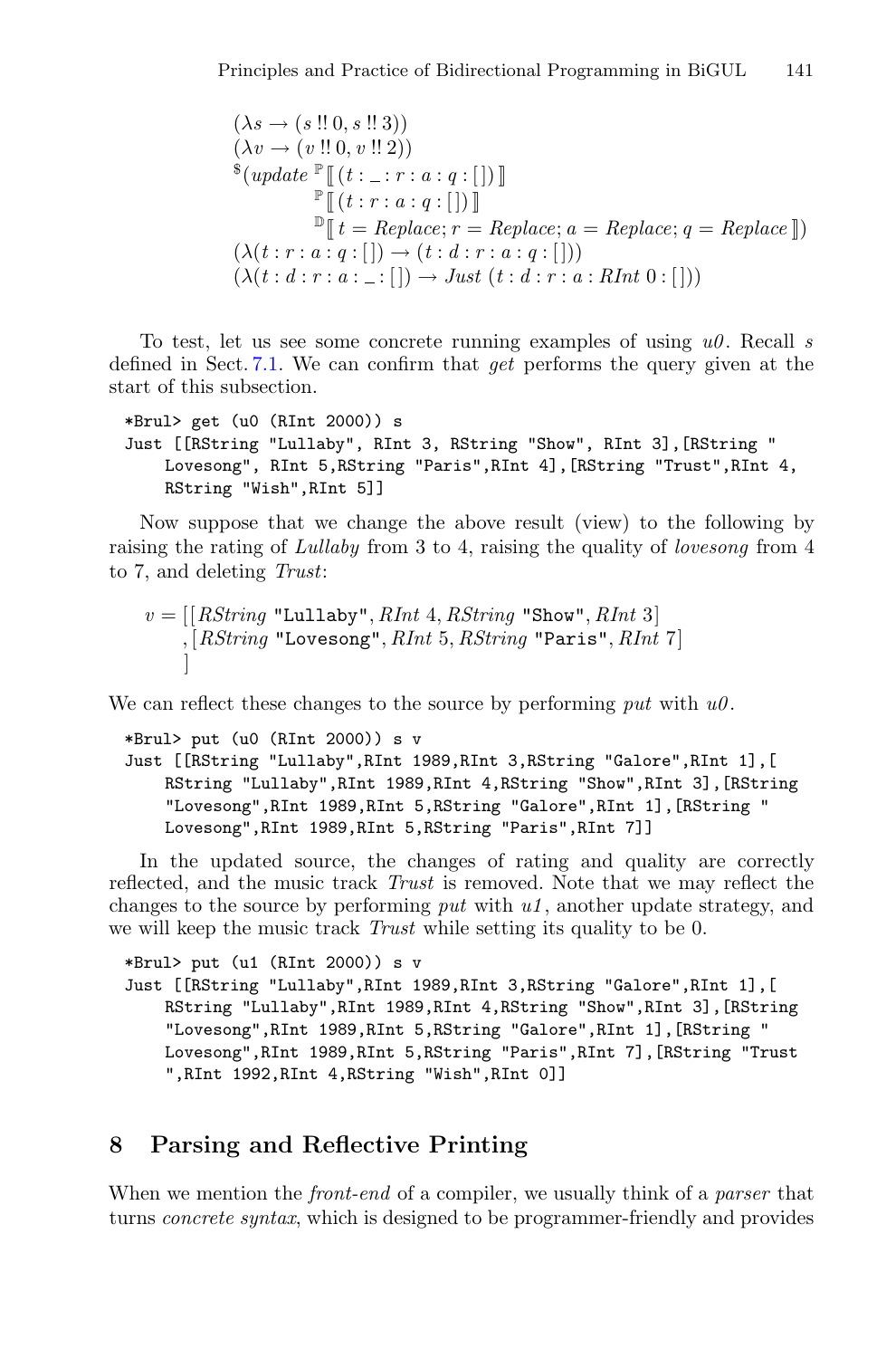$$
\begin{aligned}
&(\lambda s \rightarrow (s \,!!\, 0, s \,!!\, 3))\\
&(\lambda v \rightarrow (v \,!!\, 0, v \,!!\, 2))\\
&^{\$}(\mathit{update}\ ^{\mathbb{P}}[\![ (t : \_ : r : a : q : [\,]) ]\!]\\
&\qquad\qquad ^{\mathbb{P}}[\![ (t : r : a : q : [\,]) ]\!]\\
&\qquad\qquad ^{\mathbb{D}}[\![ t = \mathit{Replace}; r = \mathit{Replace}; a = \mathit{Replace}; q = \mathit{Replace} ]\!])\\
&(\lambda (t : r : a : q : [\,]) \rightarrow (t : d : r : a : q : [\,]))\\
&(\lambda (t : d : r : a : \_ : [\,]) \rightarrow \mathit{Just}\ (t : d : r : a : \mathit{RInt}\ 0 : [\,]))
\end{aligned}
$$

To test, let us see some concrete running examples of using *u0*. Recall *s* defined in Sect. 7.1. We can confirm that *get* performs the query given at the start of this subsection.

```
*Brul> get (u0 (RInt 2000)) s
Just [[RString "Lullaby", RInt 3, RString "Show", RInt 3],[RString "
    Lovesong", RInt 5,RString "Paris",RInt 4],[RString "Trust",RInt 4,
    RString "Wish",RInt 5]]
```

Now suppose that we change the above result (view) to the following by raising the rating of *Lullaby* from 3 to 4, raising the quality of *lovesong* from 4 to 7, and deleting *Trust*:

$$
\begin{aligned}
v = [&[\mathit{RString}\ \texttt{"Lullaby"}, \mathit{RInt}\ 4, \mathit{RString}\ \texttt{"Show"}, \mathit{RInt}\ 3]\\
,&[\mathit{RString}\ \texttt{"Lovesong"}, \mathit{RInt}\ 5, \mathit{RString}\ \texttt{"Paris"}, \mathit{RInt}\ 7]\\
]&
\end{aligned}
$$

We can reflect these changes to the source by performing *put* with *u0*.

```
*Brul> put (u0 (RInt 2000)) s v
Just [[RString "Lullaby",RInt 1989,RInt 3,RString "Galore",RInt 1],[
    RString "Lullaby",RInt 1989,RInt 4,RString "Show",RInt 3],[RString
    "Lovesong",RInt 1989,RInt 5,RString "Galore",RInt 1],[RString "
    Lovesong",RInt 1989,RInt 5,RString "Paris",RInt 7]]
```

In the updated source, the changes of rating and quality are correctly reflected, and the music track *Trust* is removed. Note that we may reflect the changes to the source by performing *put* with *u1*, another update strategy, and we will keep the music track *Trust* while setting its quality to be 0.

```
*Brul> put (u1 (RInt 2000)) s v
Just [[RString "Lullaby",RInt 1989,RInt 3,RString "Galore",RInt 1],[
    RString "Lullaby",RInt 1989,RInt 4,RString "Show",RInt 3],[RString
    "Lovesong",RInt 1989,RInt 5,RString "Galore",RInt 1],[RString "
    Lovesong",RInt 1989,RInt 5,RString "Paris",RInt 7],[RString "Trust
    ",RInt 1992,RInt 4,RString "Wish",RInt 0]]
```

## 8 Parsing and Reflective Printing

When we mention the *front-end* of a compiler, we usually think of a *parser* that turns *concrete syntax*, which is designed to be programmer-friendly and provides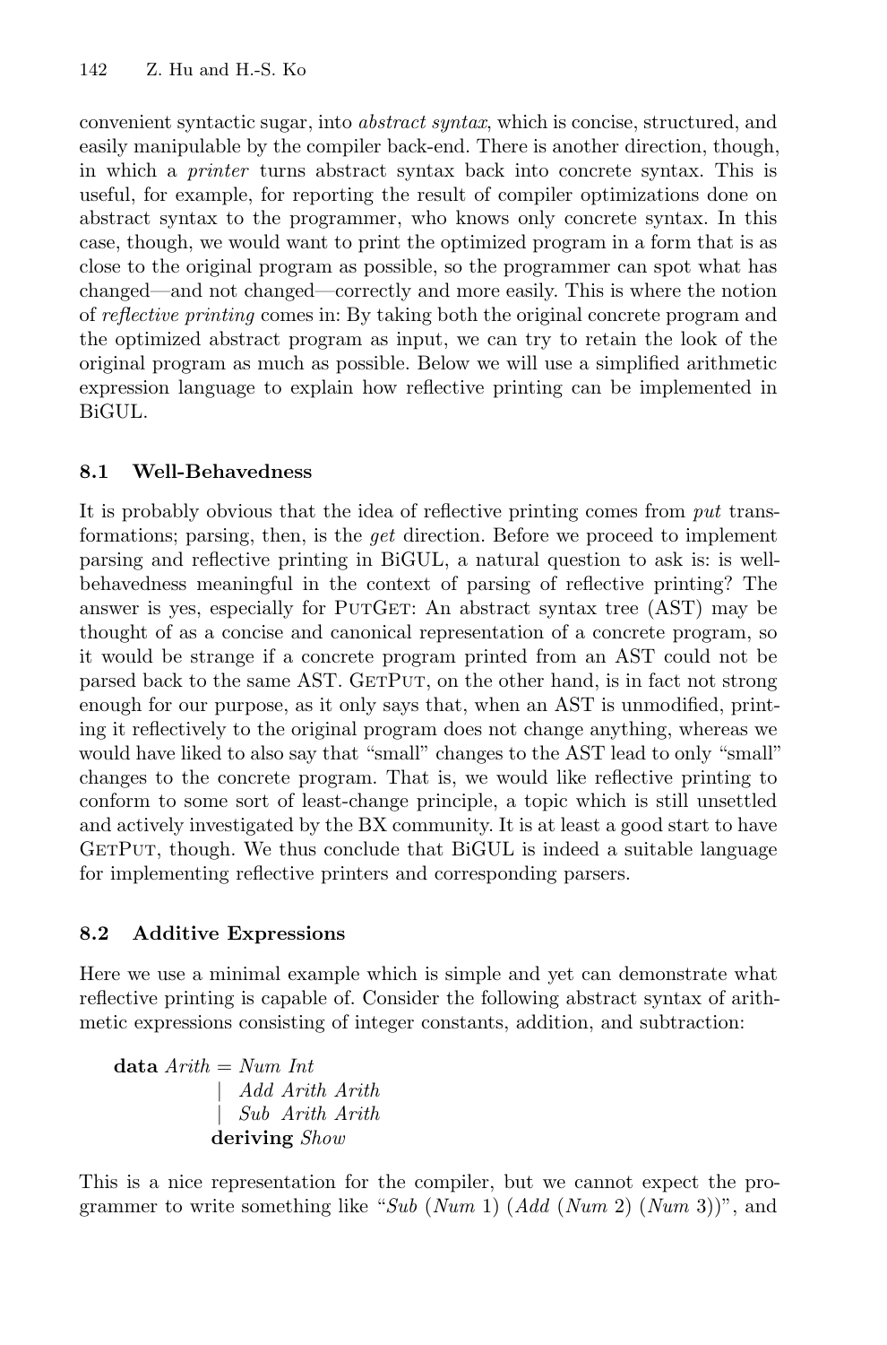convenient syntactic sugar, into *abstract syntax*, which is concise, structured, and easily manipulable by the compiler back-end. There is another direction, though, in which a *printer* turns abstract syntax back into concrete syntax. This is useful, for example, for reporting the result of compiler optimizations done on abstract syntax to the programmer, who knows only concrete syntax. In this case, though, we would want to print the optimized program in a form that is as close to the original program as possible, so the programmer can spot what has changed—and not changed—correctly and more easily. This is where the notion of *reflective printing* comes in: By taking both the original concrete program and the optimized abstract program as input, we can try to retain the look of the original program as much as possible. Below we will use a simplified arithmetic expression language to explain how reflective printing can be implemented in BiGUL.

### 8.1 Well-Behavedness

It is probably obvious that the idea of reflective printing comes from *put* transformations; parsing, then, is the *get* direction. Before we proceed to implement parsing and reflective printing in BiGUL, a natural question to ask is: is well-behavedness meaningful in the context of parsing of reflective printing? The answer is yes, especially for PutGet: An abstract syntax tree (AST) may be thought of as a concise and canonical representation of a concrete program, so it would be strange if a concrete program printed from an AST could not be parsed back to the same AST. GetPut, on the other hand, is in fact not strong enough for our purpose, as it only says that, when an AST is unmodified, printing it reflectively to the original program does not change anything, whereas we would have liked to also say that "small" changes to the AST lead to only "small" changes to the concrete program. That is, we would like reflective printing to conform to some sort of least-change principle, a topic which is still unsettled and actively investigated by the BX community. It is at least a good start to have GetPut, though. We thus conclude that BiGUL is indeed a suitable language for implementing reflective printers and corresponding parsers.

### 8.2 Additive Expressions

Here we use a minimal example which is simple and yet can demonstrate what reflective printing is capable of. Consider the following abstract syntax of arithmetic expressions consisting of integer constants, addition, and subtraction:

```
data Arith = Num Int
           | Add Arith Arith
           | Sub Arith Arith
           deriving Show
```

This is a nice representation for the compiler, but we cannot expect the programmer to write something like "*Sub* (*Num* 1) (*Add* (*Num* 2) (*Num* 3))", and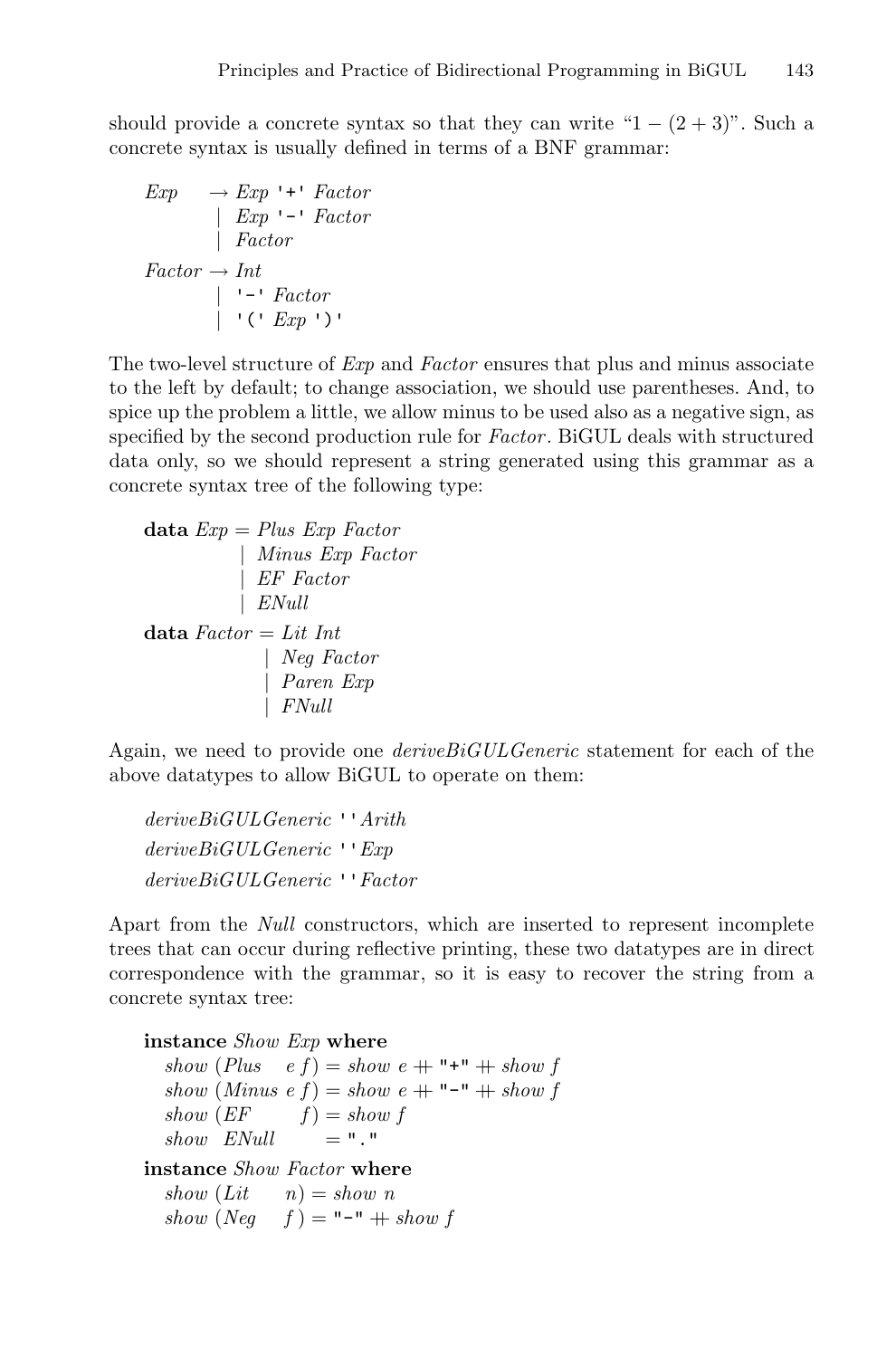should provide a concrete syntax so that they can write "$1 - (2 + 3)$". Such a concrete syntax is usually defined in terms of a BNF grammar:

```
Exp    → Exp '+' Factor
       | Exp '-' Factor
       | Factor
Factor → Int
       | '-' Factor
       | '(' Exp ')'
```

The two-level structure of *Exp* and *Factor* ensures that plus and minus associate to the left by default; to change association, we should use parentheses. And, to spice up the problem a little, we allow minus to be used also as a negative sign, as specified by the second production rule for *Factor*. BiGUL deals with structured data only, so we should represent a string generated using this grammar as a concrete syntax tree of the following type:

```
data Exp = Plus Exp Factor
         | Minus Exp Factor
         | EF Factor
         | ENull
data Factor = Lit Int
            | Neg Factor
            | Paren Exp
            | FNull
```

Again, we need to provide one *deriveBiGULGeneric* statement for each of the above datatypes to allow BiGUL to operate on them:

```
deriveBiGULGeneric ''Arith
deriveBiGULGeneric ''Exp
deriveBiGULGeneric ''Factor
```

Apart from the *Null* constructors, which are inserted to represent incomplete trees that can occur during reflective printing, these two datatypes are in direct correspondence with the grammar, so it is easy to recover the string from a concrete syntax tree:

```
instance Show Exp where
  show (Plus  e f) = show e ++ "+" ++ show f
  show (Minus e f) = show e ++ "-" ++ show f
  show (EF      f) = show f
  show  ENull      = "."
instance Show Factor where
  show (Lit   n) = show n
  show (Neg   f) = "-" ++ show f
```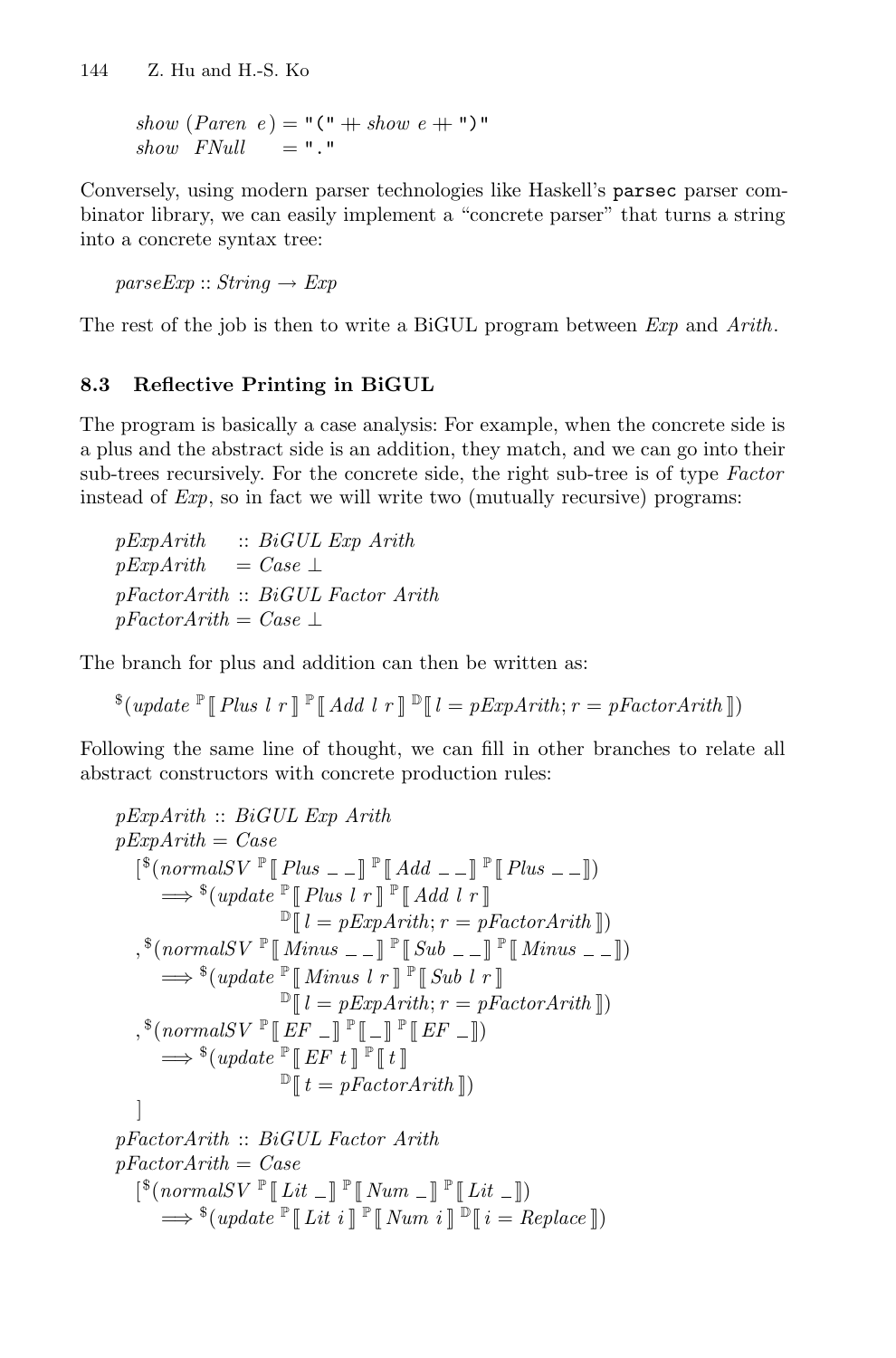*show* (*Paren* *e*) = "(" ++ *show* *e* ++ ")"
*show* *FNull* = "."

Conversely, using modern parser technologies like Haskell's `parsec` parser combinator library, we can easily implement a "concrete parser" that turns a string into a concrete syntax tree:

*parseExp* :: *String* → *Exp*

The rest of the job is then to write a BiGUL program between *Exp* and *Arith*.

### 8.3 Reflective Printing in BiGUL

The program is basically a case analysis: For example, when the concrete side is a plus and the abstract side is an addition, they match, and we can go into their sub-trees recursively. For the concrete side, the right sub-tree is of type *Factor* instead of *Exp*, so in fact we will write two (mutually recursive) programs:

```
pExpArith    :: BiGUL Exp Arith
pExpArith    = Case ⊥
pFactorArith :: BiGUL Factor Arith
pFactorArith = Case ⊥
```

The branch for plus and addition can then be written as:

```
$(update ℙ⟦ Plus l r ⟧ ℙ⟦ Add l r ⟧ 𝔻⟦ l = pExpArith; r = pFactorArith ⟧)
```

Following the same line of thought, we can fill in other branches to relate all abstract constructors with concrete production rules:

```
pExpArith :: BiGUL Exp Arith
pExpArith = Case
  [$(normalSV ℙ⟦ Plus _ _⟧ ℙ⟦ Add _ _⟧ ℙ⟦ Plus _ _⟧)
     ⟹ $(update ℙ⟦ Plus l r ⟧ ℙ⟦ Add l r ⟧
                 𝔻⟦ l = pExpArith; r = pFactorArith ⟧)
  ,$(normalSV ℙ⟦ Minus _ _⟧ ℙ⟦ Sub _ _⟧ ℙ⟦ Minus _ _⟧)
     ⟹ $(update ℙ⟦ Minus l r ⟧ ℙ⟦ Sub l r ⟧
                 𝔻⟦ l = pExpArith; r = pFactorArith ⟧)
  ,$(normalSV ℙ⟦ EF _⟧ ℙ⟦ _⟧ ℙ⟦ EF _⟧)
     ⟹ $(update ℙ⟦ EF t ⟧ ℙ⟦ t ⟧
                 𝔻⟦ t = pFactorArith ⟧)
  ]
pFactorArith :: BiGUL Factor Arith
pFactorArith = Case
  [$(normalSV ℙ⟦ Lit _⟧ ℙ⟦ Num _⟧ ℙ⟦ Lit _⟧)
     ⟹ $(update ℙ⟦ Lit i ⟧ ℙ⟦ Num i ⟧ 𝔻⟦ i = Replace ⟧)
```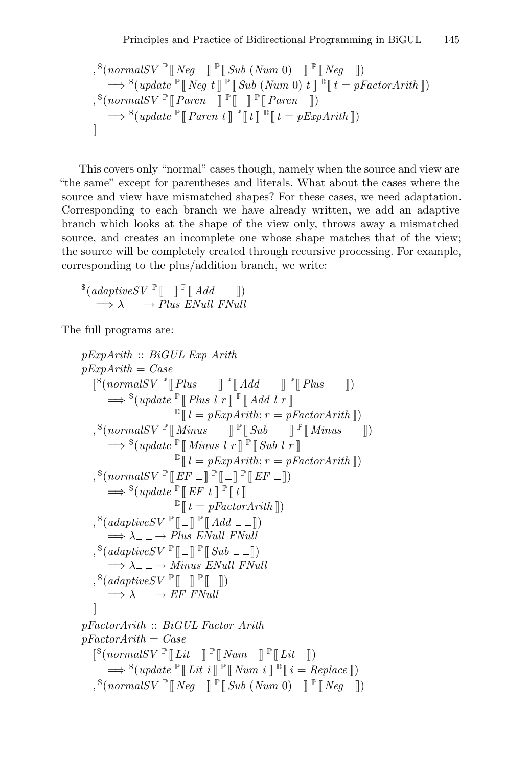```
  , $(normalSV ℙ⟦ Neg _ ⟧ ℙ⟦ Sub (Num 0) _ ⟧ ℙ⟦ Neg _ ⟧)
      ⟹ $(update ℙ⟦ Neg t ⟧ ℙ⟦ Sub (Num 0) t ⟧ 𝔻⟦ t = pFactorArith ⟧)
  , $(normalSV ℙ⟦ Paren _ ⟧ ℙ⟦ _ ⟧ ℙ⟦ Paren _ ⟧)
      ⟹ $(update ℙ⟦ Paren t ⟧ ℙ⟦ t ⟧ 𝔻⟦ t = pExpArith ⟧)
  ]
```

This covers only "normal" cases though, namely when the source and view are "the same" except for parentheses and literals. What about the cases where the source and view have mismatched shapes? For these cases, we need adaptation. Corresponding to each branch we have already written, we add an adaptive branch which looks at the shape of the view only, throws away a mismatched source, and creates an incomplete one whose shape matches that of the view; the source will be completely created through recursive processing. For example, corresponding to the plus/addition branch, we write:

```
$(adaptiveSV ℙ⟦ _ ⟧ ℙ⟦ Add _ _ ⟧)
  ⟹ λ_ _ → Plus ENull FNull
```

The full programs are:

```
pExpArith :: BiGUL Exp Arith
pExpArith = Case
  [$(normalSV ℙ⟦ Plus _ _ ⟧ ℙ⟦ Add _ _ ⟧ ℙ⟦ Plus _ _ ⟧)
      ⟹ $(update ℙ⟦ Plus l r ⟧ ℙ⟦ Add l r ⟧
                  𝔻⟦ l = pExpArith; r = pFactorArith ⟧)
  , $(normalSV ℙ⟦ Minus _ _ ⟧ ℙ⟦ Sub _ _ ⟧ ℙ⟦ Minus _ _ ⟧)
      ⟹ $(update ℙ⟦ Minus l r ⟧ ℙ⟦ Sub l r ⟧
                  𝔻⟦ l = pExpArith; r = pFactorArith ⟧)
  , $(normalSV ℙ⟦ EF _ ⟧ ℙ⟦ _ ⟧ ℙ⟦ EF _ ⟧)
      ⟹ $(update ℙ⟦ EF t ⟧ ℙ⟦ t ⟧
                  𝔻⟦ t = pFactorArith ⟧)
  , $(adaptiveSV ℙ⟦ _ ⟧ ℙ⟦ Add _ _ ⟧)
      ⟹ λ_ _ → Plus ENull FNull
  , $(adaptiveSV ℙ⟦ _ ⟧ ℙ⟦ Sub _ _ ⟧)
      ⟹ λ_ _ → Minus ENull FNull
  , $(adaptiveSV ℙ⟦ _ ⟧ ℙ⟦ _ ⟧)
      ⟹ λ_ _ → EF FNull
  ]
pFactorArith :: BiGUL Factor Arith
pFactorArith = Case
  [$(normalSV ℙ⟦ Lit _ ⟧ ℙ⟦ Num _ ⟧ ℙ⟦ Lit _ ⟧)
      ⟹ $(update ℙ⟦ Lit i ⟧ ℙ⟦ Num i ⟧ 𝔻⟦ i = Replace ⟧)
  , $(normalSV ℙ⟦ Neg _ ⟧ ℙ⟦ Sub (Num 0) _ ⟧ ℙ⟦ Neg _ ⟧)
```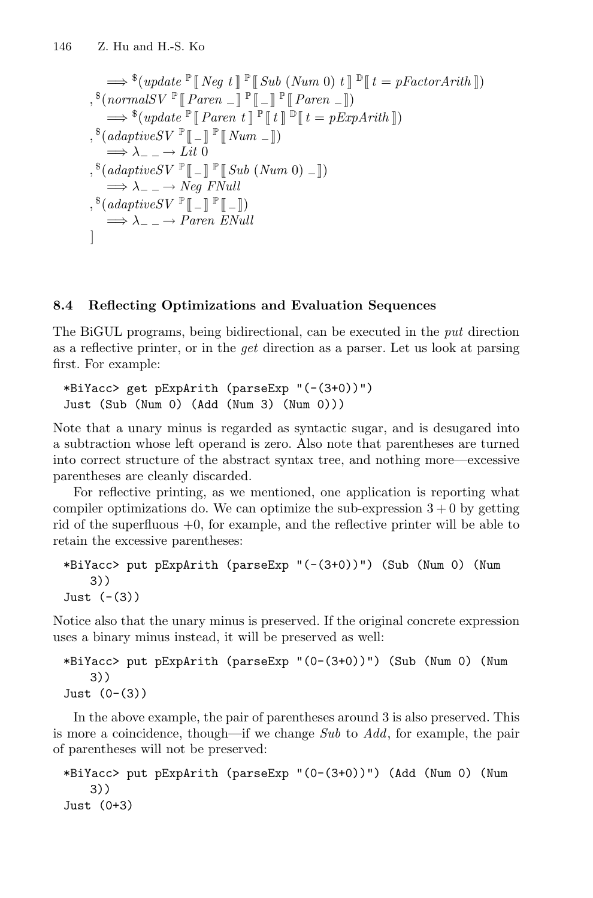$$
\begin{aligned}
&\quad\Longrightarrow {}^{\$}(\mathit{update}\ {}^{\mathbb{P}}[\![\, \mathit{Neg}\ t\,]\!]\ {}^{\mathbb{P}}[\![\, \mathit{Sub}\ (\mathit{Num}\ 0)\ t\,]\!]\ {}^{\mathbb{D}}[\![\, t = \mathit{pFactorArith}\,]\!]) \\
&, {}^{\$}(\mathit{normalSV}\ {}^{\mathbb{P}}[\![\, \mathit{Paren}\ \_\,]\!]\ {}^{\mathbb{P}}[\![\, \_\,]\!]\ {}^{\mathbb{P}}[\![\, \mathit{Paren}\ \_\,]\!]) \\
&\quad\Longrightarrow {}^{\$}(\mathit{update}\ {}^{\mathbb{P}}[\![\, \mathit{Paren}\ t\,]\!]\ {}^{\mathbb{P}}[\![\, t\,]\!]\ {}^{\mathbb{D}}[\![\, t = \mathit{pExpArith}\,]\!]) \\
&, {}^{\$}(\mathit{adaptiveSV}\ {}^{\mathbb{P}}[\![\, \_\,]\!]\ {}^{\mathbb{P}}[\![\, \mathit{Num}\ \_\,]\!]) \\
&\quad\Longrightarrow \lambda\_\ \_ \rightarrow \mathit{Lit}\ 0 \\
&, {}^{\$}(\mathit{adaptiveSV}\ {}^{\mathbb{P}}[\![\, \_\,]\!]\ {}^{\mathbb{P}}[\![\, \mathit{Sub}\ (\mathit{Num}\ 0)\ \_\,]\!]) \\
&\quad\Longrightarrow \lambda\_\ \_ \rightarrow \mathit{Neg}\ \mathit{FNull} \\
&, {}^{\$}(\mathit{adaptiveSV}\ {}^{\mathbb{P}}[\![\, \_\,]\!]\ {}^{\mathbb{P}}[\![\, \_\,]\!]) \\
&\quad\Longrightarrow \lambda\_\ \_ \rightarrow \mathit{Paren}\ \mathit{ENull} \\
&]
\end{aligned}
$$

### 8.4 Reflecting Optimizations and Evaluation Sequences

The BiGUL programs, being bidirectional, can be executed in the *put* direction as a reflective printer, or in the *get* direction as a parser. Let us look at parsing first. For example:

```
*BiYacc> get pExpArith (parseExp "(-(3+0))")
Just (Sub (Num 0) (Add (Num 3) (Num 0)))
```

Note that a unary minus is regarded as syntactic sugar, and is desugared into a subtraction whose left operand is zero. Also note that parentheses are turned into correct structure of the abstract syntax tree, and nothing more—excessive parentheses are cleanly discarded.

For reflective printing, as we mentioned, one application is reporting what compiler optimizations do. We can optimize the sub-expression $3 + 0$ by getting rid of the superfluous $+0$, for example, and the reflective printer will be able to retain the excessive parentheses:

```
*BiYacc> put pExpArith (parseExp "(-(3+0))") (Sub (Num 0) (Num
    3))
Just (-(3))
```

Notice also that the unary minus is preserved. If the original concrete expression uses a binary minus instead, it will be preserved as well:

```
*BiYacc> put pExpArith (parseExp "(0-(3+0))") (Sub (Num 0) (Num
    3))
Just (0-(3))
```

In the above example, the pair of parentheses around 3 is also preserved. This is more a coincidence, though—if we change *Sub* to *Add*, for example, the pair of parentheses will not be preserved:

```
*BiYacc> put pExpArith (parseExp "(0-(3+0))") (Add (Num 0) (Num
    3))
Just (0+3)
```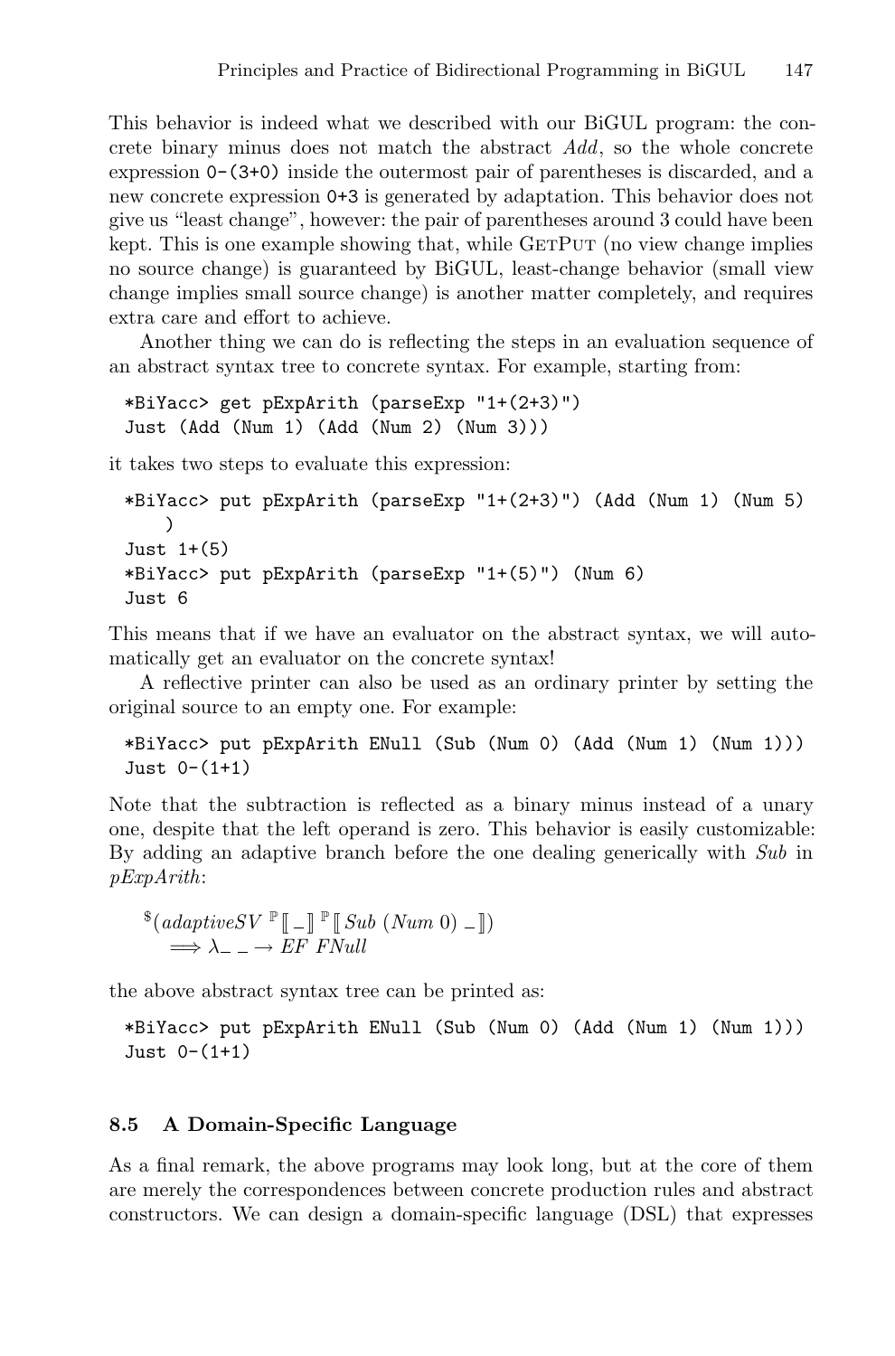This behavior is indeed what we described with our BiGUL program: the concrete binary minus does not match the abstract *Add*, so the whole concrete expression `0-(3+0)` inside the outermost pair of parentheses is discarded, and a new concrete expression `0+3` is generated by adaptation. This behavior does not give us "least change", however: the pair of parentheses around 3 could have been kept. This is one example showing that, while GETPUT (no view change implies no source change) is guaranteed by BiGUL, least-change behavior (small view change implies small source change) is another matter completely, and requires extra care and effort to achieve.

Another thing we can do is reflecting the steps in an evaluation sequence of an abstract syntax tree to concrete syntax. For example, starting from:

```
*BiYacc> get pExpArith (parseExp "1+(2+3)")
Just (Add (Num 1) (Add (Num 2) (Num 3)))
```

it takes two steps to evaluate this expression:

```
*BiYacc> put pExpArith (parseExp "1+(2+3)") (Add (Num 1) (Num 5)
    )
Just 1+(5)
*BiYacc> put pExpArith (parseExp "1+(5)") (Num 6)
Just 6
```

This means that if we have an evaluator on the abstract syntax, we will automatically get an evaluator on the concrete syntax!

A reflective printer can also be used as an ordinary printer by setting the original source to an empty one. For example:

```
*BiYacc> put pExpArith ENull (Sub (Num 0) (Add (Num 1) (Num 1)))
Just 0-(1+1)
```

Note that the subtraction is reflected as a binary minus instead of a unary one, despite that the left operand is zero. This behavior is easily customizable: By adding an adaptive branch before the one dealing generically with *Sub* in *pExpArith*:

$$^{\$}(adaptiveSV\ {}^{\mathbb{P}}[\![\ \_\ ]\!]\ {}^{\mathbb{P}}[\![\ Sub\ (Num\ 0)\ \_\ ]\!])$$
$$\Longrightarrow \lambda\_\ \_ \rightarrow EF\ FNull$$

the above abstract syntax tree can be printed as:

```
*BiYacc> put pExpArith ENull (Sub (Num 0) (Add (Num 1) (Num 1)))
Just 0-(1+1)
```

### 8.5 A Domain-Specific Language

As a final remark, the above programs may look long, but at the core of them are merely the correspondences between concrete production rules and abstract constructors. We can design a domain-specific language (DSL) that expresses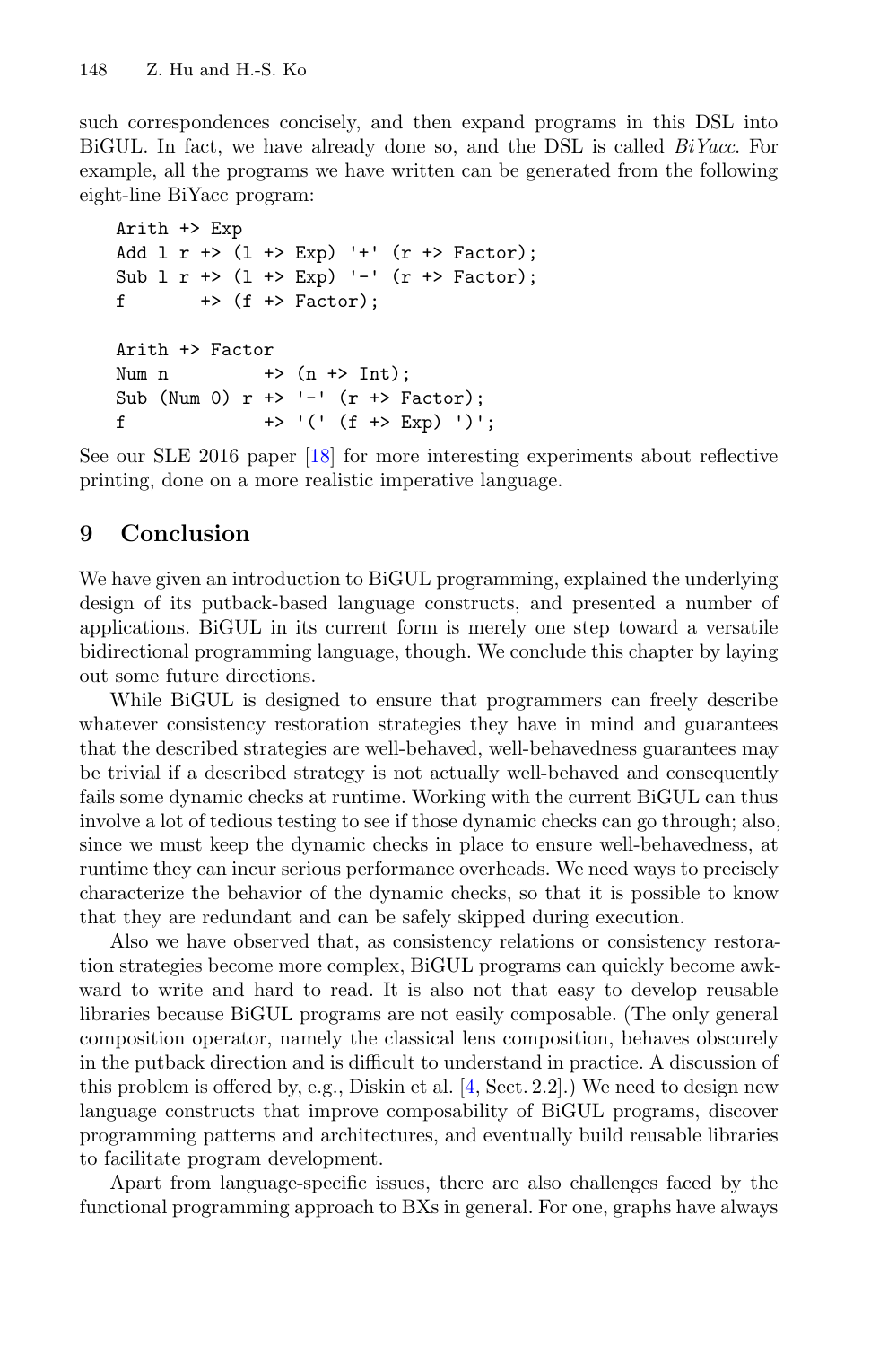such correspondences concisely, and then expand programs in this DSL into BiGUL. In fact, we have already done so, and the DSL is called *BiYacc*. For example, all the programs we have written can be generated from the following eight-line BiYacc program:

```
Arith +> Exp
Add l r +> (l +> Exp) '+' (r +> Factor);
Sub l r +> (l +> Exp) '-' (r +> Factor);
f       +> (f +> Factor);

Arith +> Factor
Num n         +> (n +> Int);
Sub (Num 0) r +> '-' (r +> Factor);
f             +> '(' (f +> Exp) ')';
```

See our SLE 2016 paper [18] for more interesting experiments about reflective printing, done on a more realistic imperative language.

## 9 Conclusion

We have given an introduction to BiGUL programming, explained the underlying design of its putback-based language constructs, and presented a number of applications. BiGUL in its current form is merely one step toward a versatile bidirectional programming language, though. We conclude this chapter by laying out some future directions.

While BiGUL is designed to ensure that programmers can freely describe whatever consistency restoration strategies they have in mind and guarantees that the described strategies are well-behaved, well-behavedness guarantees may be trivial if a described strategy is not actually well-behaved and consequently fails some dynamic checks at runtime. Working with the current BiGUL can thus involve a lot of tedious testing to see if those dynamic checks can go through; also, since we must keep the dynamic checks in place to ensure well-behavedness, at runtime they can incur serious performance overheads. We need ways to precisely characterize the behavior of the dynamic checks, so that it is possible to know that they are redundant and can be safely skipped during execution.

Also we have observed that, as consistency relations or consistency restoration strategies become more complex, BiGUL programs can quickly become awkward to write and hard to read. It is also not that easy to develop reusable libraries because BiGUL programs are not easily composable. (The only general composition operator, namely the classical lens composition, behaves obscurely in the putback direction and is difficult to understand in practice. A discussion of this problem is offered by, e.g., Diskin et al. [4, Sect. 2.2].) We need to design new language constructs that improve composability of BiGUL programs, discover programming patterns and architectures, and eventually build reusable libraries to facilitate program development.

Apart from language-specific issues, there are also challenges faced by the functional programming approach to BXs in general. For one, graphs have always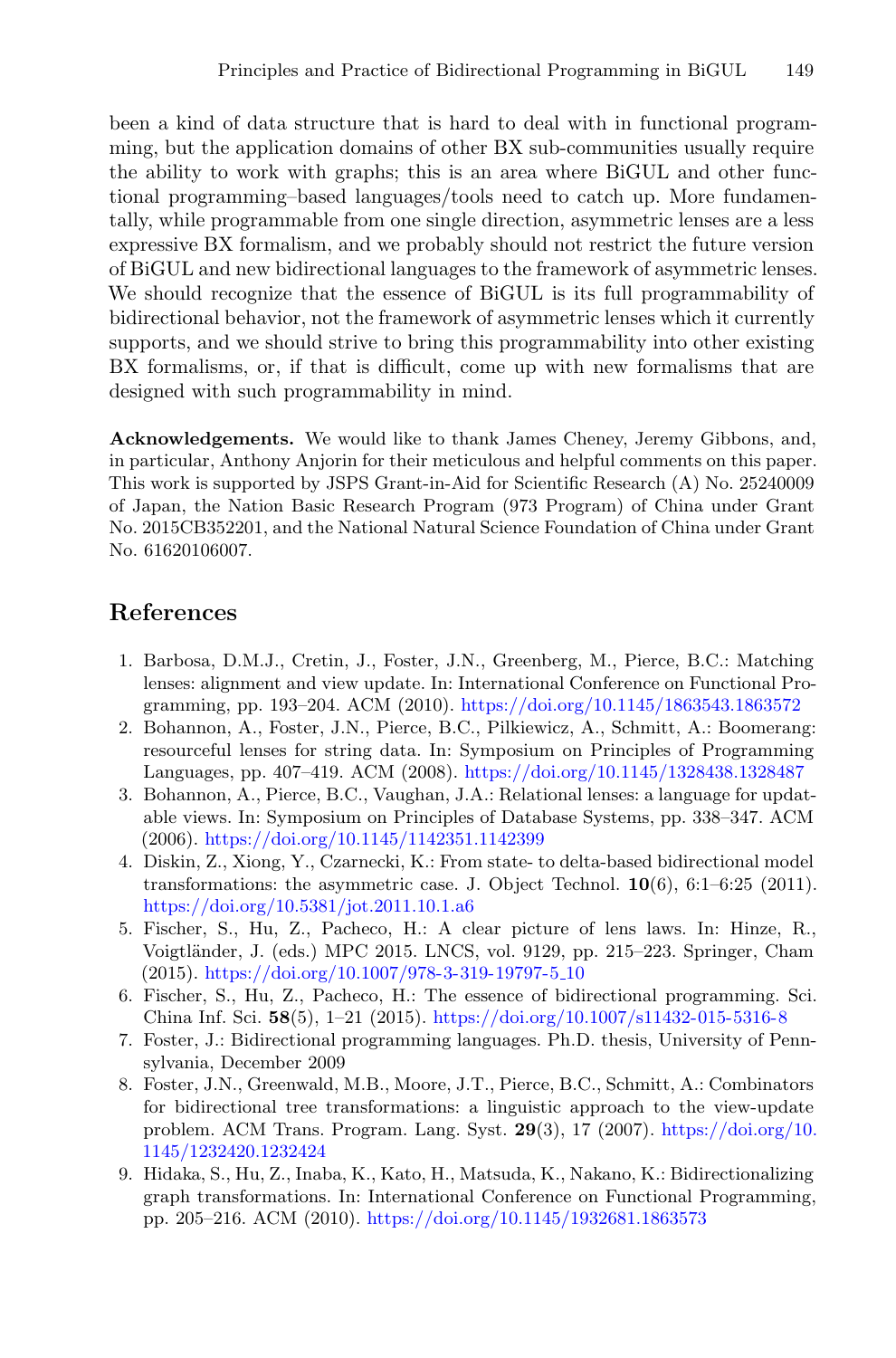been a kind of data structure that is hard to deal with in functional programming, but the application domains of other BX sub-communities usually require the ability to work with graphs; this is an area where BiGUL and other functional programming–based languages/tools need to catch up. More fundamentally, while programmable from one single direction, asymmetric lenses are a less expressive BX formalism, and we probably should not restrict the future version of BiGUL and new bidirectional languages to the framework of asymmetric lenses. We should recognize that the essence of BiGUL is its full programmability of bidirectional behavior, not the framework of asymmetric lenses which it currently supports, and we should strive to bring this programmability into other existing BX formalisms, or, if that is difficult, come up with new formalisms that are designed with such programmability in mind.

**Acknowledgements.** We would like to thank James Cheney, Jeremy Gibbons, and, in particular, Anthony Anjorin for their meticulous and helpful comments on this paper. This work is supported by JSPS Grant-in-Aid for Scientific Research (A) No. 25240009 of Japan, the Nation Basic Research Program (973 Program) of China under Grant No. 2015CB352201, and the National Natural Science Foundation of China under Grant No. 61620106007.

## References

1. Barbosa, D.M.J., Cretin, J., Foster, J.N., Greenberg, M., Pierce, B.C.: Matching lenses: alignment and view update. In: International Conference on Functional Programming, pp. 193–204. ACM (2010). https://doi.org/10.1145/1863543.1863572
2. Bohannon, A., Foster, J.N., Pierce, B.C., Pilkiewicz, A., Schmitt, A.: Boomerang: resourceful lenses for string data. In: Symposium on Principles of Programming Languages, pp. 407–419. ACM (2008). https://doi.org/10.1145/1328438.1328487
3. Bohannon, A., Pierce, B.C., Vaughan, J.A.: Relational lenses: a language for updatable views. In: Symposium on Principles of Database Systems, pp. 338–347. ACM (2006). https://doi.org/10.1145/1142351.1142399
4. Diskin, Z., Xiong, Y., Czarnecki, K.: From state- to delta-based bidirectional model transformations: the asymmetric case. J. Object Technol. **10**(6), 6:1–6:25 (2011). https://doi.org/10.5381/jot.2011.10.1.a6
5. Fischer, S., Hu, Z., Pacheco, H.: A clear picture of lens laws. In: Hinze, R., Voigtländer, J. (eds.) MPC 2015. LNCS, vol. 9129, pp. 215–223. Springer, Cham (2015). https://doi.org/10.1007/978-3-319-19797-5_10
6. Fischer, S., Hu, Z., Pacheco, H.: The essence of bidirectional programming. Sci. China Inf. Sci. **58**(5), 1–21 (2015). https://doi.org/10.1007/s11432-015-5316-8
7. Foster, J.: Bidirectional programming languages. Ph.D. thesis, University of Pennsylvania, December 2009
8. Foster, J.N., Greenwald, M.B., Moore, J.T., Pierce, B.C., Schmitt, A.: Combinators for bidirectional tree transformations: a linguistic approach to the view-update problem. ACM Trans. Program. Lang. Syst. **29**(3), 17 (2007). https://doi.org/10.1145/1232420.1232424
9. Hidaka, S., Hu, Z., Inaba, K., Kato, H., Matsuda, K., Nakano, K.: Bidirectionalizing graph transformations. In: International Conference on Functional Programming, pp. 205–216. ACM (2010). https://doi.org/10.1145/1932681.1863573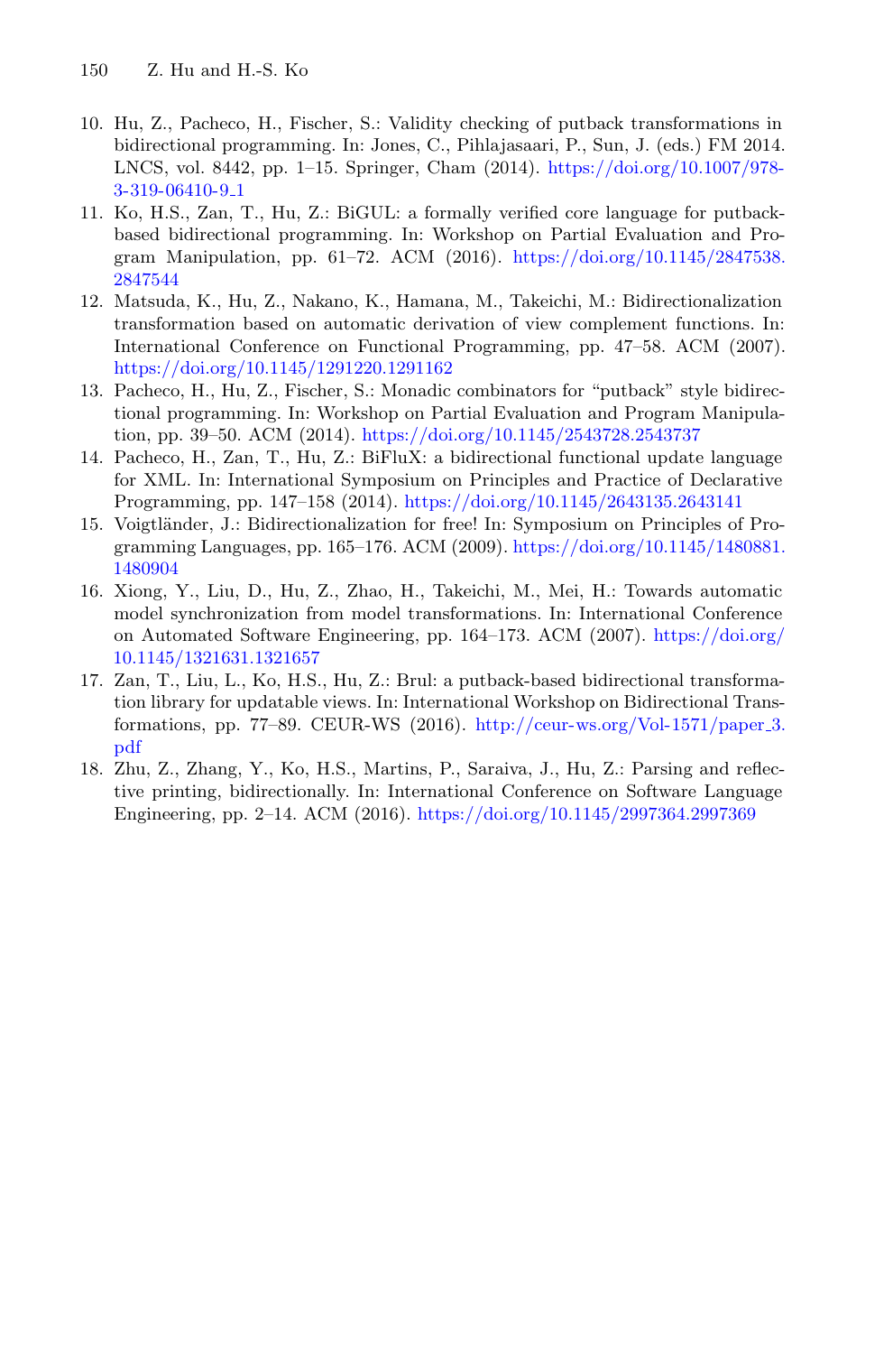10. Hu, Z., Pacheco, H., Fischer, S.: Validity checking of putback transformations in bidirectional programming. In: Jones, C., Pihlajasaari, P., Sun, J. (eds.) FM 2014. LNCS, vol. 8442, pp. 1–15. Springer, Cham (2014). https://doi.org/10.1007/978-3-319-06410-9_1
11. Ko, H.S., Zan, T., Hu, Z.: BiGUL: a formally verified core language for putback-based bidirectional programming. In: Workshop on Partial Evaluation and Program Manipulation, pp. 61–72. ACM (2016). https://doi.org/10.1145/2847538.2847544
12. Matsuda, K., Hu, Z., Nakano, K., Hamana, M., Takeichi, M.: Bidirectionalization transformation based on automatic derivation of view complement functions. In: International Conference on Functional Programming, pp. 47–58. ACM (2007). https://doi.org/10.1145/1291220.1291162
13. Pacheco, H., Hu, Z., Fischer, S.: Monadic combinators for "putback" style bidirectional programming. In: Workshop on Partial Evaluation and Program Manipulation, pp. 39–50. ACM (2014). https://doi.org/10.1145/2543728.2543737
14. Pacheco, H., Zan, T., Hu, Z.: BiFluX: a bidirectional functional update language for XML. In: International Symposium on Principles and Practice of Declarative Programming, pp. 147–158 (2014). https://doi.org/10.1145/2643135.2643141
15. Voigtländer, J.: Bidirectionalization for free! In: Symposium on Principles of Programming Languages, pp. 165–176. ACM (2009). https://doi.org/10.1145/1480881.1480904
16. Xiong, Y., Liu, D., Hu, Z., Zhao, H., Takeichi, M., Mei, H.: Towards automatic model synchronization from model transformations. In: International Conference on Automated Software Engineering, pp. 164–173. ACM (2007). https://doi.org/10.1145/1321631.1321657
17. Zan, T., Liu, L., Ko, H.S., Hu, Z.: Brul: a putback-based bidirectional transformation library for updatable views. In: International Workshop on Bidirectional Transformations, pp. 77–89. CEUR-WS (2016). http://ceur-ws.org/Vol-1571/paper_3.pdf
18. Zhu, Z., Zhang, Y., Ko, H.S., Martins, P., Saraiva, J., Hu, Z.: Parsing and reflective printing, bidirectionally. In: International Conference on Software Language Engineering, pp. 2–14. ACM (2016). https://doi.org/10.1145/2997364.2997369